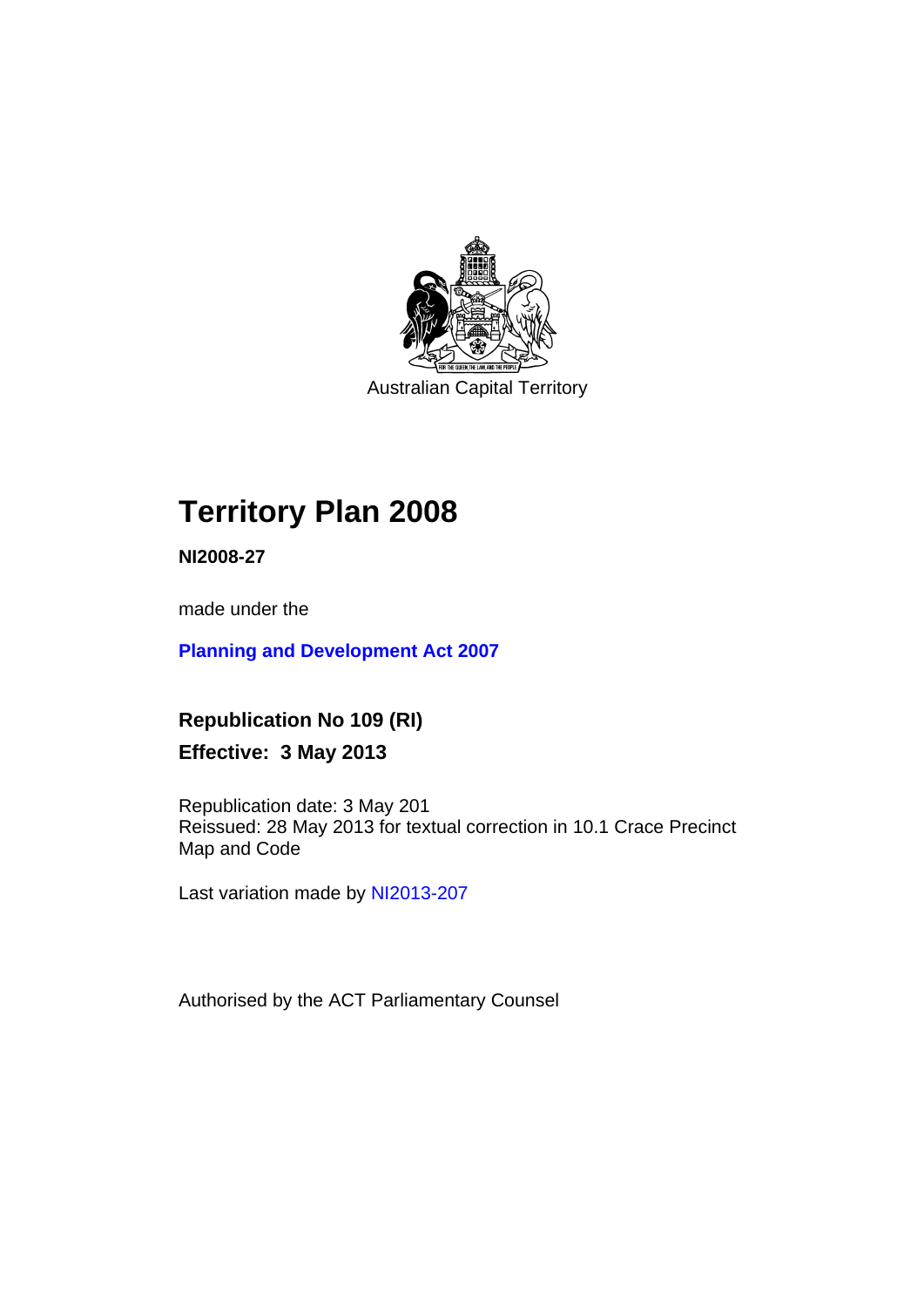Australian Capital Territory

# Territory Plan 2008

**NI2008-27**

made under the

**Planning and Development Act 2007**

## Republication No 109 (RI)

## Effective: 3 May 2013

Republication date: 3 May 201
Reissued: 28 May 2013 for textual correction in 10.1 Crace Precinct Map and Code

Last variation made by NI2013-207

Authorised by the ACT Parliamentary Counsel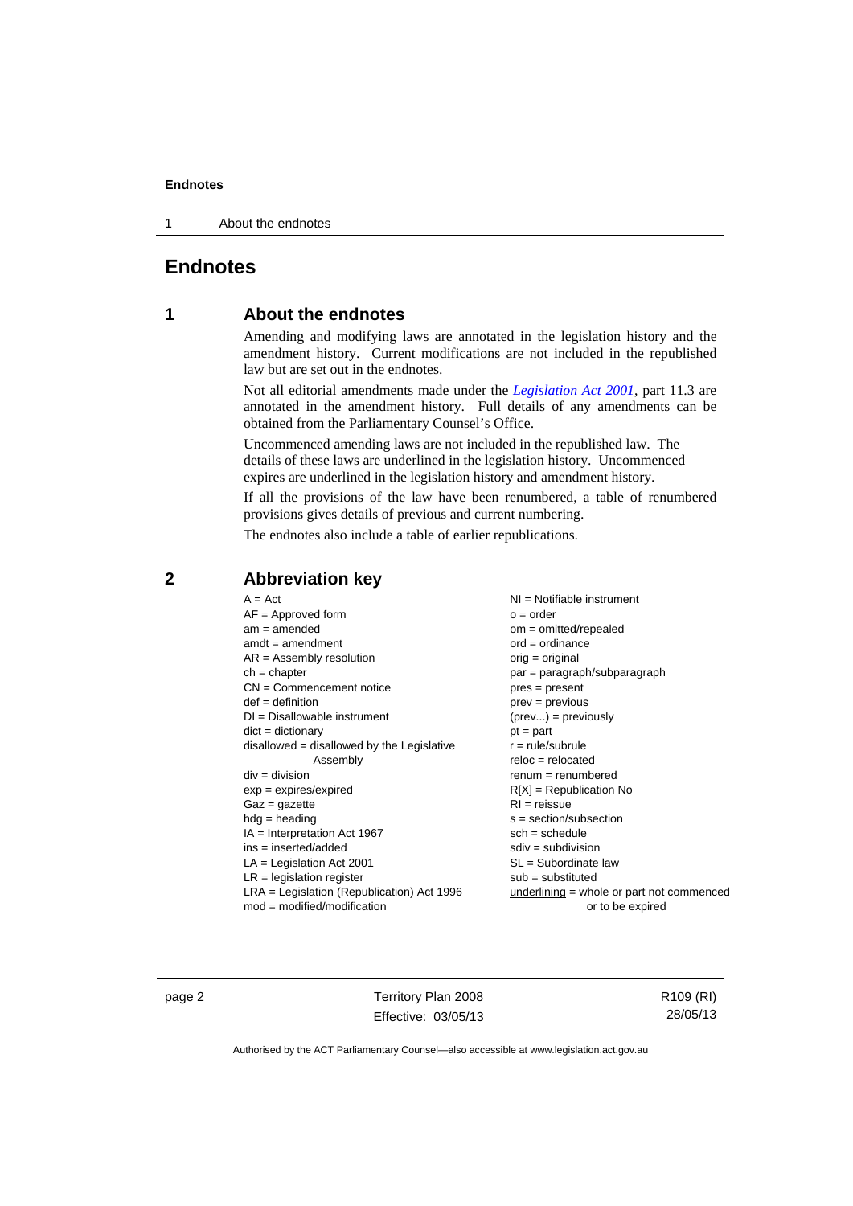# Endnotes

## 1 About the endnotes

Amending and modifying laws are annotated in the legislation history and the amendment history. Current modifications are not included in the republished law but are set out in the endnotes.

Not all editorial amendments made under the *Legislation Act 2001*, part 11.3 are annotated in the amendment history. Full details of any amendments can be obtained from the Parliamentary Counsel's Office.

Uncommenced amending laws are not included in the republished law. The details of these laws are underlined in the legislation history. Uncommenced expires are underlined in the legislation history and amendment history.

If all the provisions of the law have been renumbered, a table of renumbered provisions gives details of previous and current numbering.

The endnotes also include a table of earlier republications.

## 2 Abbreviation key

A = Act
AF = Approved form
am = amended
amdt = amendment
AR = Assembly resolution
ch = chapter
CN = Commencement notice
def = definition
DI = Disallowable instrument
dict = dictionary
disallowed = disallowed by the Legislative Assembly
div = division
exp = expires/expired
Gaz = gazette
hdg = heading
IA = Interpretation Act 1967
ins = inserted/added
LA = Legislation Act 2001
LR = legislation register
LRA = Legislation (Republication) Act 1996
mod = modified/modification
NI = Notifiable instrument
o = order
om = omitted/repealed
ord = ordinance
orig = original
par = paragraph/subparagraph
pres = present
prev = previous
(prev...) = previously
pt = part
r = rule/subrule
reloc = relocated
renum = renumbered
R[X] = Republication No
RI = reissue
s = section/subsection
sch = schedule
sdiv = subdivision
SL = Subordinate law
sub = substituted
underlining = whole or part not commenced or to be expired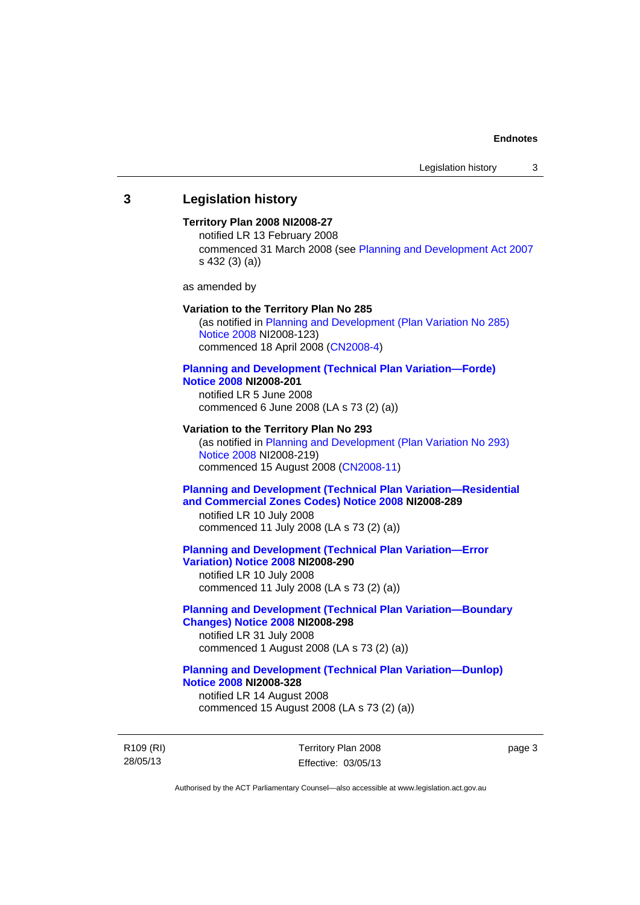## 3 Legislation history

**Territory Plan 2008 NI2008-27**

notified LR 13 February 2008

commenced 31 March 2008 (see Planning and Development Act 2007 s 432 (3) (a))

as amended by

**Variation to the Territory Plan No 285**

(as notified in Planning and Development (Plan Variation No 285) Notice 2008 NI2008-123)

commenced 18 April 2008 (CN2008-4)

**Planning and Development (Technical Plan Variation—Forde) Notice 2008 NI2008-201**

notified LR 5 June 2008

commenced 6 June 2008 (LA s 73 (2) (a))

**Variation to the Territory Plan No 293**

(as notified in Planning and Development (Plan Variation No 293) Notice 2008 NI2008-219)

commenced 15 August 2008 (CN2008-11)

**Planning and Development (Technical Plan Variation—Residential and Commercial Zones Codes) Notice 2008 NI2008-289**

notified LR 10 July 2008

commenced 11 July 2008 (LA s 73 (2) (a))

**Planning and Development (Technical Plan Variation—Error Variation) Notice 2008 NI2008-290**

notified LR 10 July 2008

commenced 11 July 2008 (LA s 73 (2) (a))

**Planning and Development (Technical Plan Variation—Boundary Changes) Notice 2008 NI2008-298**

notified LR 31 July 2008

commenced 1 August 2008 (LA s 73 (2) (a))

**Planning and Development (Technical Plan Variation—Dunlop) Notice 2008 NI2008-328**

notified LR 14 August 2008

commenced 15 August 2008 (LA s 73 (2) (a))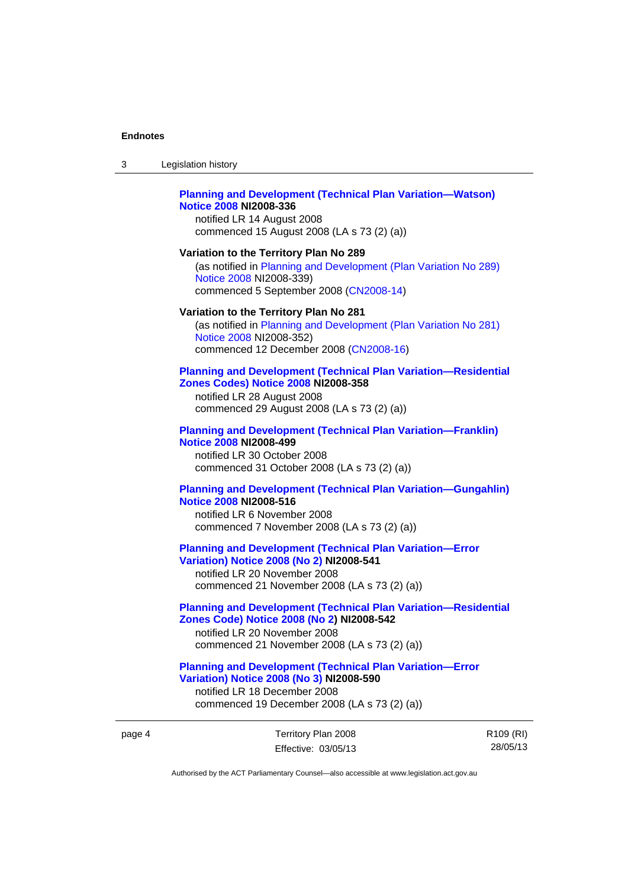**Planning and Development (Technical Plan Variation—Watson) Notice 2008 NI2008-336**

notified LR 14 August 2008
commenced 15 August 2008 (LA s 73 (2) (a))

**Variation to the Territory Plan No 289**

(as notified in Planning and Development (Plan Variation No 289) Notice 2008 NI2008-339)
commenced 5 September 2008 (CN2008-14)

**Variation to the Territory Plan No 281**

(as notified in Planning and Development (Plan Variation No 281) Notice 2008 NI2008-352)
commenced 12 December 2008 (CN2008-16)

**Planning and Development (Technical Plan Variation—Residential Zones Codes) Notice 2008 NI2008-358**

notified LR 28 August 2008
commenced 29 August 2008 (LA s 73 (2) (a))

**Planning and Development (Technical Plan Variation—Franklin) Notice 2008 NI2008-499**

notified LR 30 October 2008
commenced 31 October 2008 (LA s 73 (2) (a))

**Planning and Development (Technical Plan Variation—Gungahlin) Notice 2008 NI2008-516**

notified LR 6 November 2008
commenced 7 November 2008 (LA s 73 (2) (a))

**Planning and Development (Technical Plan Variation—Error Variation) Notice 2008 (No 2) NI2008-541**

notified LR 20 November 2008
commenced 21 November 2008 (LA s 73 (2) (a))

**Planning and Development (Technical Plan Variation—Residential Zones Code) Notice 2008 (No 2) NI2008-542**

notified LR 20 November 2008
commenced 21 November 2008 (LA s 73 (2) (a))

**Planning and Development (Technical Plan Variation—Error Variation) Notice 2008 (No 3) NI2008-590**

notified LR 18 December 2008
commenced 19 December 2008 (LA s 73 (2) (a))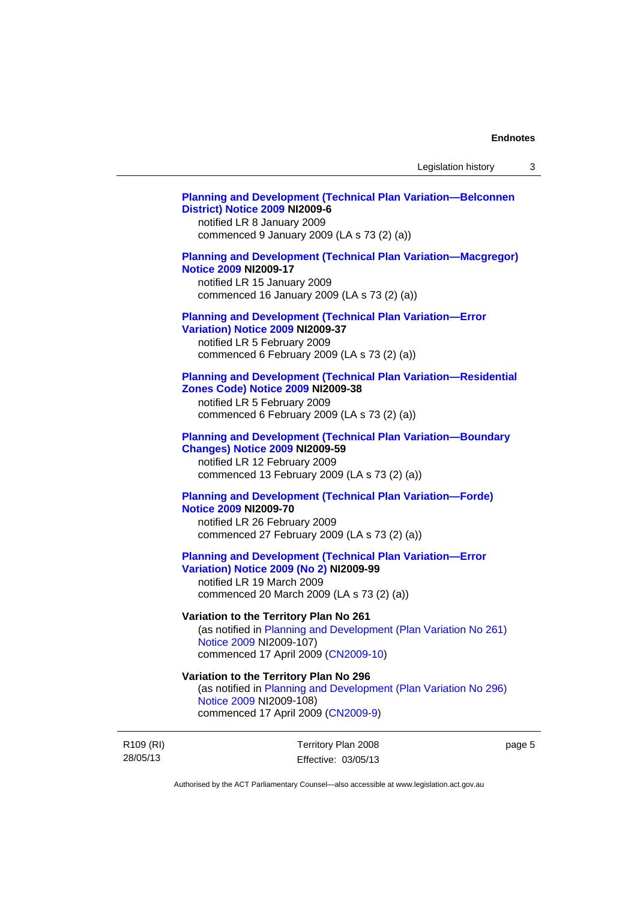**Planning and Development (Technical Plan Variation—Belconnen District) Notice 2009 NI2009-6**
notified LR 8 January 2009
commenced 9 January 2009 (LA s 73 (2) (a))

**Planning and Development (Technical Plan Variation—Macgregor) Notice 2009 NI2009-17**
notified LR 15 January 2009
commenced 16 January 2009 (LA s 73 (2) (a))

**Planning and Development (Technical Plan Variation—Error Variation) Notice 2009 NI2009-37**
notified LR 5 February 2009
commenced 6 February 2009 (LA s 73 (2) (a))

**Planning and Development (Technical Plan Variation—Residential Zones Code) Notice 2009 NI2009-38**
notified LR 5 February 2009
commenced 6 February 2009 (LA s 73 (2) (a))

**Planning and Development (Technical Plan Variation—Boundary Changes) Notice 2009 NI2009-59**
notified LR 12 February 2009
commenced 13 February 2009 (LA s 73 (2) (a))

**Planning and Development (Technical Plan Variation—Forde) Notice 2009 NI2009-70**
notified LR 26 February 2009
commenced 27 February 2009 (LA s 73 (2) (a))

**Planning and Development (Technical Plan Variation—Error Variation) Notice 2009 (No 2) NI2009-99**
notified LR 19 March 2009
commenced 20 March 2009 (LA s 73 (2) (a))

**Variation to the Territory Plan No 261**
(as notified in Planning and Development (Plan Variation No 261) Notice 2009 NI2009-107)
commenced 17 April 2009 (CN2009-10)

**Variation to the Territory Plan No 296**
(as notified in Planning and Development (Plan Variation No 296) Notice 2009 NI2009-108)
commenced 17 April 2009 (CN2009-9)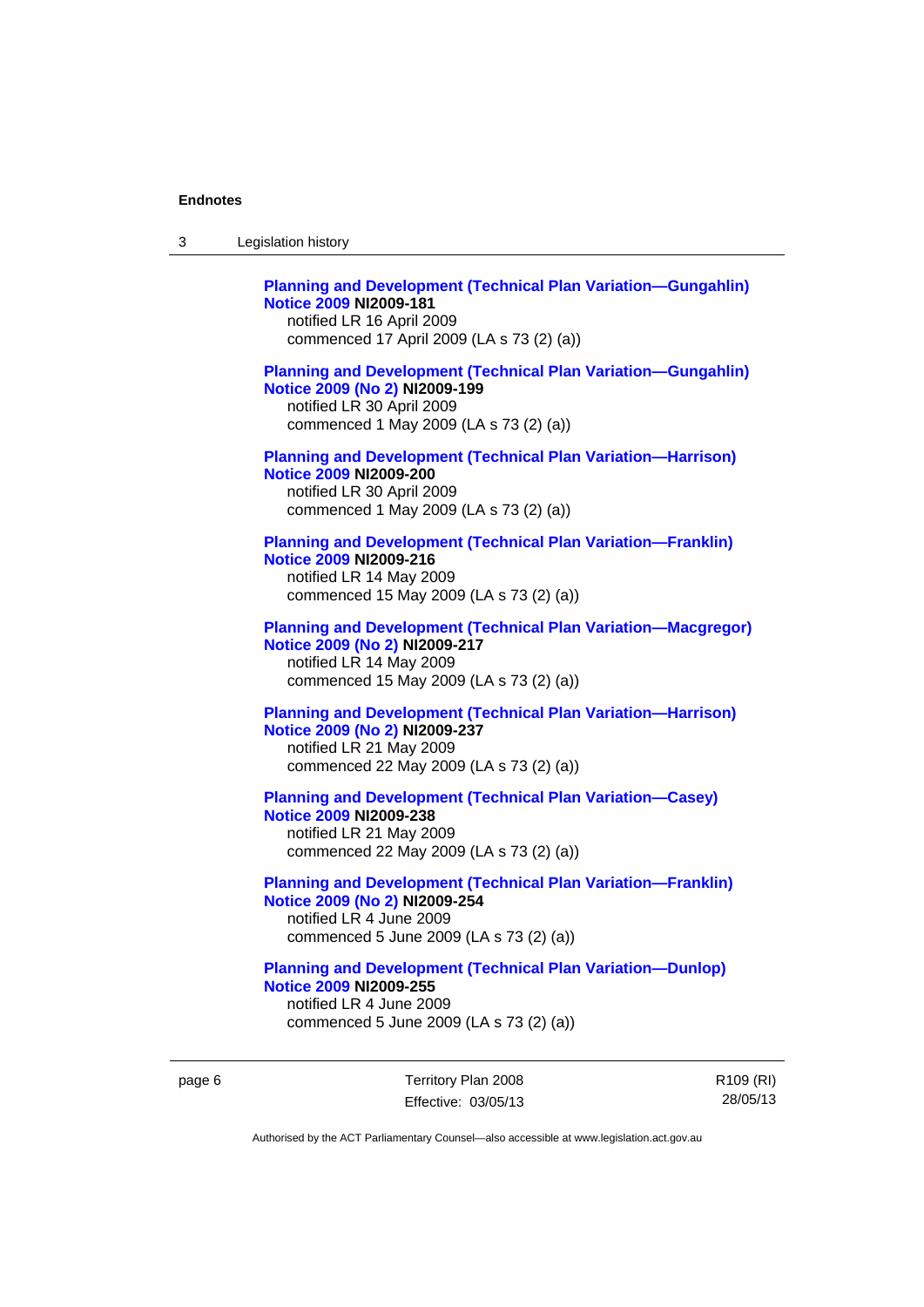**Planning and Development (Technical Plan Variation—Gungahlin) Notice 2009 NI2009-181**
notified LR 16 April 2009
commenced 17 April 2009 (LA s 73 (2) (a))

**Planning and Development (Technical Plan Variation—Gungahlin) Notice 2009 (No 2) NI2009-199**
notified LR 30 April 2009
commenced 1 May 2009 (LA s 73 (2) (a))

**Planning and Development (Technical Plan Variation—Harrison) Notice 2009 NI2009-200**
notified LR 30 April 2009
commenced 1 May 2009 (LA s 73 (2) (a))

**Planning and Development (Technical Plan Variation—Franklin) Notice 2009 NI2009-216**
notified LR 14 May 2009
commenced 15 May 2009 (LA s 73 (2) (a))

**Planning and Development (Technical Plan Variation—Macgregor) Notice 2009 (No 2) NI2009-217**
notified LR 14 May 2009
commenced 15 May 2009 (LA s 73 (2) (a))

**Planning and Development (Technical Plan Variation—Harrison) Notice 2009 (No 2) NI2009-237**
notified LR 21 May 2009
commenced 22 May 2009 (LA s 73 (2) (a))

**Planning and Development (Technical Plan Variation—Casey) Notice 2009 NI2009-238**
notified LR 21 May 2009
commenced 22 May 2009 (LA s 73 (2) (a))

**Planning and Development (Technical Plan Variation—Franklin) Notice 2009 (No 2) NI2009-254**
notified LR 4 June 2009
commenced 5 June 2009 (LA s 73 (2) (a))

**Planning and Development (Technical Plan Variation—Dunlop) Notice 2009 NI2009-255**
notified LR 4 June 2009
commenced 5 June 2009 (LA s 73 (2) (a))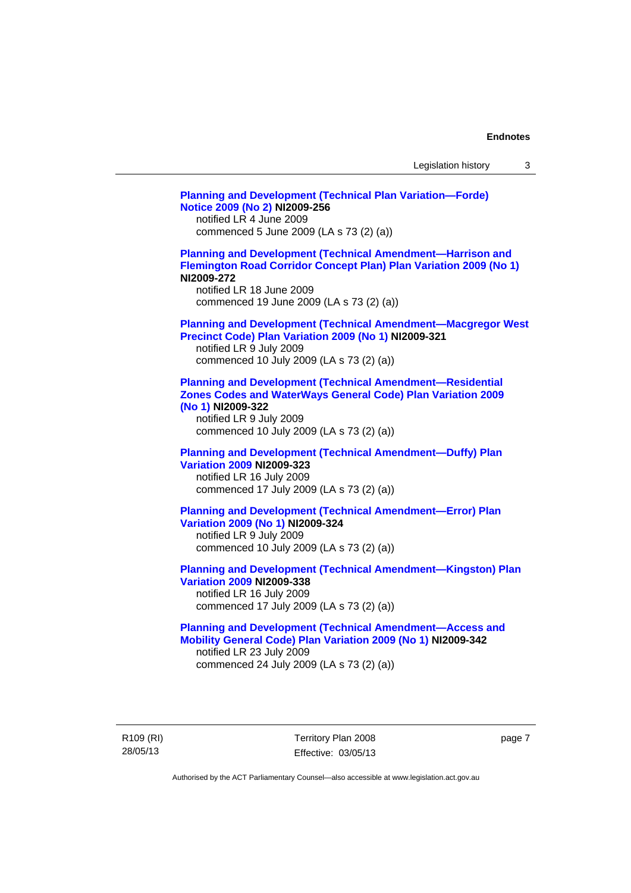**Planning and Development (Technical Plan Variation—Forde) Notice 2009 (No 2) NI2009-256**
notified LR 4 June 2009
commenced 5 June 2009 (LA s 73 (2) (a))

**Planning and Development (Technical Amendment—Harrison and Flemington Road Corridor Concept Plan) Plan Variation 2009 (No 1) NI2009-272**
notified LR 18 June 2009
commenced 19 June 2009 (LA s 73 (2) (a))

**Planning and Development (Technical Amendment—Macgregor West Precinct Code) Plan Variation 2009 (No 1) NI2009-321**
notified LR 9 July 2009
commenced 10 July 2009 (LA s 73 (2) (a))

**Planning and Development (Technical Amendment—Residential Zones Codes and WaterWays General Code) Plan Variation 2009 (No 1) NI2009-322**
notified LR 9 July 2009
commenced 10 July 2009 (LA s 73 (2) (a))

**Planning and Development (Technical Amendment—Duffy) Plan Variation 2009 NI2009-323**
notified LR 16 July 2009
commenced 17 July 2009 (LA s 73 (2) (a))

**Planning and Development (Technical Amendment—Error) Plan Variation 2009 (No 1) NI2009-324**
notified LR 9 July 2009
commenced 10 July 2009 (LA s 73 (2) (a))

**Planning and Development (Technical Amendment—Kingston) Plan Variation 2009 NI2009-338**
notified LR 16 July 2009
commenced 17 July 2009 (LA s 73 (2) (a))

**Planning and Development (Technical Amendment—Access and Mobility General Code) Plan Variation 2009 (No 1) NI2009-342**
notified LR 23 July 2009
commenced 24 July 2009 (LA s 73 (2) (a))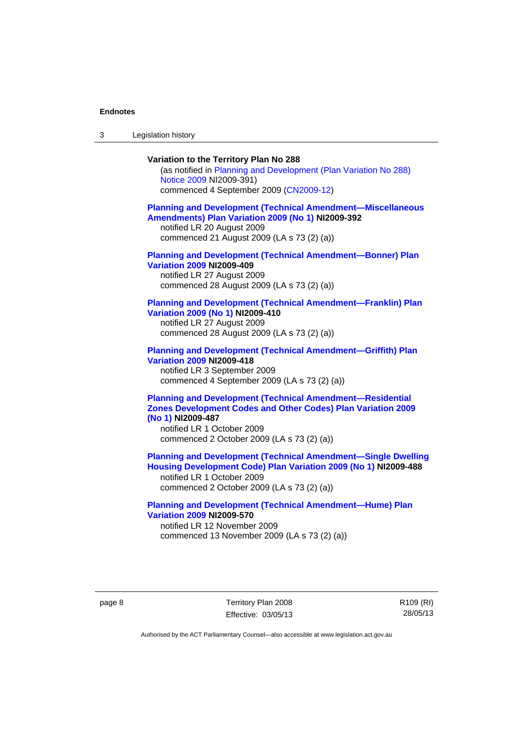**Variation to the Territory Plan No 288**

(as notified in Planning and Development (Plan Variation No 288) Notice 2009 NI2009-391)
commenced 4 September 2009 (CN2009-12)

**Planning and Development (Technical Amendment—Miscellaneous Amendments) Plan Variation 2009 (No 1) NI2009-392**

notified LR 20 August 2009
commenced 21 August 2009 (LA s 73 (2) (a))

**Planning and Development (Technical Amendment—Bonner) Plan Variation 2009 NI2009-409**

notified LR 27 August 2009
commenced 28 August 2009 (LA s 73 (2) (a))

**Planning and Development (Technical Amendment—Franklin) Plan Variation 2009 (No 1) NI2009-410**

notified LR 27 August 2009
commenced 28 August 2009 (LA s 73 (2) (a))

**Planning and Development (Technical Amendment—Griffith) Plan Variation 2009 NI2009-418**

notified LR 3 September 2009
commenced 4 September 2009 (LA s 73 (2) (a))

**Planning and Development (Technical Amendment—Residential Zones Development Codes and Other Codes) Plan Variation 2009 (No 1) NI2009-487**

notified LR 1 October 2009
commenced 2 October 2009 (LA s 73 (2) (a))

**Planning and Development (Technical Amendment—Single Dwelling Housing Development Code) Plan Variation 2009 (No 1) NI2009-488**

notified LR 1 October 2009
commenced 2 October 2009 (LA s 73 (2) (a))

**Planning and Development (Technical Amendment—Hume) Plan Variation 2009 NI2009-570**

notified LR 12 November 2009
commenced 13 November 2009 (LA s 73 (2) (a))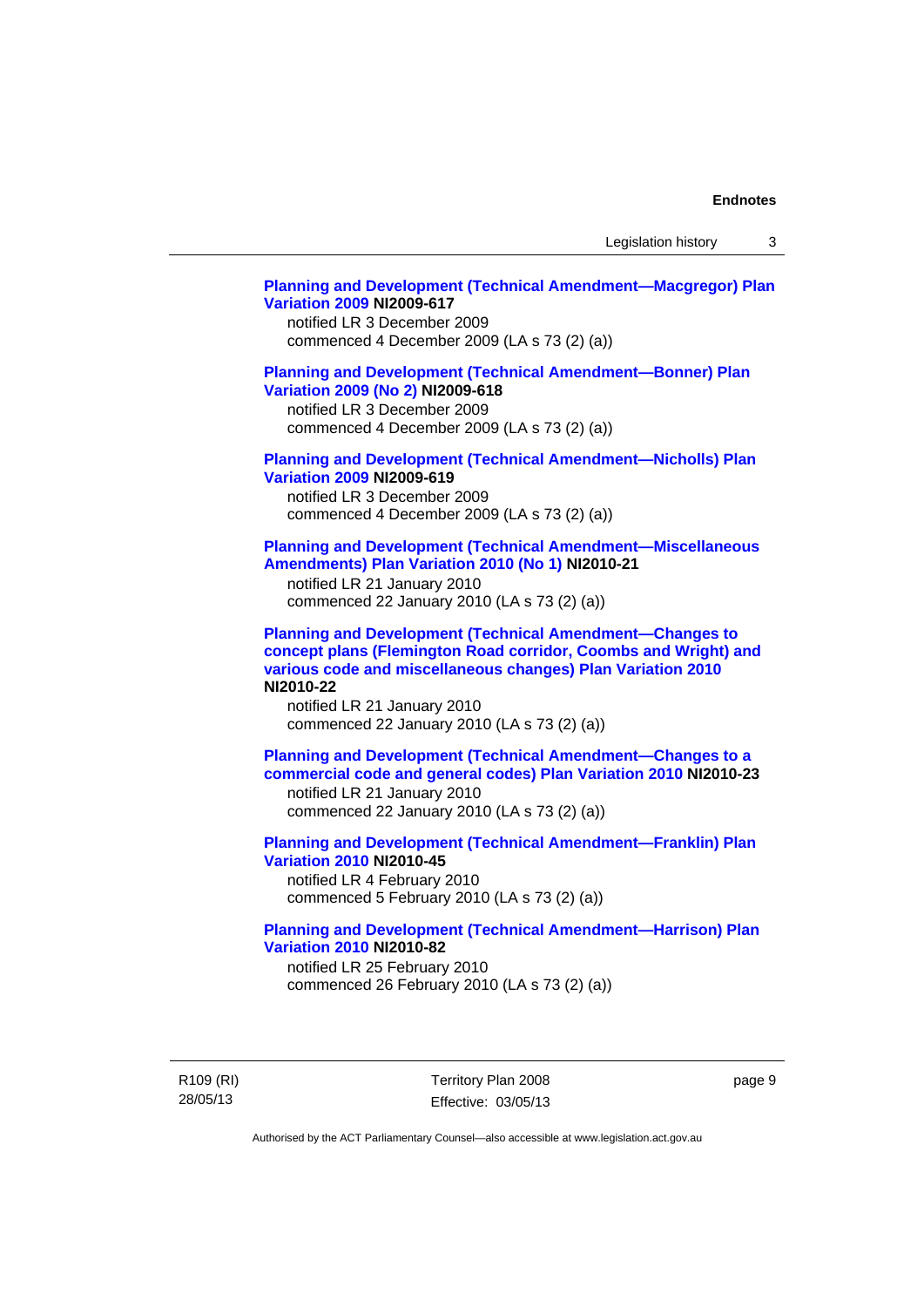**Planning and Development (Technical Amendment—Macgregor) Plan Variation 2009 NI2009-617**
notified LR 3 December 2009
commenced 4 December 2009 (LA s 73 (2) (a))

**Planning and Development (Technical Amendment—Bonner) Plan Variation 2009 (No 2) NI2009-618**
notified LR 3 December 2009
commenced 4 December 2009 (LA s 73 (2) (a))

**Planning and Development (Technical Amendment—Nicholls) Plan Variation 2009 NI2009-619**
notified LR 3 December 2009
commenced 4 December 2009 (LA s 73 (2) (a))

**Planning and Development (Technical Amendment—Miscellaneous Amendments) Plan Variation 2010 (No 1) NI2010-21**
notified LR 21 January 2010
commenced 22 January 2010 (LA s 73 (2) (a))

**Planning and Development (Technical Amendment—Changes to concept plans (Flemington Road corridor, Coombs and Wright) and various code and miscellaneous changes) Plan Variation 2010 NI2010-22**
notified LR 21 January 2010
commenced 22 January 2010 (LA s 73 (2) (a))

**Planning and Development (Technical Amendment—Changes to a commercial code and general codes) Plan Variation 2010 NI2010-23**
notified LR 21 January 2010
commenced 22 January 2010 (LA s 73 (2) (a))

**Planning and Development (Technical Amendment—Franklin) Plan Variation 2010 NI2010-45**
notified LR 4 February 2010
commenced 5 February 2010 (LA s 73 (2) (a))

**Planning and Development (Technical Amendment—Harrison) Plan Variation 2010 NI2010-82**
notified LR 25 February 2010
commenced 26 February 2010 (LA s 73 (2) (a))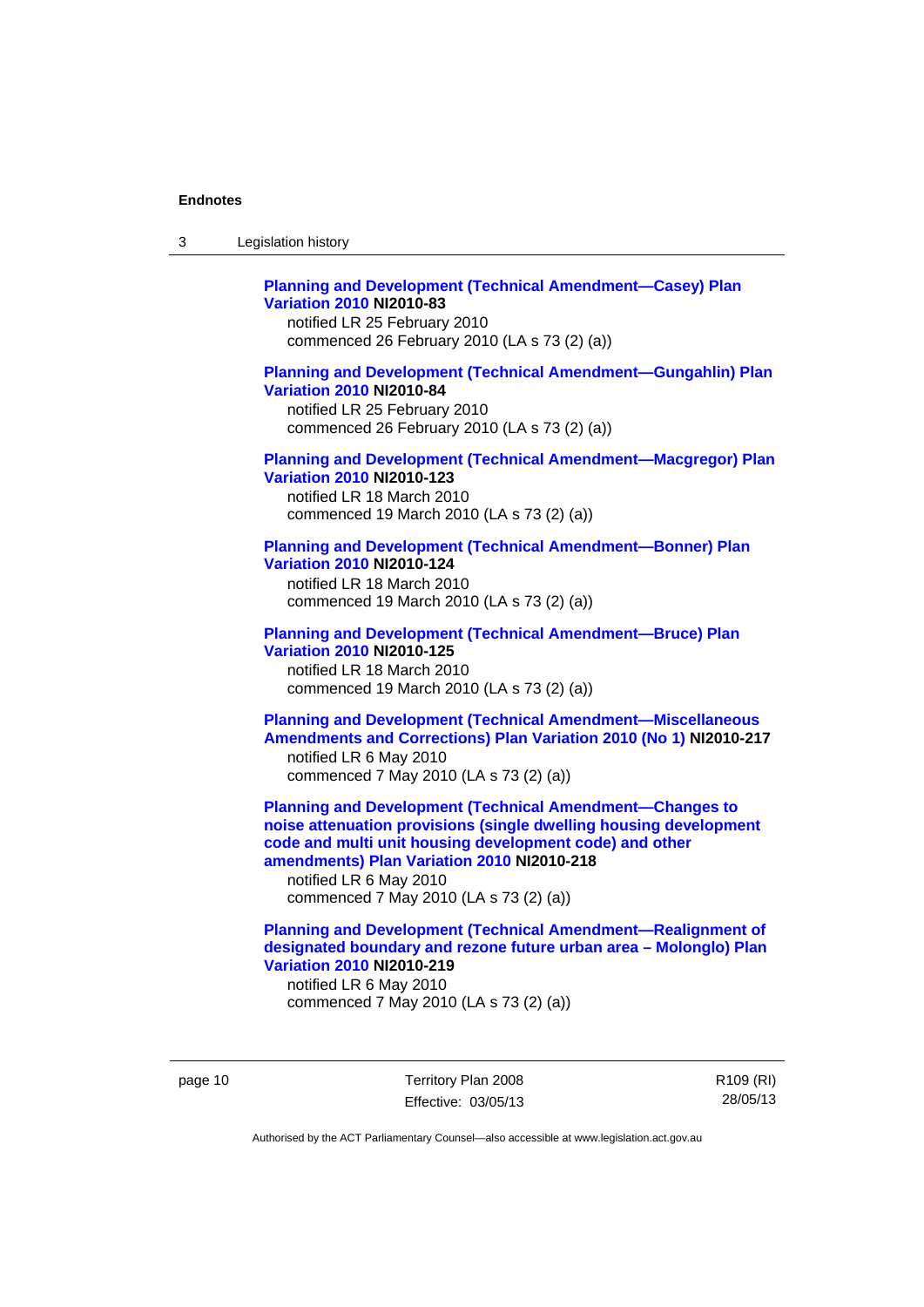**Planning and Development (Technical Amendment—Casey) Plan Variation 2010 NI2010-83**
notified LR 25 February 2010
commenced 26 February 2010 (LA s 73 (2) (a))

**Planning and Development (Technical Amendment—Gungahlin) Plan Variation 2010 NI2010-84**
notified LR 25 February 2010
commenced 26 February 2010 (LA s 73 (2) (a))

**Planning and Development (Technical Amendment—Macgregor) Plan Variation 2010 NI2010-123**
notified LR 18 March 2010
commenced 19 March 2010 (LA s 73 (2) (a))

**Planning and Development (Technical Amendment—Bonner) Plan Variation 2010 NI2010-124**
notified LR 18 March 2010
commenced 19 March 2010 (LA s 73 (2) (a))

**Planning and Development (Technical Amendment—Bruce) Plan Variation 2010 NI2010-125**
notified LR 18 March 2010
commenced 19 March 2010 (LA s 73 (2) (a))

**Planning and Development (Technical Amendment—Miscellaneous Amendments and Corrections) Plan Variation 2010 (No 1) NI2010-217**
notified LR 6 May 2010
commenced 7 May 2010 (LA s 73 (2) (a))

**Planning and Development (Technical Amendment—Changes to noise attenuation provisions (single dwelling housing development code and multi unit housing development code) and other amendments) Plan Variation 2010 NI2010-218**
notified LR 6 May 2010
commenced 7 May 2010 (LA s 73 (2) (a))

**Planning and Development (Technical Amendment—Realignment of designated boundary and rezone future urban area – Molonglo) Plan Variation 2010 NI2010-219**
notified LR 6 May 2010
commenced 7 May 2010 (LA s 73 (2) (a))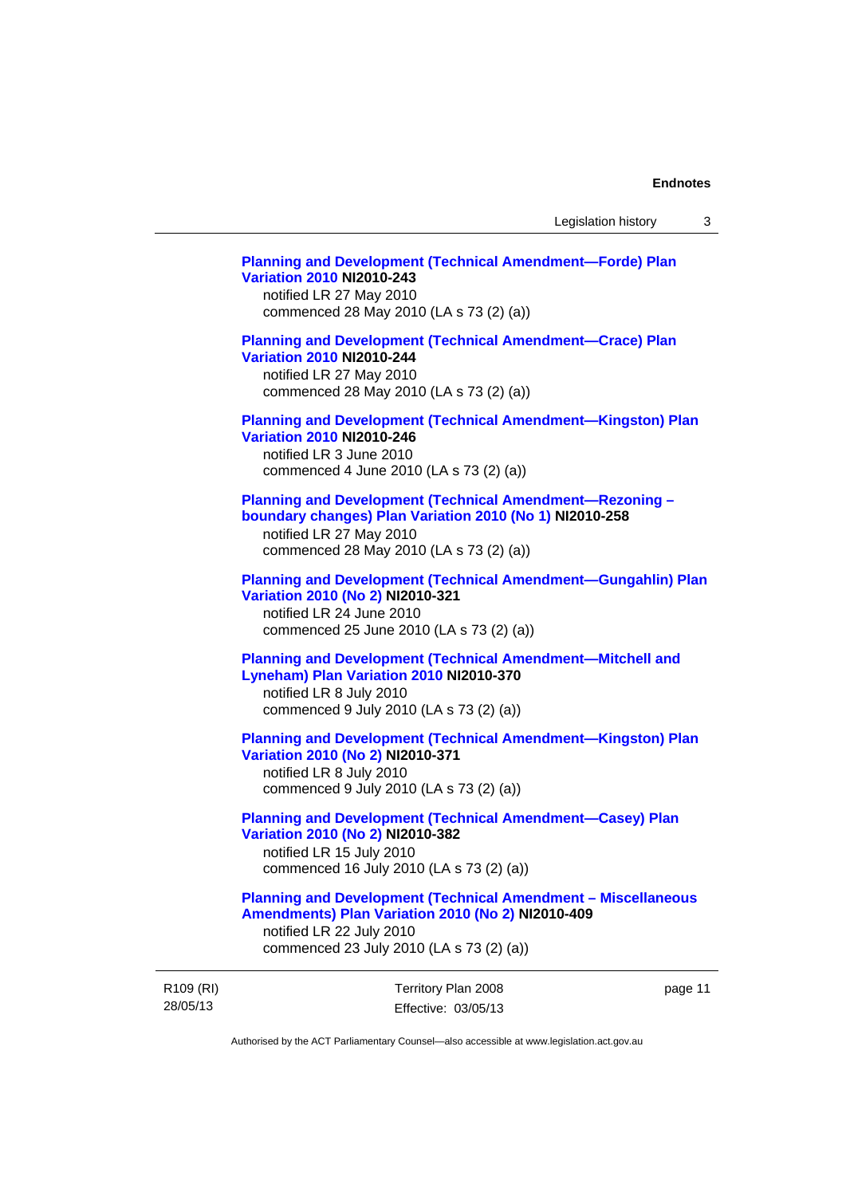**Planning and Development (Technical Amendment—Forde) Plan Variation 2010 NI2010-243**
notified LR 27 May 2010
commenced 28 May 2010 (LA s 73 (2) (a))

**Planning and Development (Technical Amendment—Crace) Plan Variation 2010 NI2010-244**
notified LR 27 May 2010
commenced 28 May 2010 (LA s 73 (2) (a))

**Planning and Development (Technical Amendment—Kingston) Plan Variation 2010 NI2010-246**
notified LR 3 June 2010
commenced 4 June 2010 (LA s 73 (2) (a))

**Planning and Development (Technical Amendment—Rezoning – boundary changes) Plan Variation 2010 (No 1) NI2010-258**
notified LR 27 May 2010
commenced 28 May 2010 (LA s 73 (2) (a))

**Planning and Development (Technical Amendment—Gungahlin) Plan Variation 2010 (No 2) NI2010-321**
notified LR 24 June 2010
commenced 25 June 2010 (LA s 73 (2) (a))

**Planning and Development (Technical Amendment—Mitchell and Lyneham) Plan Variation 2010 NI2010-370**
notified LR 8 July 2010
commenced 9 July 2010 (LA s 73 (2) (a))

**Planning and Development (Technical Amendment—Kingston) Plan Variation 2010 (No 2) NI2010-371**
notified LR 8 July 2010
commenced 9 July 2010 (LA s 73 (2) (a))

**Planning and Development (Technical Amendment—Casey) Plan Variation 2010 (No 2) NI2010-382**
notified LR 15 July 2010
commenced 16 July 2010 (LA s 73 (2) (a))

**Planning and Development (Technical Amendment – Miscellaneous Amendments) Plan Variation 2010 (No 2) NI2010-409**
notified LR 22 July 2010
commenced 23 July 2010 (LA s 73 (2) (a))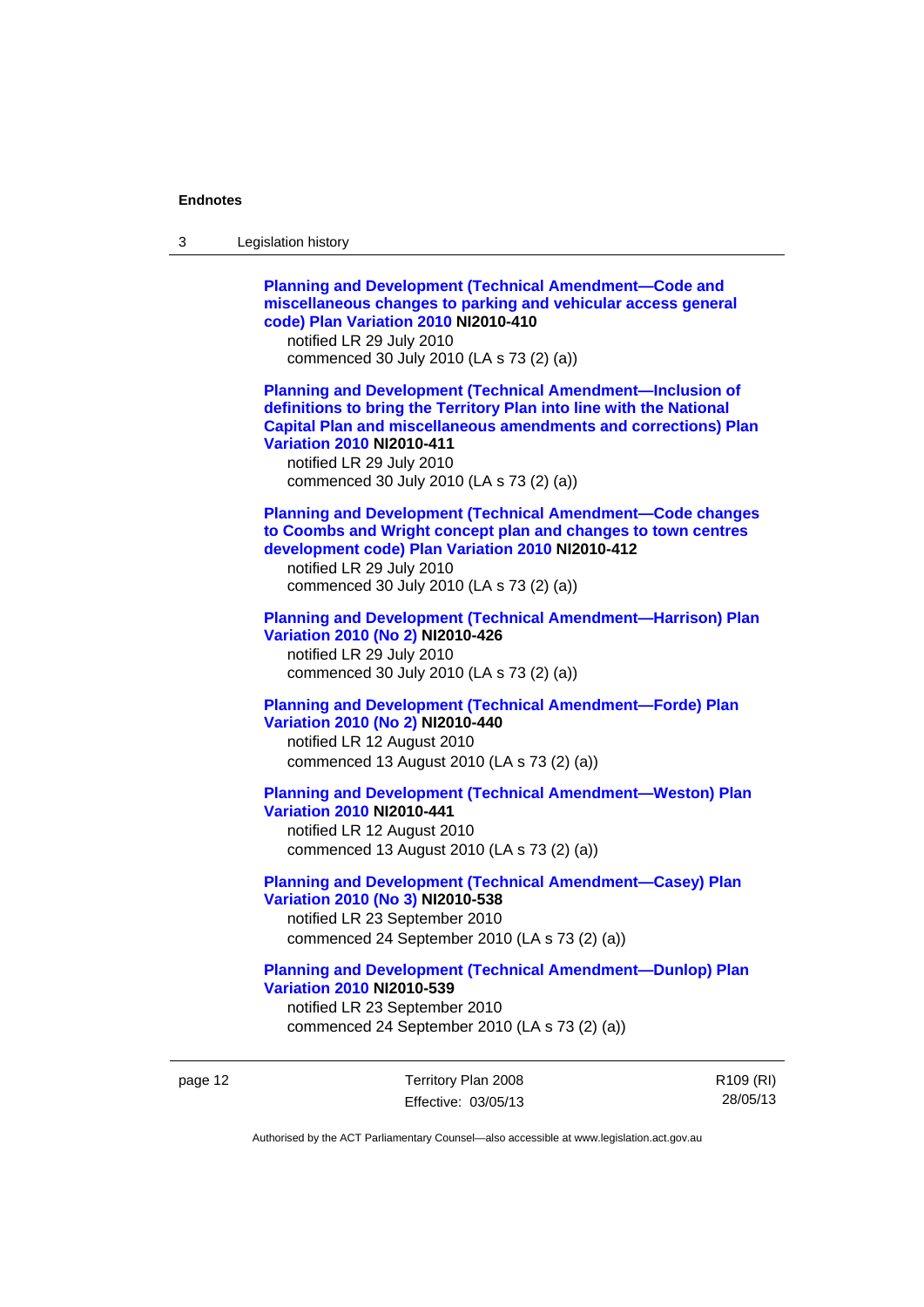**Planning and Development (Technical Amendment—Code and miscellaneous changes to parking and vehicular access general code) Plan Variation 2010 NI2010-410**
notified LR 29 July 2010
commenced 30 July 2010 (LA s 73 (2) (a))

**Planning and Development (Technical Amendment—Inclusion of definitions to bring the Territory Plan into line with the National Capital Plan and miscellaneous amendments and corrections) Plan Variation 2010 NI2010-411**
notified LR 29 July 2010
commenced 30 July 2010 (LA s 73 (2) (a))

**Planning and Development (Technical Amendment—Code changes to Coombs and Wright concept plan and changes to town centres development code) Plan Variation 2010 NI2010-412**
notified LR 29 July 2010
commenced 30 July 2010 (LA s 73 (2) (a))

**Planning and Development (Technical Amendment—Harrison) Plan Variation 2010 (No 2) NI2010-426**
notified LR 29 July 2010
commenced 30 July 2010 (LA s 73 (2) (a))

**Planning and Development (Technical Amendment—Forde) Plan Variation 2010 (No 2) NI2010-440**
notified LR 12 August 2010
commenced 13 August 2010 (LA s 73 (2) (a))

**Planning and Development (Technical Amendment—Weston) Plan Variation 2010 NI2010-441**
notified LR 12 August 2010
commenced 13 August 2010 (LA s 73 (2) (a))

**Planning and Development (Technical Amendment—Casey) Plan Variation 2010 (No 3) NI2010-538**
notified LR 23 September 2010
commenced 24 September 2010 (LA s 73 (2) (a))

**Planning and Development (Technical Amendment—Dunlop) Plan Variation 2010 NI2010-539**
notified LR 23 September 2010
commenced 24 September 2010 (LA s 73 (2) (a))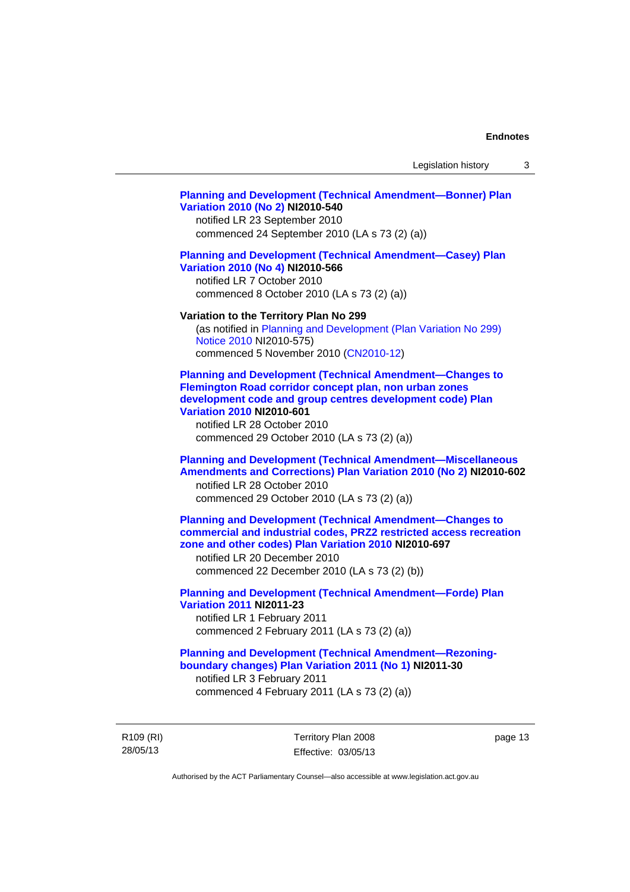**Planning and Development (Technical Amendment—Bonner) Plan Variation 2010 (No 2) NI2010-540**
notified LR 23 September 2010
commenced 24 September 2010 (LA s 73 (2) (a))

**Planning and Development (Technical Amendment—Casey) Plan Variation 2010 (No 4) NI2010-566**
notified LR 7 October 2010
commenced 8 October 2010 (LA s 73 (2) (a))

**Variation to the Territory Plan No 299**
(as notified in Planning and Development (Plan Variation No 299) Notice 2010 NI2010-575)
commenced 5 November 2010 (CN2010-12)

**Planning and Development (Technical Amendment—Changes to Flemington Road corridor concept plan, non urban zones development code and group centres development code) Plan Variation 2010 NI2010-601**
notified LR 28 October 2010
commenced 29 October 2010 (LA s 73 (2) (a))

**Planning and Development (Technical Amendment—Miscellaneous Amendments and Corrections) Plan Variation 2010 (No 2) NI2010-602**
notified LR 28 October 2010
commenced 29 October 2010 (LA s 73 (2) (a))

**Planning and Development (Technical Amendment—Changes to commercial and industrial codes, PRZ2 restricted access recreation zone and other codes) Plan Variation 2010 NI2010-697**
notified LR 20 December 2010
commenced 22 December 2010 (LA s 73 (2) (b))

**Planning and Development (Technical Amendment—Forde) Plan Variation 2011 NI2011-23**
notified LR 1 February 2011
commenced 2 February 2011 (LA s 73 (2) (a))

**Planning and Development (Technical Amendment—Rezoning-boundary changes) Plan Variation 2011 (No 1) NI2011-30**
notified LR 3 February 2011
commenced 4 February 2011 (LA s 73 (2) (a))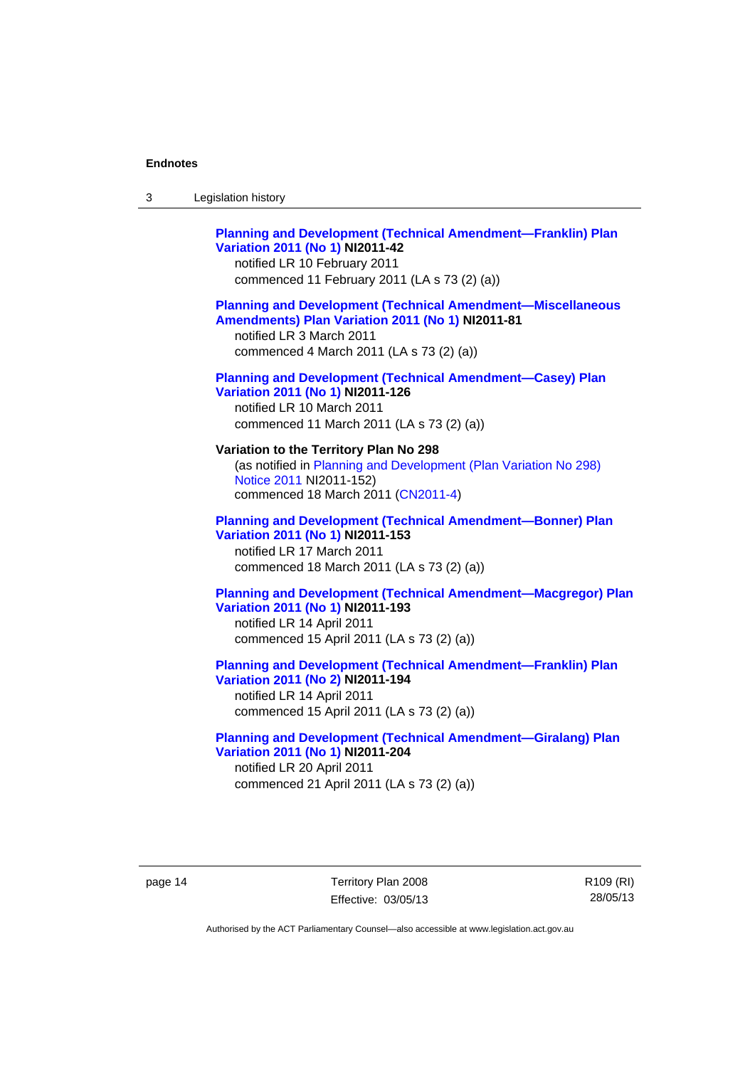**Planning and Development (Technical Amendment—Franklin) Plan Variation 2011 (No 1) NI2011-42**
notified LR 10 February 2011
commenced 11 February 2011 (LA s 73 (2) (a))

**Planning and Development (Technical Amendment—Miscellaneous Amendments) Plan Variation 2011 (No 1) NI2011-81**
notified LR 3 March 2011
commenced 4 March 2011 (LA s 73 (2) (a))

**Planning and Development (Technical Amendment—Casey) Plan Variation 2011 (No 1) NI2011-126**
notified LR 10 March 2011
commenced 11 March 2011 (LA s 73 (2) (a))

**Variation to the Territory Plan No 298**
(as notified in Planning and Development (Plan Variation No 298) Notice 2011 NI2011-152)
commenced 18 March 2011 (CN2011-4)

**Planning and Development (Technical Amendment—Bonner) Plan Variation 2011 (No 1) NI2011-153**
notified LR 17 March 2011
commenced 18 March 2011 (LA s 73 (2) (a))

**Planning and Development (Technical Amendment—Macgregor) Plan Variation 2011 (No 1) NI2011-193**
notified LR 14 April 2011
commenced 15 April 2011 (LA s 73 (2) (a))

**Planning and Development (Technical Amendment—Franklin) Plan Variation 2011 (No 2) NI2011-194**
notified LR 14 April 2011
commenced 15 April 2011 (LA s 73 (2) (a))

**Planning and Development (Technical Amendment—Giralang) Plan Variation 2011 (No 1) NI2011-204**
notified LR 20 April 2011
commenced 21 April 2011 (LA s 73 (2) (a))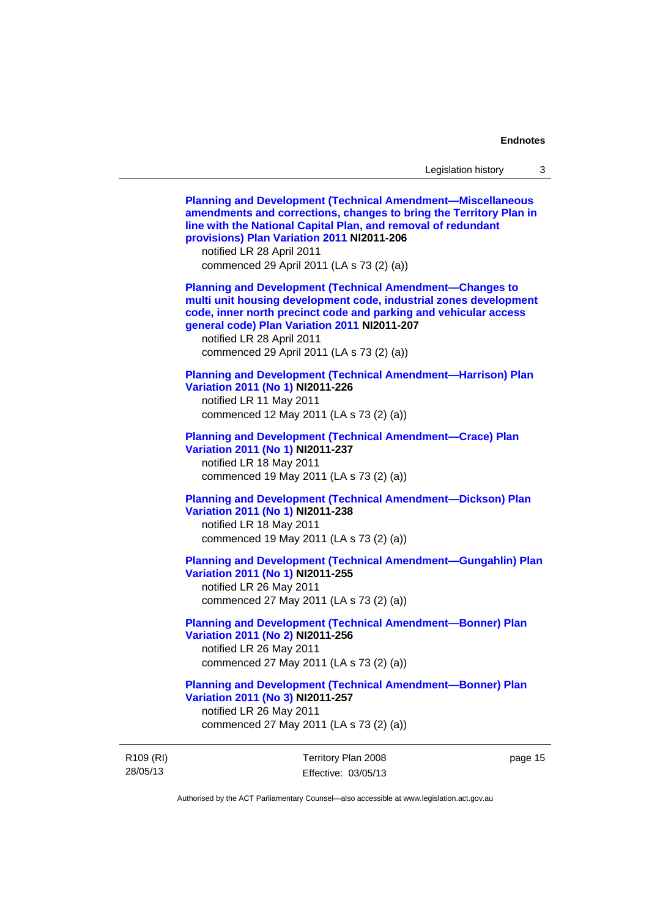**Planning and Development (Technical Amendment—Miscellaneous amendments and corrections, changes to bring the Territory Plan in line with the National Capital Plan, and removal of redundant provisions) Plan Variation 2011 NI2011-206**
notified LR 28 April 2011
commenced 29 April 2011 (LA s 73 (2) (a))

**Planning and Development (Technical Amendment—Changes to multi unit housing development code, industrial zones development code, inner north precinct code and parking and vehicular access general code) Plan Variation 2011 NI2011-207**
notified LR 28 April 2011
commenced 29 April 2011 (LA s 73 (2) (a))

**Planning and Development (Technical Amendment—Harrison) Plan Variation 2011 (No 1) NI2011-226**
notified LR 11 May 2011
commenced 12 May 2011 (LA s 73 (2) (a))

**Planning and Development (Technical Amendment—Crace) Plan Variation 2011 (No 1) NI2011-237**
notified LR 18 May 2011
commenced 19 May 2011 (LA s 73 (2) (a))

**Planning and Development (Technical Amendment—Dickson) Plan Variation 2011 (No 1) NI2011-238**
notified LR 18 May 2011
commenced 19 May 2011 (LA s 73 (2) (a))

**Planning and Development (Technical Amendment—Gungahlin) Plan Variation 2011 (No 1) NI2011-255**
notified LR 26 May 2011
commenced 27 May 2011 (LA s 73 (2) (a))

**Planning and Development (Technical Amendment—Bonner) Plan Variation 2011 (No 2) NI2011-256**
notified LR 26 May 2011
commenced 27 May 2011 (LA s 73 (2) (a))

**Planning and Development (Technical Amendment—Bonner) Plan Variation 2011 (No 3) NI2011-257**
notified LR 26 May 2011
commenced 27 May 2011 (LA s 73 (2) (a))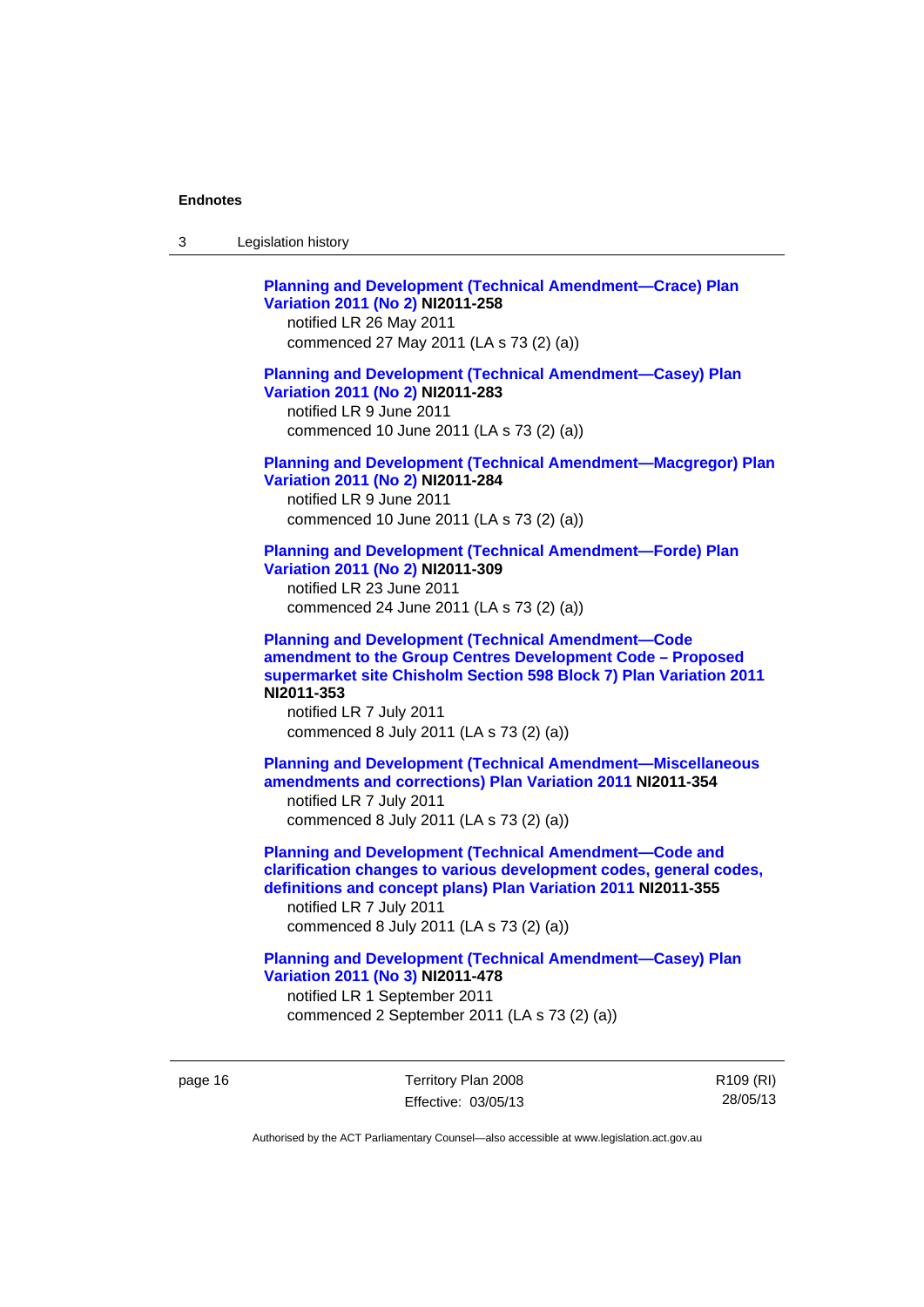**Planning and Development (Technical Amendment—Crace) Plan Variation 2011 (No 2) NI2011-258**
notified LR 26 May 2011
commenced 27 May 2011 (LA s 73 (2) (a))

**Planning and Development (Technical Amendment—Casey) Plan Variation 2011 (No 2) NI2011-283**
notified LR 9 June 2011
commenced 10 June 2011 (LA s 73 (2) (a))

**Planning and Development (Technical Amendment—Macgregor) Plan Variation 2011 (No 2) NI2011-284**
notified LR 9 June 2011
commenced 10 June 2011 (LA s 73 (2) (a))

**Planning and Development (Technical Amendment—Forde) Plan Variation 2011 (No 2) NI2011-309**
notified LR 23 June 2011
commenced 24 June 2011 (LA s 73 (2) (a))

**Planning and Development (Technical Amendment—Code amendment to the Group Centres Development Code – Proposed supermarket site Chisholm Section 598 Block 7) Plan Variation 2011 NI2011-353**
notified LR 7 July 2011
commenced 8 July 2011 (LA s 73 (2) (a))

**Planning and Development (Technical Amendment—Miscellaneous amendments and corrections) Plan Variation 2011 NI2011-354**
notified LR 7 July 2011
commenced 8 July 2011 (LA s 73 (2) (a))

**Planning and Development (Technical Amendment—Code and clarification changes to various development codes, general codes, definitions and concept plans) Plan Variation 2011 NI2011-355**
notified LR 7 July 2011
commenced 8 July 2011 (LA s 73 (2) (a))

**Planning and Development (Technical Amendment—Casey) Plan Variation 2011 (No 3) NI2011-478**
notified LR 1 September 2011
commenced 2 September 2011 (LA s 73 (2) (a))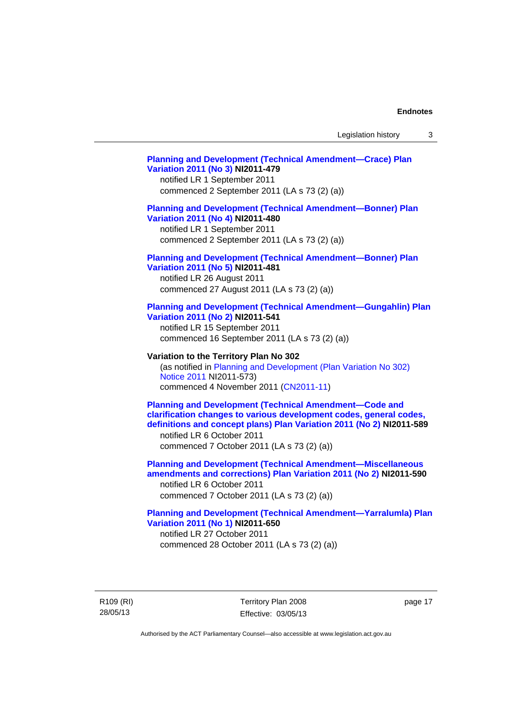**Planning and Development (Technical Amendment—Crace) Plan Variation 2011 (No 3) NI2011-479**
notified LR 1 September 2011
commenced 2 September 2011 (LA s 73 (2) (a))

**Planning and Development (Technical Amendment—Bonner) Plan Variation 2011 (No 4) NI2011-480**
notified LR 1 September 2011
commenced 2 September 2011 (LA s 73 (2) (a))

**Planning and Development (Technical Amendment—Bonner) Plan Variation 2011 (No 5) NI2011-481**
notified LR 26 August 2011
commenced 27 August 2011 (LA s 73 (2) (a))

**Planning and Development (Technical Amendment—Gungahlin) Plan Variation 2011 (No 2) NI2011-541**
notified LR 15 September 2011
commenced 16 September 2011 (LA s 73 (2) (a))

**Variation to the Territory Plan No 302**
(as notified in Planning and Development (Plan Variation No 302) Notice 2011 NI2011-573)
commenced 4 November 2011 (CN2011-11)

**Planning and Development (Technical Amendment—Code and clarification changes to various development codes, general codes, definitions and concept plans) Plan Variation 2011 (No 2) NI2011-589**
notified LR 6 October 2011
commenced 7 October 2011 (LA s 73 (2) (a))

**Planning and Development (Technical Amendment—Miscellaneous amendments and corrections) Plan Variation 2011 (No 2) NI2011-590**
notified LR 6 October 2011
commenced 7 October 2011 (LA s 73 (2) (a))

**Planning and Development (Technical Amendment—Yarralumla) Plan Variation 2011 (No 1) NI2011-650**
notified LR 27 October 2011
commenced 28 October 2011 (LA s 73 (2) (a))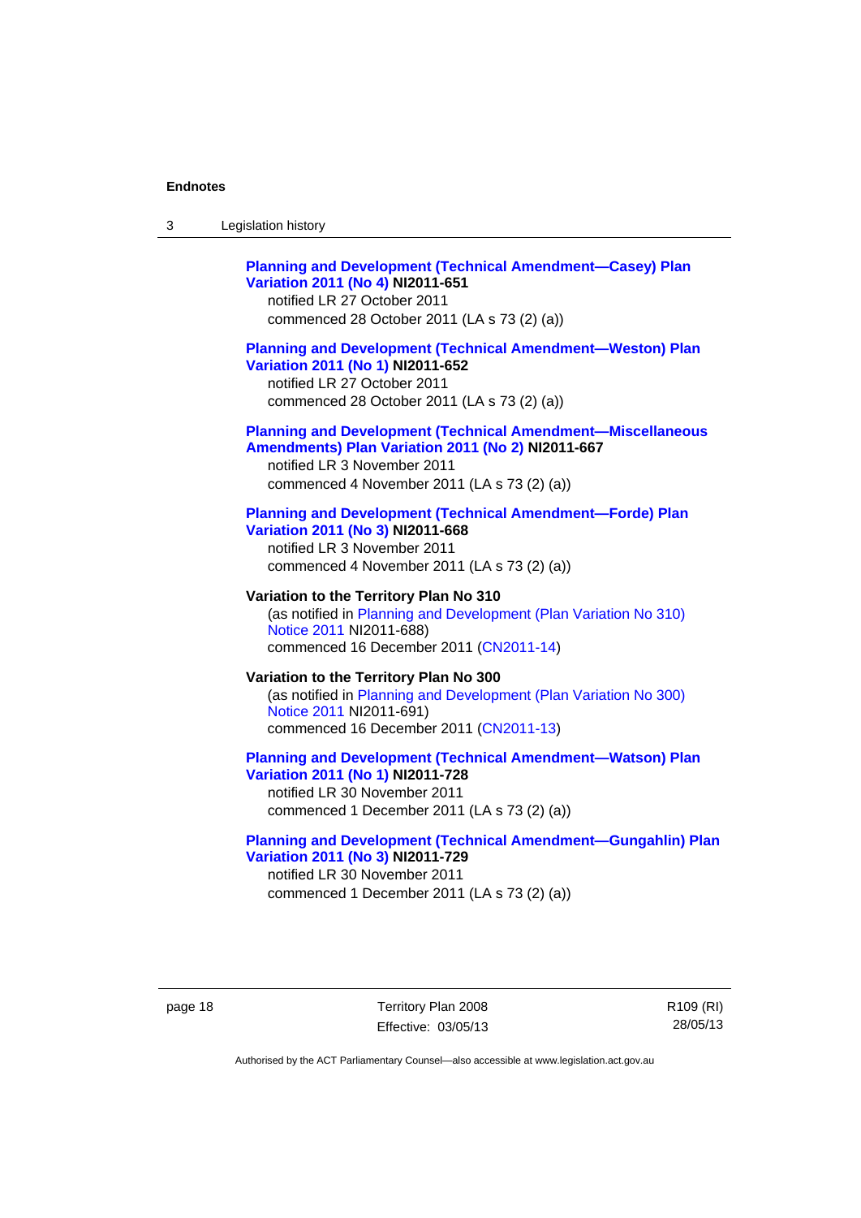**Planning and Development (Technical Amendment—Casey) Plan Variation 2011 (No 4) NI2011-651**
notified LR 27 October 2011
commenced 28 October 2011 (LA s 73 (2) (a))

**Planning and Development (Technical Amendment—Weston) Plan Variation 2011 (No 1) NI2011-652**
notified LR 27 October 2011
commenced 28 October 2011 (LA s 73 (2) (a))

**Planning and Development (Technical Amendment—Miscellaneous Amendments) Plan Variation 2011 (No 2) NI2011-667**
notified LR 3 November 2011
commenced 4 November 2011 (LA s 73 (2) (a))

**Planning and Development (Technical Amendment—Forde) Plan Variation 2011 (No 3) NI2011-668**
notified LR 3 November 2011
commenced 4 November 2011 (LA s 73 (2) (a))

**Variation to the Territory Plan No 310**
(as notified in Planning and Development (Plan Variation No 310) Notice 2011 NI2011-688)
commenced 16 December 2011 (CN2011-14)

**Variation to the Territory Plan No 300**
(as notified in Planning and Development (Plan Variation No 300) Notice 2011 NI2011-691)
commenced 16 December 2011 (CN2011-13)

**Planning and Development (Technical Amendment—Watson) Plan Variation 2011 (No 1) NI2011-728**
notified LR 30 November 2011
commenced 1 December 2011 (LA s 73 (2) (a))

**Planning and Development (Technical Amendment—Gungahlin) Plan Variation 2011 (No 3) NI2011-729**
notified LR 30 November 2011
commenced 1 December 2011 (LA s 73 (2) (a))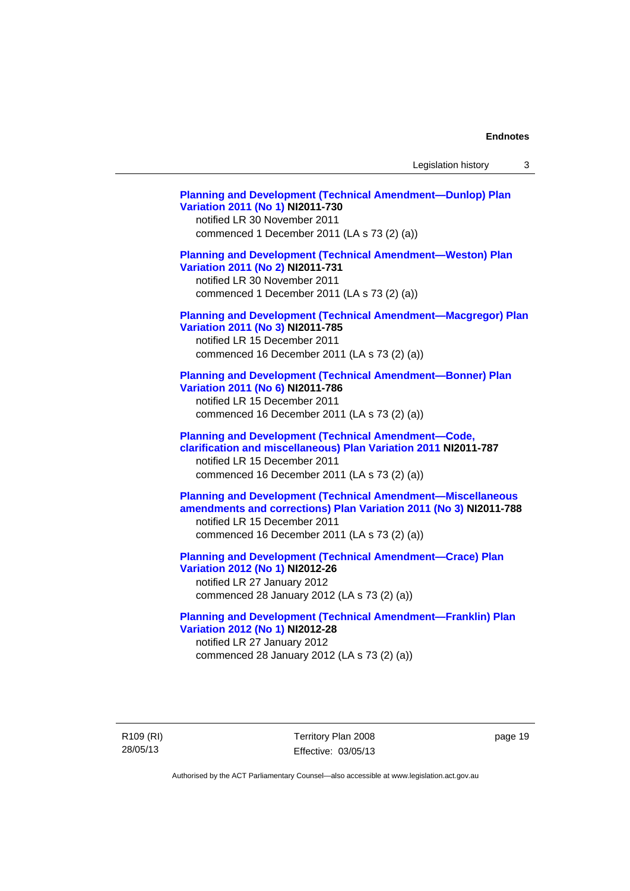**Planning and Development (Technical Amendment—Dunlop) Plan Variation 2011 (No 1) NI2011-730**
notified LR 30 November 2011
commenced 1 December 2011 (LA s 73 (2) (a))

**Planning and Development (Technical Amendment—Weston) Plan Variation 2011 (No 2) NI2011-731**
notified LR 30 November 2011
commenced 1 December 2011 (LA s 73 (2) (a))

**Planning and Development (Technical Amendment—Macgregor) Plan Variation 2011 (No 3) NI2011-785**
notified LR 15 December 2011
commenced 16 December 2011 (LA s 73 (2) (a))

**Planning and Development (Technical Amendment—Bonner) Plan Variation 2011 (No 6) NI2011-786**
notified LR 15 December 2011
commenced 16 December 2011 (LA s 73 (2) (a))

**Planning and Development (Technical Amendment—Code, clarification and miscellaneous) Plan Variation 2011 NI2011-787**
notified LR 15 December 2011
commenced 16 December 2011 (LA s 73 (2) (a))

**Planning and Development (Technical Amendment—Miscellaneous amendments and corrections) Plan Variation 2011 (No 3) NI2011-788**
notified LR 15 December 2011
commenced 16 December 2011 (LA s 73 (2) (a))

**Planning and Development (Technical Amendment—Crace) Plan Variation 2012 (No 1) NI2012-26**
notified LR 27 January 2012
commenced 28 January 2012 (LA s 73 (2) (a))

**Planning and Development (Technical Amendment—Franklin) Plan Variation 2012 (No 1) NI2012-28**
notified LR 27 January 2012
commenced 28 January 2012 (LA s 73 (2) (a))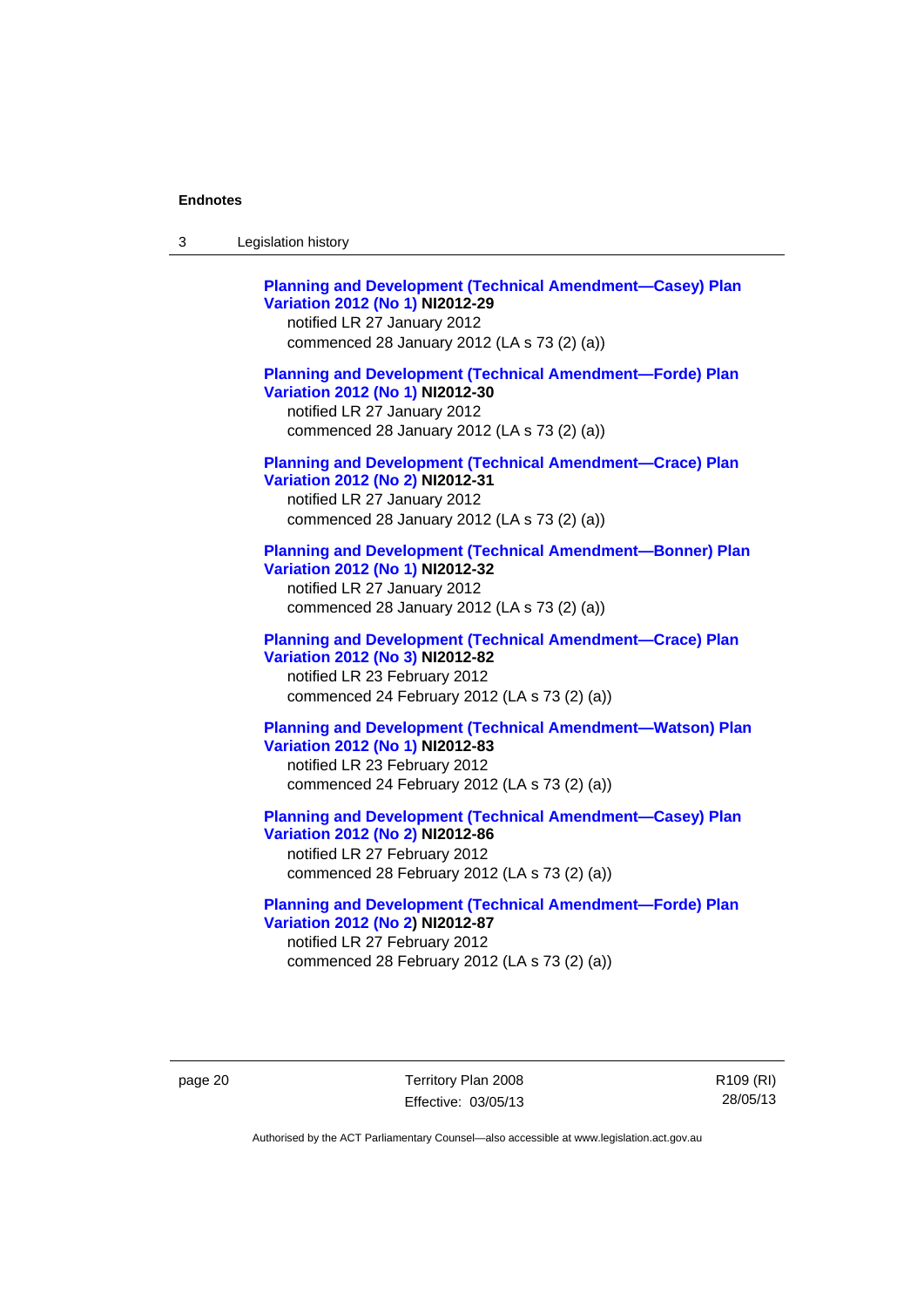**Planning and Development (Technical Amendment—Casey) Plan Variation 2012 (No 1) NI2012-29**
notified LR 27 January 2012
commenced 28 January 2012 (LA s 73 (2) (a))

**Planning and Development (Technical Amendment—Forde) Plan Variation 2012 (No 1) NI2012-30**
notified LR 27 January 2012
commenced 28 January 2012 (LA s 73 (2) (a))

**Planning and Development (Technical Amendment—Crace) Plan Variation 2012 (No 2) NI2012-31**
notified LR 27 January 2012
commenced 28 January 2012 (LA s 73 (2) (a))

**Planning and Development (Technical Amendment—Bonner) Plan Variation 2012 (No 1) NI2012-32**
notified LR 27 January 2012
commenced 28 January 2012 (LA s 73 (2) (a))

**Planning and Development (Technical Amendment—Crace) Plan Variation 2012 (No 3) NI2012-82**
notified LR 23 February 2012
commenced 24 February 2012 (LA s 73 (2) (a))

**Planning and Development (Technical Amendment—Watson) Plan Variation 2012 (No 1) NI2012-83**
notified LR 23 February 2012
commenced 24 February 2012 (LA s 73 (2) (a))

**Planning and Development (Technical Amendment—Casey) Plan Variation 2012 (No 2) NI2012-86**
notified LR 27 February 2012
commenced 28 February 2012 (LA s 73 (2) (a))

**Planning and Development (Technical Amendment—Forde) Plan Variation 2012 (No 2) NI2012-87**
notified LR 27 February 2012
commenced 28 February 2012 (LA s 73 (2) (a))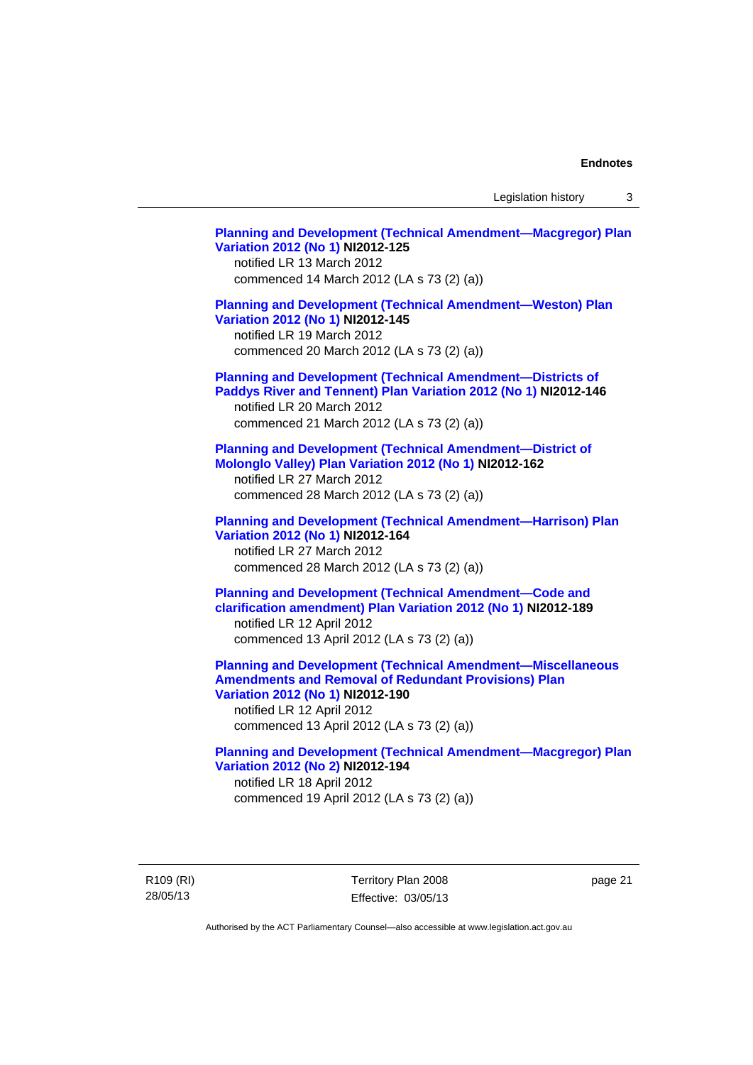**Planning and Development (Technical Amendment—Macgregor) Plan Variation 2012 (No 1) NI2012-125**
notified LR 13 March 2012
commenced 14 March 2012 (LA s 73 (2) (a))

**Planning and Development (Technical Amendment—Weston) Plan Variation 2012 (No 1) NI2012-145**
notified LR 19 March 2012
commenced 20 March 2012 (LA s 73 (2) (a))

**Planning and Development (Technical Amendment—Districts of Paddys River and Tennent) Plan Variation 2012 (No 1) NI2012-146**
notified LR 20 March 2012
commenced 21 March 2012 (LA s 73 (2) (a))

**Planning and Development (Technical Amendment—District of Molonglo Valley) Plan Variation 2012 (No 1) NI2012-162**
notified LR 27 March 2012
commenced 28 March 2012 (LA s 73 (2) (a))

**Planning and Development (Technical Amendment—Harrison) Plan Variation 2012 (No 1) NI2012-164**
notified LR 27 March 2012
commenced 28 March 2012 (LA s 73 (2) (a))

**Planning and Development (Technical Amendment—Code and clarification amendment) Plan Variation 2012 (No 1) NI2012-189**
notified LR 12 April 2012
commenced 13 April 2012 (LA s 73 (2) (a))

**Planning and Development (Technical Amendment—Miscellaneous Amendments and Removal of Redundant Provisions) Plan Variation 2012 (No 1) NI2012-190**
notified LR 12 April 2012
commenced 13 April 2012 (LA s 73 (2) (a))

**Planning and Development (Technical Amendment—Macgregor) Plan Variation 2012 (No 2) NI2012-194**
notified LR 18 April 2012
commenced 19 April 2012 (LA s 73 (2) (a))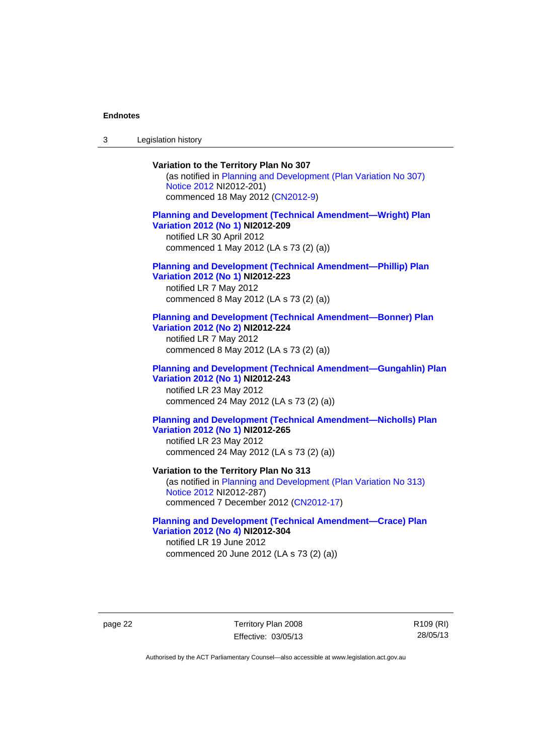**Variation to the Territory Plan No 307**

(as notified in Planning and Development (Plan Variation No 307) Notice 2012 NI2012-201)
commenced 18 May 2012 (CN2012-9)

**Planning and Development (Technical Amendment—Wright) Plan Variation 2012 (No 1) NI2012-209**

notified LR 30 April 2012
commenced 1 May 2012 (LA s 73 (2) (a))

**Planning and Development (Technical Amendment—Phillip) Plan Variation 2012 (No 1) NI2012-223**

notified LR 7 May 2012
commenced 8 May 2012 (LA s 73 (2) (a))

**Planning and Development (Technical Amendment—Bonner) Plan Variation 2012 (No 2) NI2012-224**

notified LR 7 May 2012
commenced 8 May 2012 (LA s 73 (2) (a))

**Planning and Development (Technical Amendment—Gungahlin) Plan Variation 2012 (No 1) NI2012-243**

notified LR 23 May 2012
commenced 24 May 2012 (LA s 73 (2) (a))

**Planning and Development (Technical Amendment—Nicholls) Plan Variation 2012 (No 1) NI2012-265**

notified LR 23 May 2012
commenced 24 May 2012 (LA s 73 (2) (a))

**Variation to the Territory Plan No 313**

(as notified in Planning and Development (Plan Variation No 313) Notice 2012 NI2012-287)
commenced 7 December 2012 (CN2012-17)

**Planning and Development (Technical Amendment—Crace) Plan Variation 2012 (No 4) NI2012-304**

notified LR 19 June 2012
commenced 20 June 2012 (LA s 73 (2) (a))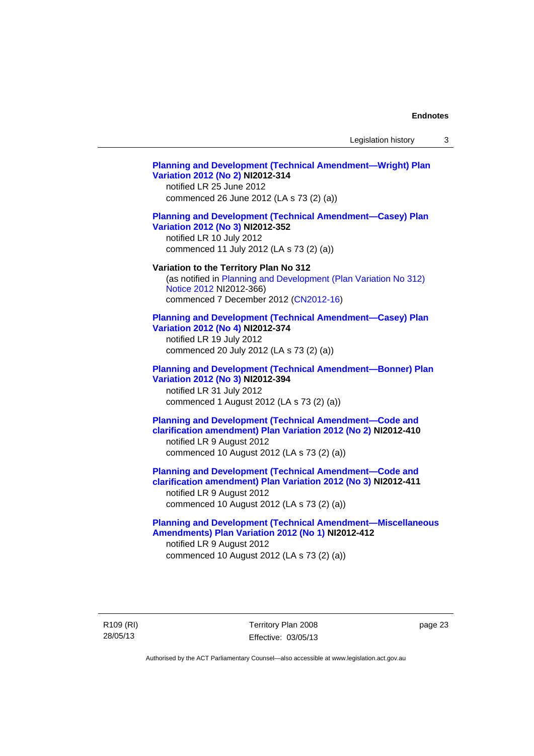**Planning and Development (Technical Amendment—Wright) Plan Variation 2012 (No 2) NI2012-314**
notified LR 25 June 2012
commenced 26 June 2012 (LA s 73 (2) (a))

**Planning and Development (Technical Amendment—Casey) Plan Variation 2012 (No 3) NI2012-352**
notified LR 10 July 2012
commenced 11 July 2012 (LA s 73 (2) (a))

**Variation to the Territory Plan No 312**
(as notified in Planning and Development (Plan Variation No 312) Notice 2012 NI2012-366)
commenced 7 December 2012 (CN2012-16)

**Planning and Development (Technical Amendment—Casey) Plan Variation 2012 (No 4) NI2012-374**
notified LR 19 July 2012
commenced 20 July 2012 (LA s 73 (2) (a))

**Planning and Development (Technical Amendment—Bonner) Plan Variation 2012 (No 3) NI2012-394**
notified LR 31 July 2012
commenced 1 August 2012 (LA s 73 (2) (a))

**Planning and Development (Technical Amendment—Code and clarification amendment) Plan Variation 2012 (No 2) NI2012-410**
notified LR 9 August 2012
commenced 10 August 2012 (LA s 73 (2) (a))

**Planning and Development (Technical Amendment—Code and clarification amendment) Plan Variation 2012 (No 3) NI2012-411**
notified LR 9 August 2012
commenced 10 August 2012 (LA s 73 (2) (a))

**Planning and Development (Technical Amendment—Miscellaneous Amendments) Plan Variation 2012 (No 1) NI2012-412**
notified LR 9 August 2012
commenced 10 August 2012 (LA s 73 (2) (a))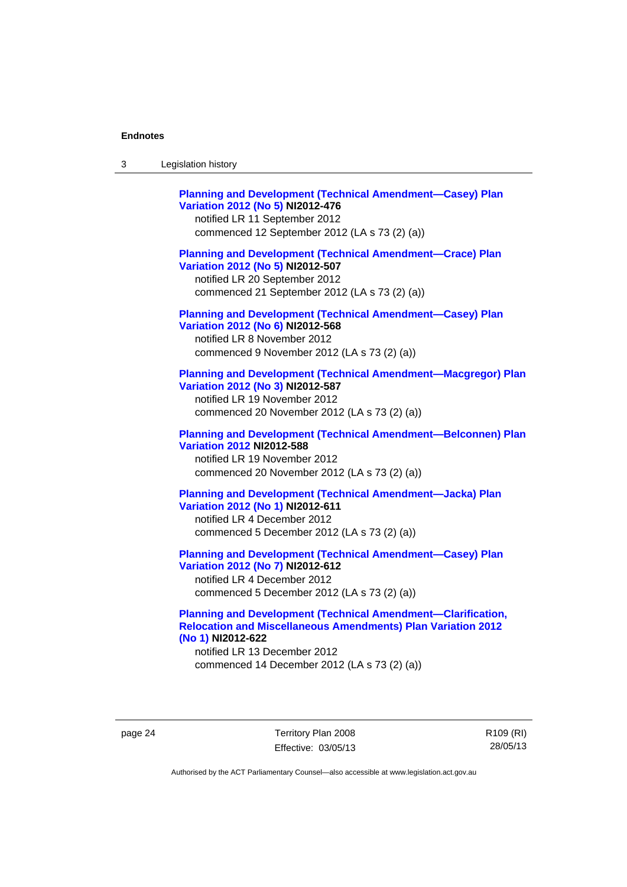**Planning and Development (Technical Amendment—Casey) Plan Variation 2012 (No 5) NI2012-476**
notified LR 11 September 2012
commenced 12 September 2012 (LA s 73 (2) (a))

**Planning and Development (Technical Amendment—Crace) Plan Variation 2012 (No 5) NI2012-507**
notified LR 20 September 2012
commenced 21 September 2012 (LA s 73 (2) (a))

**Planning and Development (Technical Amendment—Casey) Plan Variation 2012 (No 6) NI2012-568**
notified LR 8 November 2012
commenced 9 November 2012 (LA s 73 (2) (a))

**Planning and Development (Technical Amendment—Macgregor) Plan Variation 2012 (No 3) NI2012-587**
notified LR 19 November 2012
commenced 20 November 2012 (LA s 73 (2) (a))

**Planning and Development (Technical Amendment—Belconnen) Plan Variation 2012 NI2012-588**
notified LR 19 November 2012
commenced 20 November 2012 (LA s 73 (2) (a))

**Planning and Development (Technical Amendment—Jacka) Plan Variation 2012 (No 1) NI2012-611**
notified LR 4 December 2012
commenced 5 December 2012 (LA s 73 (2) (a))

**Planning and Development (Technical Amendment—Casey) Plan Variation 2012 (No 7) NI2012-612**
notified LR 4 December 2012
commenced 5 December 2012 (LA s 73 (2) (a))

**Planning and Development (Technical Amendment—Clarification, Relocation and Miscellaneous Amendments) Plan Variation 2012 (No 1) NI2012-622**
notified LR 13 December 2012
commenced 14 December 2012 (LA s 73 (2) (a))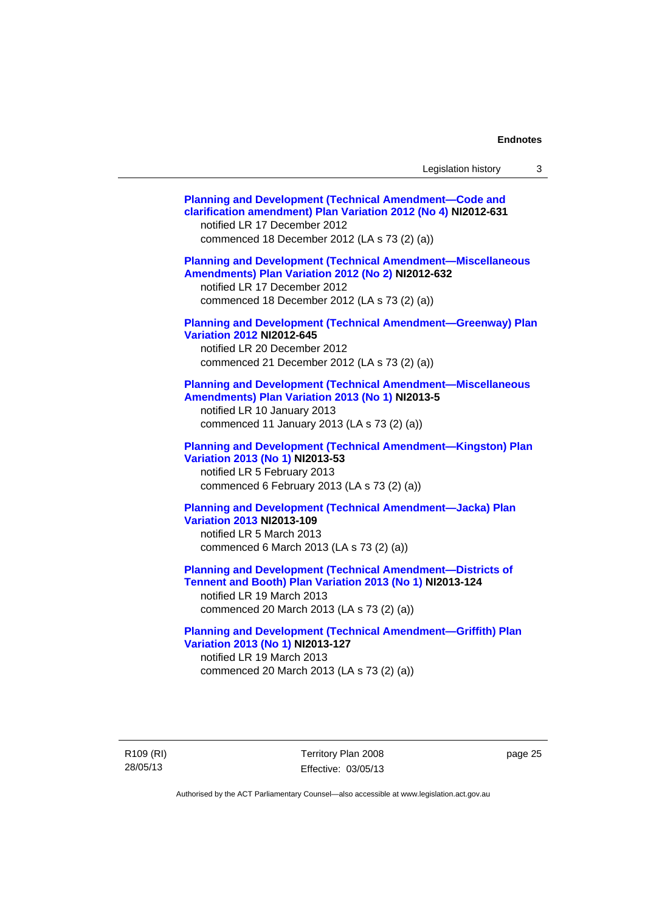**Planning and Development (Technical Amendment—Code and clarification amendment) Plan Variation 2012 (No 4) NI2012-631**
notified LR 17 December 2012
commenced 18 December 2012 (LA s 73 (2) (a))

**Planning and Development (Technical Amendment—Miscellaneous Amendments) Plan Variation 2012 (No 2) NI2012-632**
notified LR 17 December 2012
commenced 18 December 2012 (LA s 73 (2) (a))

**Planning and Development (Technical Amendment—Greenway) Plan Variation 2012 NI2012-645**
notified LR 20 December 2012
commenced 21 December 2012 (LA s 73 (2) (a))

**Planning and Development (Technical Amendment—Miscellaneous Amendments) Plan Variation 2013 (No 1) NI2013-5**
notified LR 10 January 2013
commenced 11 January 2013 (LA s 73 (2) (a))

**Planning and Development (Technical Amendment—Kingston) Plan Variation 2013 (No 1) NI2013-53**
notified LR 5 February 2013
commenced 6 February 2013 (LA s 73 (2) (a))

**Planning and Development (Technical Amendment—Jacka) Plan Variation 2013 NI2013-109**
notified LR 5 March 2013
commenced 6 March 2013 (LA s 73 (2) (a))

**Planning and Development (Technical Amendment—Districts of Tennent and Booth) Plan Variation 2013 (No 1) NI2013-124**
notified LR 19 March 2013
commenced 20 March 2013 (LA s 73 (2) (a))

**Planning and Development (Technical Amendment—Griffith) Plan Variation 2013 (No 1) NI2013-127**
notified LR 19 March 2013
commenced 20 March 2013 (LA s 73 (2) (a))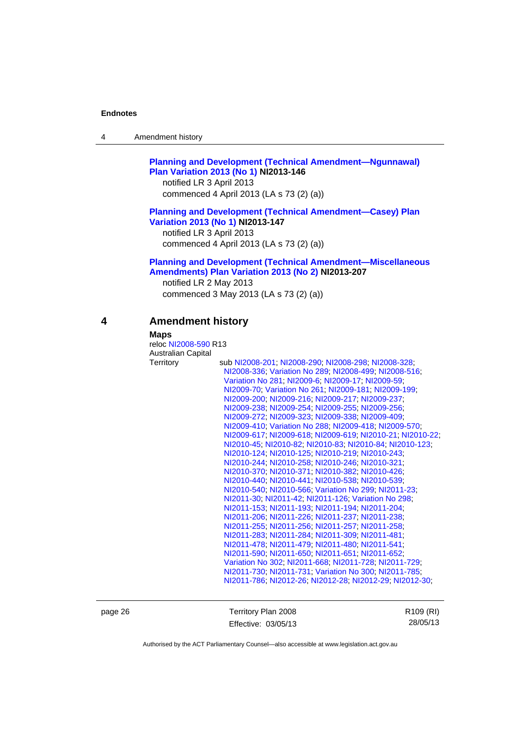**Planning and Development (Technical Amendment—Ngunnawal) Plan Variation 2013 (No 1) NI2013-146**
notified LR 3 April 2013
commenced 4 April 2013 (LA s 73 (2) (a))

**Planning and Development (Technical Amendment—Casey) Plan Variation 2013 (No 1) NI2013-147**
notified LR 3 April 2013
commenced 4 April 2013 (LA s 73 (2) (a))

**Planning and Development (Technical Amendment—Miscellaneous Amendments) Plan Variation 2013 (No 2) NI2013-207**
notified LR 2 May 2013
commenced 3 May 2013 (LA s 73 (2) (a))

## 4 Amendment history

**Maps**
reloc NI2008-590 R13

Australian Capital Territory — sub NI2008-201; NI2008-290; NI2008-298; NI2008-328; NI2008-336; Variation No 289; NI2008-499; NI2008-516; Variation No 281; NI2009-6; NI2009-17; NI2009-59; NI2009-70; Variation No 261; NI2009-181; NI2009-199; NI2009-200; NI2009-216; NI2009-217; NI2009-237; NI2009-238; NI2009-254; NI2009-255; NI2009-256; NI2009-272; NI2009-323; NI2009-338; NI2009-409; NI2009-410; Variation No 288; NI2009-418; NI2009-570; NI2009-617; NI2009-618; NI2009-619; NI2010-21; NI2010-22; NI2010-45; NI2010-82; NI2010-83; NI2010-84; NI2010-123; NI2010-124; NI2010-125; NI2010-219; NI2010-243; NI2010-244; NI2010-258; NI2010-246; NI2010-321; NI2010-370; NI2010-371; NI2010-382; NI2010-426; NI2010-440; NI2010-441; NI2010-538; NI2010-539; NI2010-540; NI2010-566; Variation No 299; NI2011-23; NI2011-30; NI2011-42; NI2011-126; Variation No 298; NI2011-153; NI2011-193; NI2011-194; NI2011-204; NI2011-206; NI2011-226; NI2011-237; NI2011-238; NI2011-255; NI2011-256; NI2011-257; NI2011-258; NI2011-283; NI2011-284; NI2011-309; NI2011-481; NI2011-478; NI2011-479; NI2011-480; NI2011-541; NI2011-590; NI2011-650; NI2011-651; NI2011-652; Variation No 302; NI2011-668; NI2011-728; NI2011-729; NI2011-730; NI2011-731; Variation No 300; NI2011-785; NI2011-786; NI2012-26; NI2012-28; NI2012-29; NI2012-30;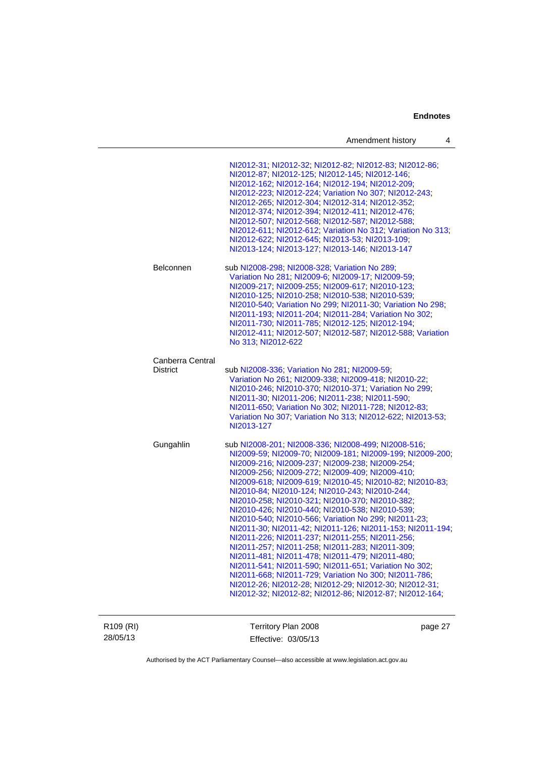| | |
|---|---|
| | NI2012-31; NI2012-32; NI2012-82; NI2012-83; NI2012-86; NI2012-87; NI2012-125; NI2012-145; NI2012-146; NI2012-162; NI2012-164; NI2012-194; NI2012-209; NI2012-223; NI2012-224; Variation No 307; NI2012-243; NI2012-265; NI2012-304; NI2012-314; NI2012-352; NI2012-374; NI2012-394; NI2012-411; NI2012-476; NI2012-507; NI2012-568; NI2012-587; NI2012-588; NI2012-611; NI2012-612; Variation No 312; Variation No 313; NI2012-622; NI2012-645; NI2013-53; NI2013-109; NI2013-124; NI2013-127; NI2013-146; NI2013-147 |
| Belconnen | sub NI2008-298; NI2008-328; Variation No 289; Variation No 281; NI2009-6; NI2009-17; NI2009-59; NI2009-217; NI2009-255; NI2009-617; NI2010-123; NI2010-125; NI2010-258; NI2010-538; NI2010-539; NI2010-540; Variation No 299; NI2011-30; Variation No 298; NI2011-193; NI2011-204; NI2011-284; Variation No 302; NI2011-730; NI2011-785; NI2012-125; NI2012-194; NI2012-411; NI2012-507; NI2012-587; NI2012-588; Variation No 313; NI2012-622 |
| Canberra Central District | sub NI2008-336; Variation No 281; NI2009-59; Variation No 261; NI2009-338; NI2009-418; NI2010-22; NI2010-246; NI2010-370; NI2010-371; Variation No 299; NI2011-30; NI2011-206; NI2011-238; NI2011-590; NI2011-650; Variation No 302; NI2011-728; NI2012-83; Variation No 307; Variation No 313; NI2012-622; NI2013-53; NI2013-127 |
| Gungahlin | sub NI2008-201; NI2008-336; NI2008-499; NI2008-516; NI2009-59; NI2009-70; NI2009-181; NI2009-199; NI2009-200; NI2009-216; NI2009-237; NI2009-238; NI2009-254; NI2009-256; NI2009-272; NI2009-409; NI2009-410; NI2009-618; NI2009-619; NI2010-45; NI2010-82; NI2010-83; NI2010-84; NI2010-124; NI2010-243; NI2010-244; NI2010-258; NI2010-321; NI2010-370; NI2010-382; NI2010-426; NI2010-440; NI2010-538; NI2010-539; NI2010-540; NI2010-566; Variation No 299; NI2011-23; NI2011-30; NI2011-42; NI2011-126; NI2011-153; NI2011-194; NI2011-226; NI2011-237; NI2011-255; NI2011-256; NI2011-257; NI2011-258; NI2011-283; NI2011-309; NI2011-481; NI2011-478; NI2011-479; NI2011-480; NI2011-541; NI2011-590; NI2011-651; Variation No 302; NI2011-668; NI2011-729; Variation No 300; NI2011-786; NI2012-26; NI2012-28; NI2012-29; NI2012-30; NI2012-31; NI2012-32; NI2012-82; NI2012-86; NI2012-87; NI2012-164; |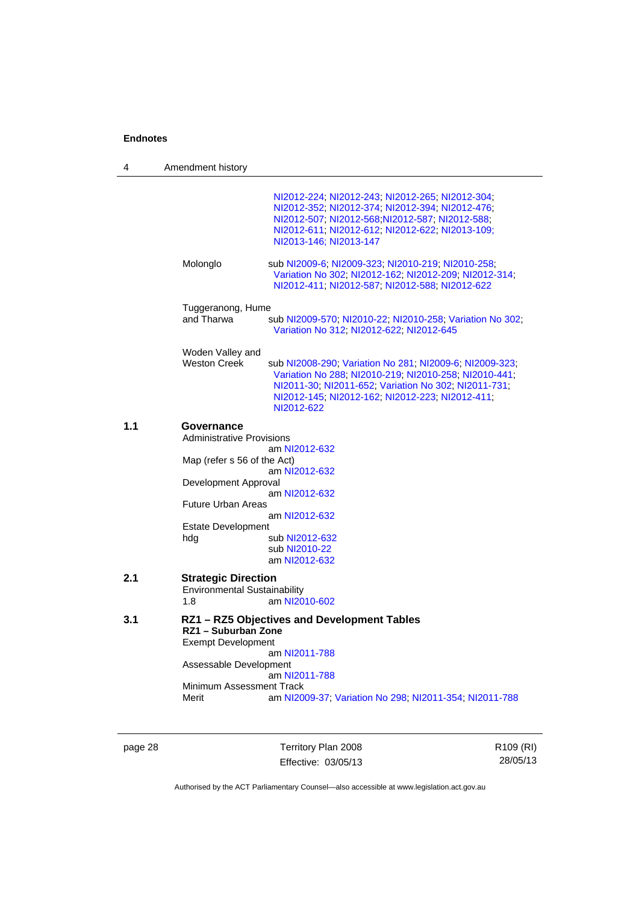NI2012-224; NI2012-243; NI2012-265; NI2012-304; NI2012-352; NI2012-374; NI2012-394; NI2012-476; NI2012-507; NI2012-568;NI2012-587; NI2012-588; NI2012-611; NI2012-612; NI2012-622; NI2013-109; NI2013-146; NI2013-147

Molonglo — sub NI2009-6; NI2009-323; NI2010-219; NI2010-258; Variation No 302; NI2012-162; NI2012-209; NI2012-314; NI2012-411; NI2012-587; NI2012-588; NI2012-622

Tuggeranong, Hume and Tharwa — sub NI2009-570; NI2010-22; NI2010-258; Variation No 302; Variation No 312; NI2012-622; NI2012-645

Woden Valley and Weston Creek — sub NI2008-290; Variation No 281; NI2009-6; NI2009-323; Variation No 288; NI2010-219; NI2010-258; NI2010-441; NI2011-30; NI2011-652; Variation No 302; NI2011-731; NI2012-145; NI2012-162; NI2012-223; NI2012-411; NI2012-622

**1.1 Governance**

Administrative Provisions
am NI2012-632

Map (refer s 56 of the Act)
am NI2012-632

Development Approval
am NI2012-632

Future Urban Areas
am NI2012-632

Estate Development
hdg — sub NI2012-632
sub NI2010-22
am NI2012-632

**2.1 Strategic Direction**

Environmental Sustainability
1.8 — am NI2010-602

**3.1 RZ1 – RZ5 Objectives and Development Tables**

**RZ1 – Suburban Zone**

Exempt Development
am NI2011-788

Assessable Development
am NI2011-788

Minimum Assessment Track
Merit — am NI2009-37; Variation No 298; NI2011-354; NI2011-788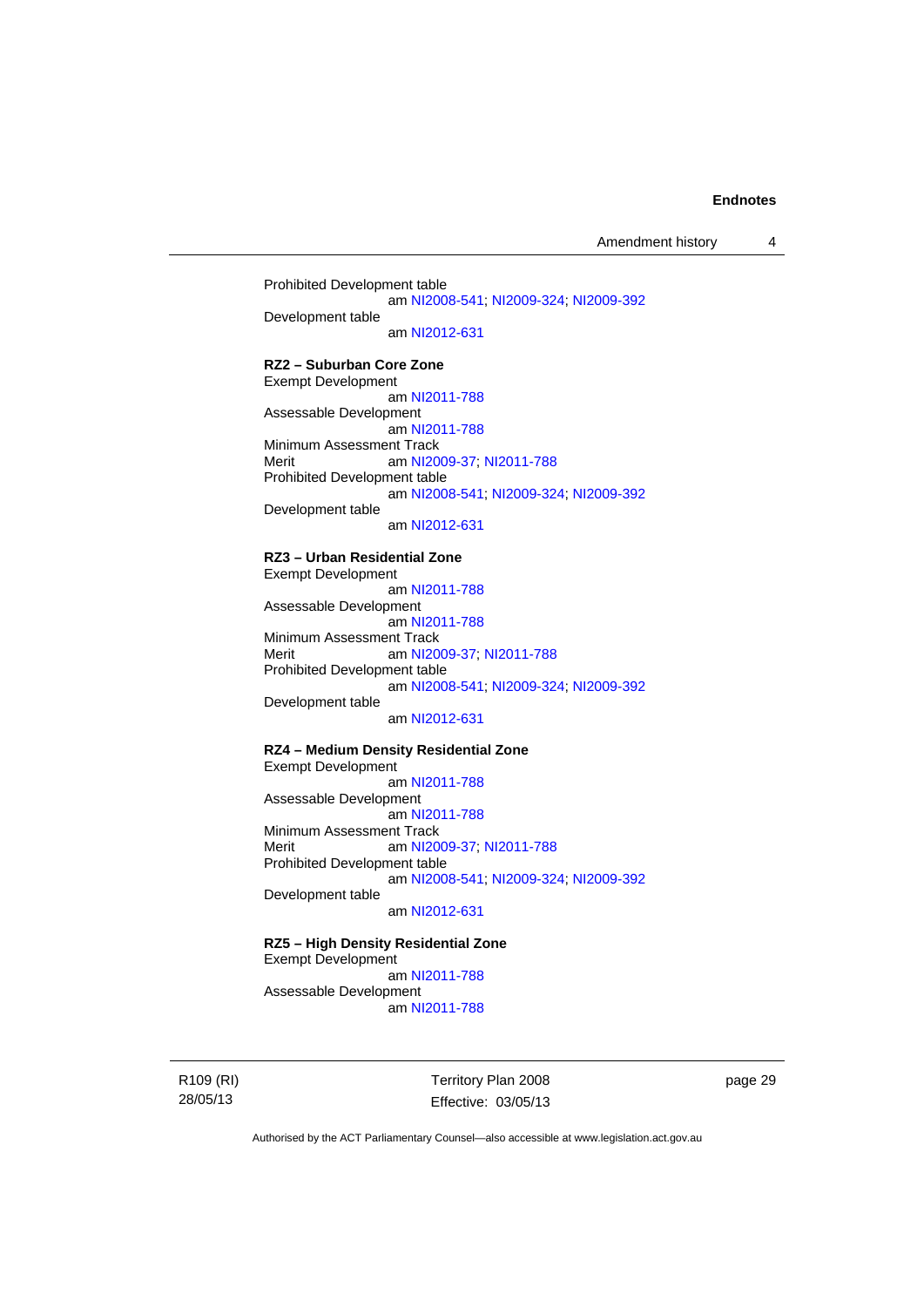Prohibited Development table

am NI2008-541; NI2009-324; NI2009-392

Development table

am NI2012-631

**RZ2 – Suburban Core Zone**

Exempt Development

am NI2011-788

Assessable Development

am NI2011-788

Minimum Assessment Track

Merit am NI2009-37; NI2011-788

Prohibited Development table

am NI2008-541; NI2009-324; NI2009-392

Development table

am NI2012-631

**RZ3 – Urban Residential Zone**

Exempt Development

am NI2011-788

Assessable Development

am NI2011-788

Minimum Assessment Track

Merit am NI2009-37; NI2011-788

Prohibited Development table

am NI2008-541; NI2009-324; NI2009-392

Development table

am NI2012-631

**RZ4 – Medium Density Residential Zone**

Exempt Development

am NI2011-788

Assessable Development

am NI2011-788

Minimum Assessment Track

Merit am NI2009-37; NI2011-788

Prohibited Development table

am NI2008-541; NI2009-324; NI2009-392

Development table

am NI2012-631

**RZ5 – High Density Residential Zone**

Exempt Development

am NI2011-788

Assessable Development

am NI2011-788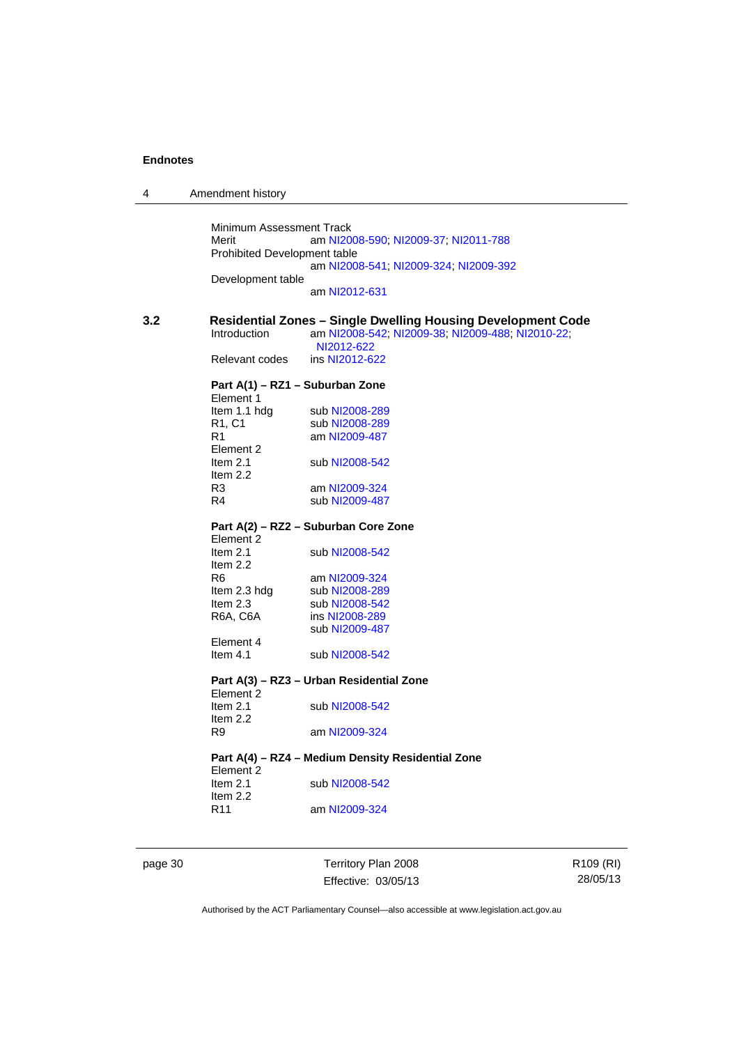4 Amendment history

Minimum Assessment Track

| | |
|---|---|
| Merit | am NI2008-590; NI2009-37; NI2011-788 |
| Prohibited Development table | |
| | am NI2008-541; NI2009-324; NI2009-392 |
| Development table | |
| | am NI2012-631 |

**3.2 Residential Zones – Single Dwelling Housing Development Code**

| | |
|---|---|
| Introduction | am NI2008-542; NI2009-38; NI2009-488; NI2010-22; NI2012-622 |
| Relevant codes | ins NI2012-622 |

**Part A(1) – RZ1 – Suburban Zone**

| | |
|---|---|
| Element 1 | |
| Item 1.1 hdg | sub NI2008-289 |
| R1, C1 | sub NI2008-289 |
| R1 | am NI2009-487 |
| Element 2 | |
| Item 2.1 | sub NI2008-542 |
| Item 2.2 | |
| R3 | am NI2009-324 |
| R4 | sub NI2009-487 |

**Part A(2) – RZ2 – Suburban Core Zone**

| | |
|---|---|
| Element 2 | |
| Item 2.1 | sub NI2008-542 |
| Item 2.2 | |
| R6 | am NI2009-324 |
| Item 2.3 hdg | sub NI2008-289 |
| Item 2.3 | sub NI2008-542 |
| R6A, C6A | ins NI2008-289<br>sub NI2009-487 |
| Element 4 | |
| Item 4.1 | sub NI2008-542 |

**Part A(3) – RZ3 – Urban Residential Zone**

| | |
|---|---|
| Element 2 | |
| Item 2.1 | sub NI2008-542 |
| Item 2.2 | |
| R9 | am NI2009-324 |

**Part A(4) – RZ4 – Medium Density Residential Zone**

| | |
|---|---|
| Element 2 | |
| Item 2.1 | sub NI2008-542 |
| Item 2.2 | |
| R11 | am NI2009-324 |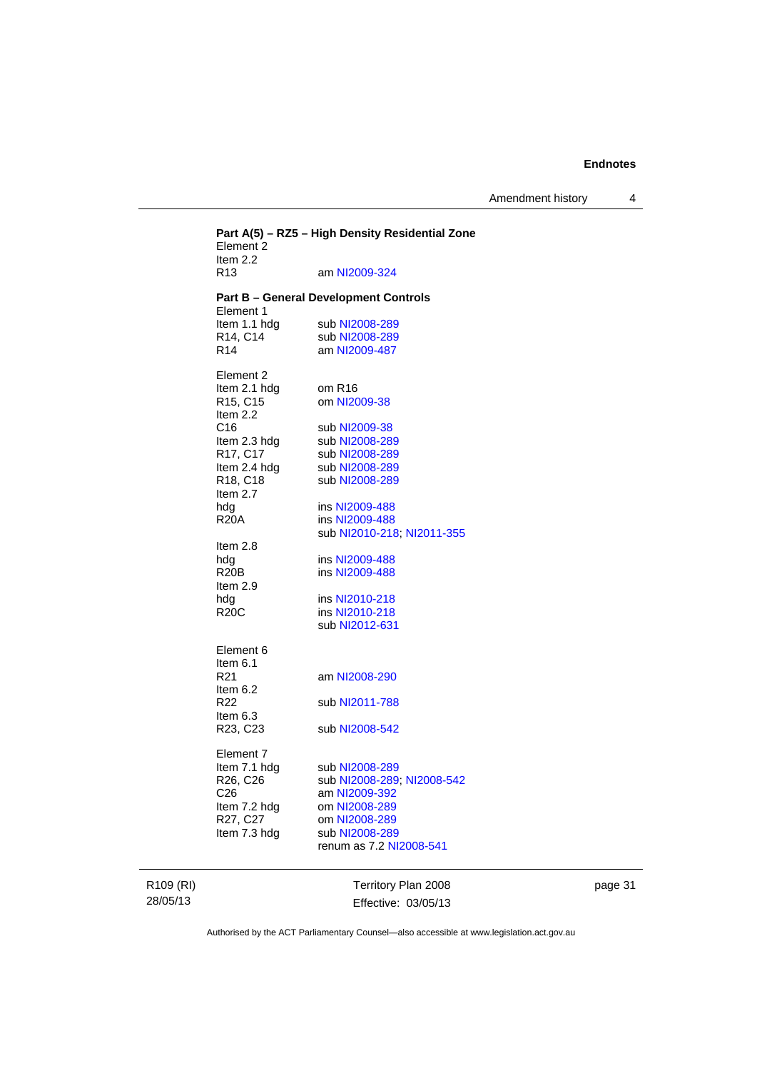**Part A(5) – RZ5 – High Density Residential Zone**

Element 2
Item 2.2
R13 am NI2009-324

**Part B – General Development Controls**

Element 1
Item 1.1 hdg sub NI2008-289
R14, C14 sub NI2008-289
R14 am NI2009-487

Element 2
Item 2.1 hdg om R16
R15, C15 om NI2009-38
Item 2.2
C16 sub NI2009-38
Item 2.3 hdg sub NI2008-289
R17, C17 sub NI2008-289
Item 2.4 hdg sub NI2008-289
R18, C18 sub NI2008-289
Item 2.7
hdg ins NI2009-488
R20A ins NI2009-488
sub NI2010-218; NI2011-355
Item 2.8
hdg ins NI2009-488
R20B ins NI2009-488
Item 2.9
hdg ins NI2010-218
R20C ins NI2010-218
sub NI2012-631

Element 6
Item 6.1
R21 am NI2008-290
Item 6.2
R22 sub NI2011-788
Item 6.3
R23, C23 sub NI2008-542

Element 7
Item 7.1 hdg sub NI2008-289
R26, C26 sub NI2008-289; NI2008-542
C26 am NI2009-392
Item 7.2 hdg om NI2008-289
R27, C27 om NI2008-289
Item 7.3 hdg sub NI2008-289
renum as 7.2 NI2008-541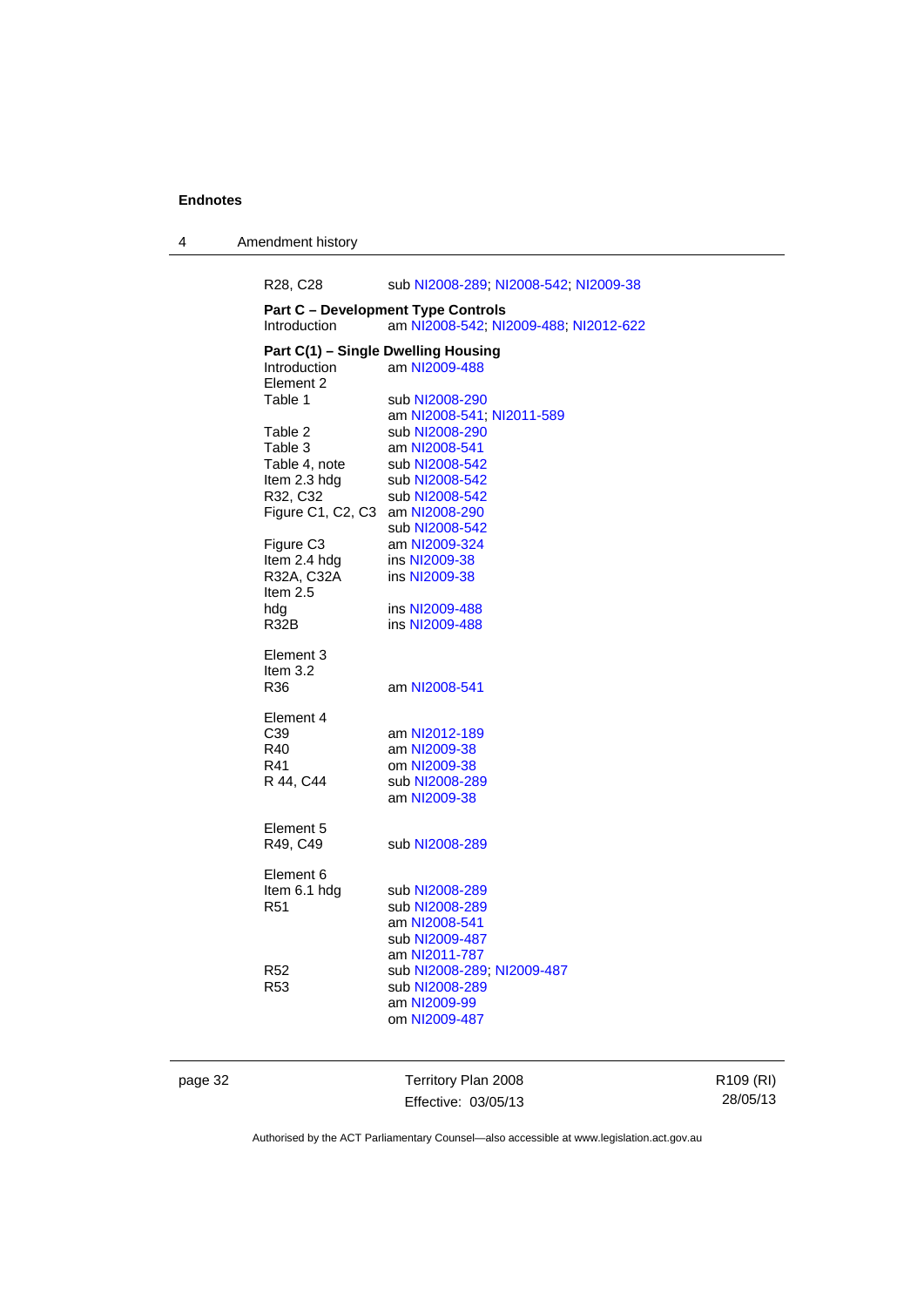R28, C28 sub NI2008-289; NI2008-542; NI2009-38

**Part C – Development Type Controls**
Introduction am NI2008-542; NI2009-488; NI2012-622

**Part C(1) – Single Dwelling Housing**
Introduction am NI2009-488
Element 2
Table 1 sub NI2008-290
am NI2008-541; NI2011-589
Table 2 sub NI2008-290
Table 3 am NI2008-541
Table 4, note sub NI2008-542
Item 2.3 hdg sub NI2008-542
R32, C32 sub NI2008-542
Figure C1, C2, C3 am NI2008-290
sub NI2008-542
Figure C3 am NI2009-324
Item 2.4 hdg ins NI2009-38
R32A, C32A ins NI2009-38
Item 2.5
hdg ins NI2009-488
R32B ins NI2009-488

Element 3
Item 3.2
R36 am NI2008-541

Element 4
C39 am NI2012-189
R40 am NI2009-38
R41 om NI2009-38
R 44, C44 sub NI2008-289
am NI2009-38

Element 5
R49, C49 sub NI2008-289

Element 6
Item 6.1 hdg sub NI2008-289
R51 sub NI2008-289
am NI2008-541
sub NI2009-487
am NI2011-787
R52 sub NI2008-289; NI2009-487
R53 sub NI2008-289
am NI2009-99
om NI2009-487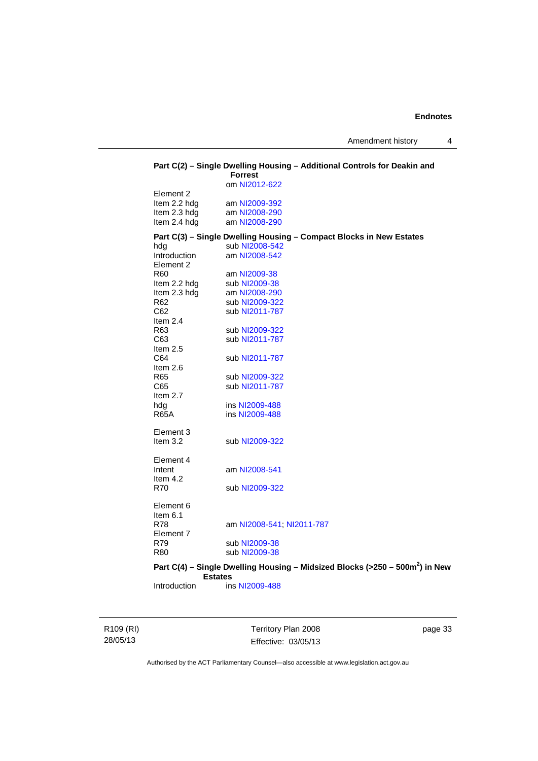**Part C(2) – Single Dwelling Housing – Additional Controls for Deakin and Forrest**
om NI2012-622

Element 2
Item 2.2 hdg — am NI2009-392
Item 2.3 hdg — am NI2008-290
Item 2.4 hdg — am NI2008-290

**Part C(3) – Single Dwelling Housing – Compact Blocks in New Estates**
hdg — sub NI2008-542
Introduction — am NI2008-542
Element 2
R60 — am NI2009-38
Item 2.2 hdg — sub NI2009-38
Item 2.3 hdg — am NI2008-290
R62 — sub NI2009-322
C62 — sub NI2011-787
Item 2.4
R63 — sub NI2009-322
C63 — sub NI2011-787
Item 2.5
C64 — sub NI2011-787
Item 2.6
R65 — sub NI2009-322
C65 — sub NI2011-787
Item 2.7
hdg — ins NI2009-488
R65A — ins NI2009-488

Element 3
Item 3.2 — sub NI2009-322

Element 4
Intent — am NI2008-541
Item 4.2
R70 — sub NI2009-322

Element 6
Item 6.1
R78 — am NI2008-541; NI2011-787
Element 7
R79 — sub NI2009-38
R80 — sub NI2009-38

**Part C(4) – Single Dwelling Housing – Midsized Blocks (>250 – 500m²) in New Estates**
Introduction — ins NI2009-488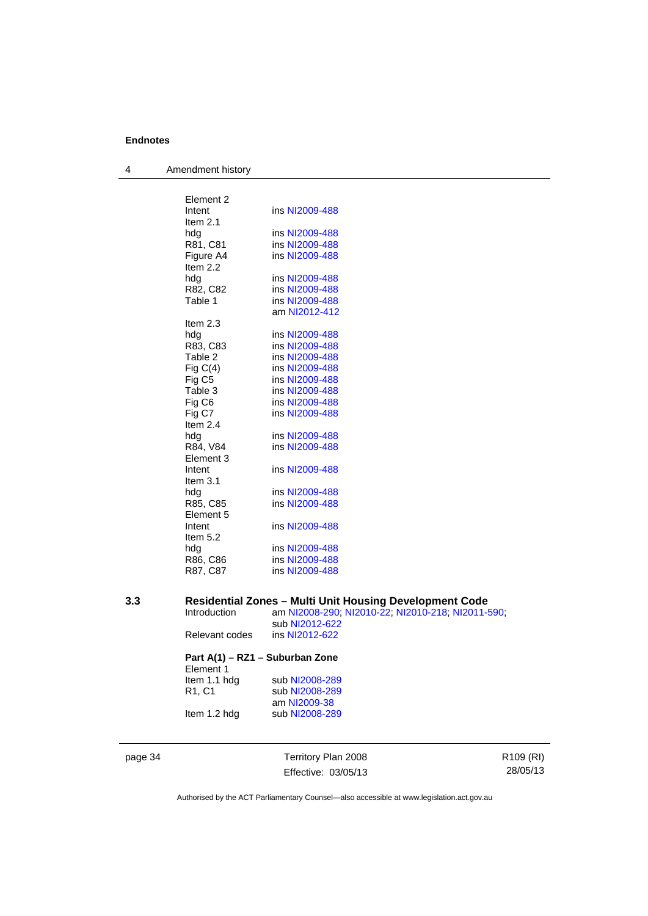Element 2

| | |
|---|---|
| Intent | ins NI2009-488 |
| Item 2.1 | |
| hdg | ins NI2009-488 |
| R81, C81 | ins NI2009-488 |
| Figure A4 | ins NI2009-488 |
| Item 2.2 | |
| hdg | ins NI2009-488 |
| R82, C82 | ins NI2009-488 |
| Table 1 | ins NI2009-488 |
| | am NI2012-412 |
| Item 2.3 | |
| hdg | ins NI2009-488 |
| R83, C83 | ins NI2009-488 |
| Table 2 | ins NI2009-488 |
| Fig C(4) | ins NI2009-488 |
| Fig C5 | ins NI2009-488 |
| Table 3 | ins NI2009-488 |
| Fig C6 | ins NI2009-488 |
| Fig C7 | ins NI2009-488 |
| Item 2.4 | |
| hdg | ins NI2009-488 |
| R84, V84 | ins NI2009-488 |
| Element 3 | |
| Intent | ins NI2009-488 |
| Item 3.1 | |
| hdg | ins NI2009-488 |
| R85, C85 | ins NI2009-488 |
| Element 5 | |
| Intent | ins NI2009-488 |
| Item 5.2 | |
| hdg | ins NI2009-488 |
| R86, C86 | ins NI2009-488 |
| R87, C87 | ins NI2009-488 |

## 3.3 Residential Zones – Multi Unit Housing Development Code

| | |
|---|---|
| Introduction | am NI2008-290; NI2010-22; NI2010-218; NI2011-590; sub NI2012-622 |
| Relevant codes | ins NI2012-622 |

**Part A(1) – RZ1 – Suburban Zone**

Element 1

| | |
|---|---|
| Item 1.1 hdg | sub NI2008-289 |
| R1, C1 | sub NI2008-289 |
| | am NI2009-38 |
| Item 1.2 hdg | sub NI2008-289 |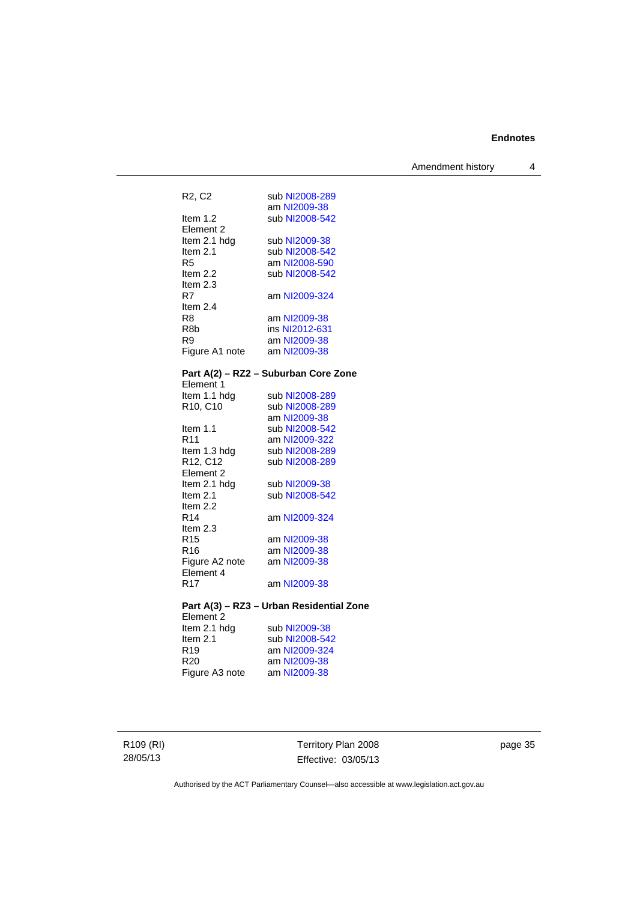| | |
|---|---|
| R2, C2 | sub NI2008-289 |
| | am NI2009-38 |
| Item 1.2 | sub NI2008-542 |
| Element 2 | |
| Item 2.1 hdg | sub NI2009-38 |
| Item 2.1 | sub NI2008-542 |
| R5 | am NI2008-590 |
| Item 2.2 | sub NI2008-542 |
| Item 2.3 | |
| R7 | am NI2009-324 |
| Item 2.4 | |
| R8 | am NI2009-38 |
| R8b | ins NI2012-631 |
| R9 | am NI2009-38 |
| Figure A1 note | am NI2009-38 |

**Part A(2) – RZ2 – Suburban Core Zone**

| | |
|---|---|
| Element 1 | |
| Item 1.1 hdg | sub NI2008-289 |
| R10, C10 | sub NI2008-289 |
| | am NI2009-38 |
| Item 1.1 | sub NI2008-542 |
| R11 | am NI2009-322 |
| Item 1.3 hdg | sub NI2008-289 |
| R12, C12 | sub NI2008-289 |
| Element 2 | |
| Item 2.1 hdg | sub NI2009-38 |
| Item 2.1 | sub NI2008-542 |
| Item 2.2 | |
| R14 | am NI2009-324 |
| Item 2.3 | |
| R15 | am NI2009-38 |
| R16 | am NI2009-38 |
| Figure A2 note | am NI2009-38 |
| Element 4 | |
| R17 | am NI2009-38 |

**Part A(3) – RZ3 – Urban Residential Zone**

| | |
|---|---|
| Element 2 | |
| Item 2.1 hdg | sub NI2009-38 |
| Item 2.1 | sub NI2008-542 |
| R19 | am NI2009-324 |
| R20 | am NI2009-38 |
| Figure A3 note | am NI2009-38 |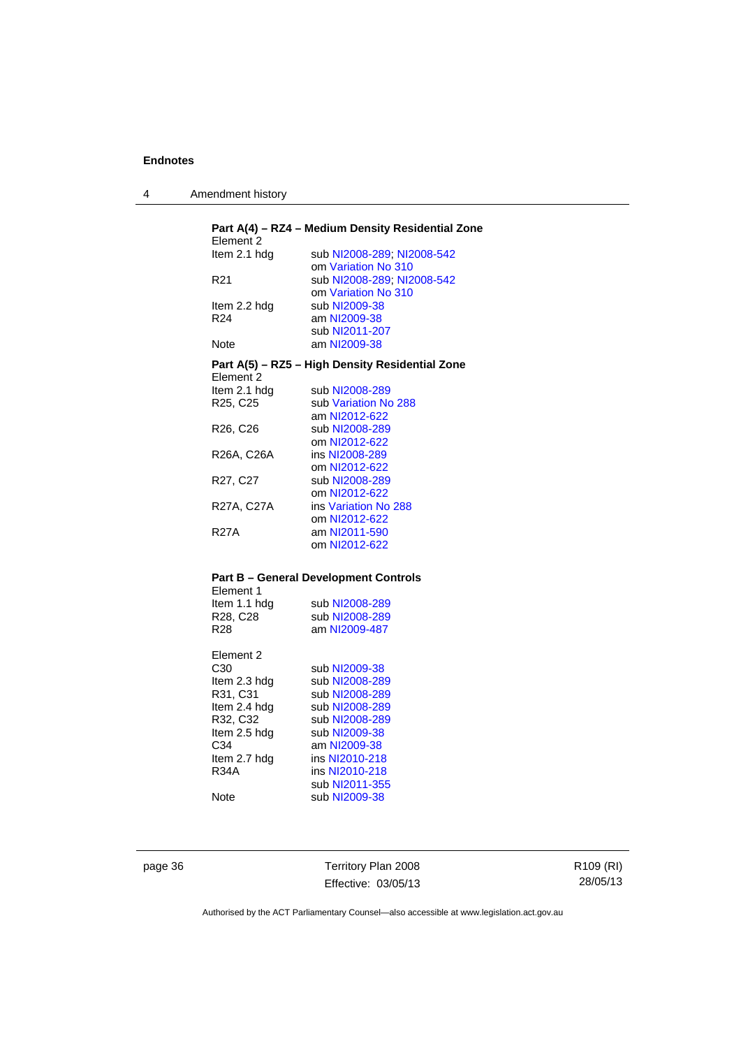**Part A(4) – RZ4 – Medium Density Residential Zone**

Element 2

| | |
|---|---|
| Item 2.1 hdg | sub NI2008-289; NI2008-542<br>om Variation No 310 |
| R21 | sub NI2008-289; NI2008-542<br>om Variation No 310 |
| Item 2.2 hdg | sub NI2009-38 |
| R24 | am NI2009-38<br>sub NI2011-207 |
| Note | am NI2009-38 |

**Part A(5) – RZ5 – High Density Residential Zone**

Element 2

| | |
|---|---|
| Item 2.1 hdg | sub NI2008-289 |
| R25, C25 | sub Variation No 288<br>am NI2012-622 |
| R26, C26 | sub NI2008-289<br>om NI2012-622 |
| R26A, C26A | ins NI2008-289<br>om NI2012-622 |
| R27, C27 | sub NI2008-289<br>om NI2012-622 |
| R27A, C27A | ins Variation No 288<br>om NI2012-622 |
| R27A | am NI2011-590<br>om NI2012-622 |

**Part B – General Development Controls**

Element 1

| | |
|---|---|
| Item 1.1 hdg | sub NI2008-289 |
| R28, C28 | sub NI2008-289 |
| R28 | am NI2009-487 |

Element 2

| | |
|---|---|
| C30 | sub NI2009-38 |
| Item 2.3 hdg | sub NI2008-289 |
| R31, C31 | sub NI2008-289 |
| Item 2.4 hdg | sub NI2008-289 |
| R32, C32 | sub NI2008-289 |
| Item 2.5 hdg | sub NI2009-38 |
| C34 | am NI2009-38 |
| Item 2.7 hdg | ins NI2010-218 |
| R34A | ins NI2010-218<br>sub NI2011-355 |
| Note | sub NI2009-38 |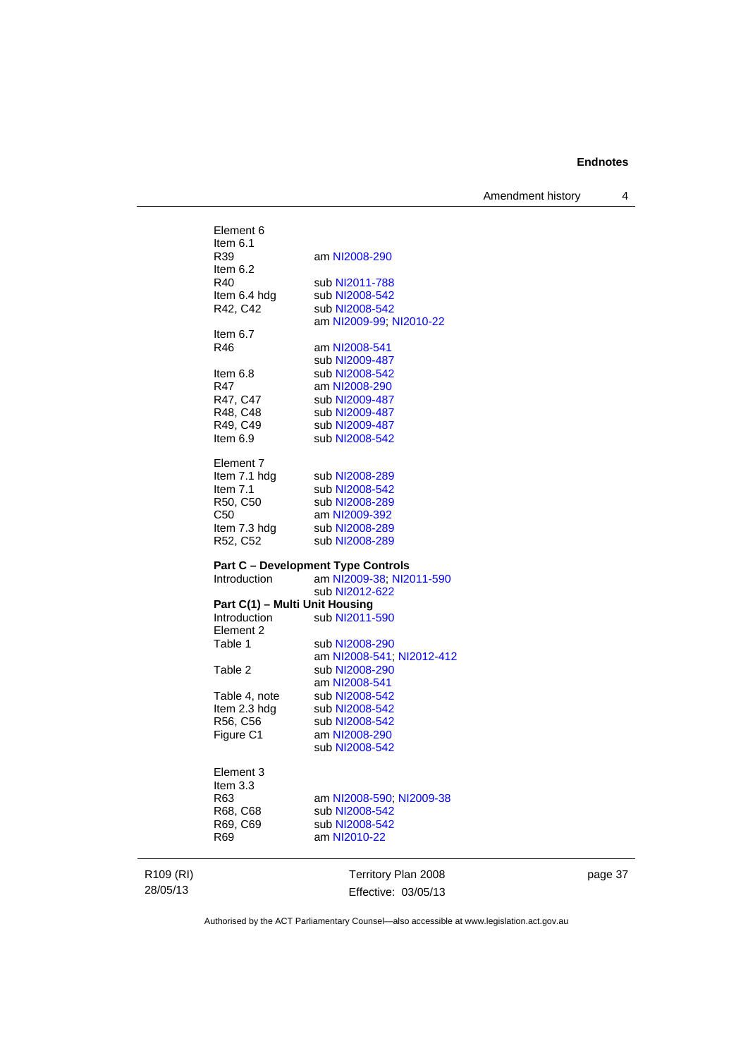Element 6
Item 6.1

| | |
|---|---|
| R39 | am NI2008-290 |
| Item 6.2 | |
| R40 | sub NI2011-788 |
| Item 6.4 hdg | sub NI2008-542 |
| R42, C42 | sub NI2008-542<br>am NI2009-99; NI2010-22 |
| Item 6.7 | |
| R46 | am NI2008-541<br>sub NI2009-487 |
| Item 6.8 | sub NI2008-542 |
| R47 | am NI2008-290 |
| R47, C47 | sub NI2009-487 |
| R48, C48 | sub NI2009-487 |
| R49, C49 | sub NI2009-487 |
| Item 6.9 | sub NI2008-542 |

Element 7

| | |
|---|---|
| Item 7.1 hdg | sub NI2008-289 |
| Item 7.1 | sub NI2008-542 |
| R50, C50 | sub NI2008-289 |
| C50 | am NI2009-392 |
| Item 7.3 hdg | sub NI2008-289 |
| R52, C52 | sub NI2008-289 |

**Part C – Development Type Controls**

| | |
|---|---|
| Introduction | am NI2009-38; NI2011-590<br>sub NI2012-622 |

**Part C(1) – Multi Unit Housing**

| | |
|---|---|
| Introduction | sub NI2011-590 |
| Element 2 | |
| Table 1 | sub NI2008-290<br>am NI2008-541; NI2012-412 |
| Table 2 | sub NI2008-290<br>am NI2008-541 |
| Table 4, note | sub NI2008-542 |
| Item 2.3 hdg | sub NI2008-542 |
| R56, C56 | sub NI2008-542 |
| Figure C1 | am NI2008-290<br>sub NI2008-542 |

Element 3
Item 3.3

| | |
|---|---|
| R63 | am NI2008-590; NI2009-38 |
| R68, C68 | sub NI2008-542 |
| R69, C69 | sub NI2008-542 |
| R69 | am NI2010-22 |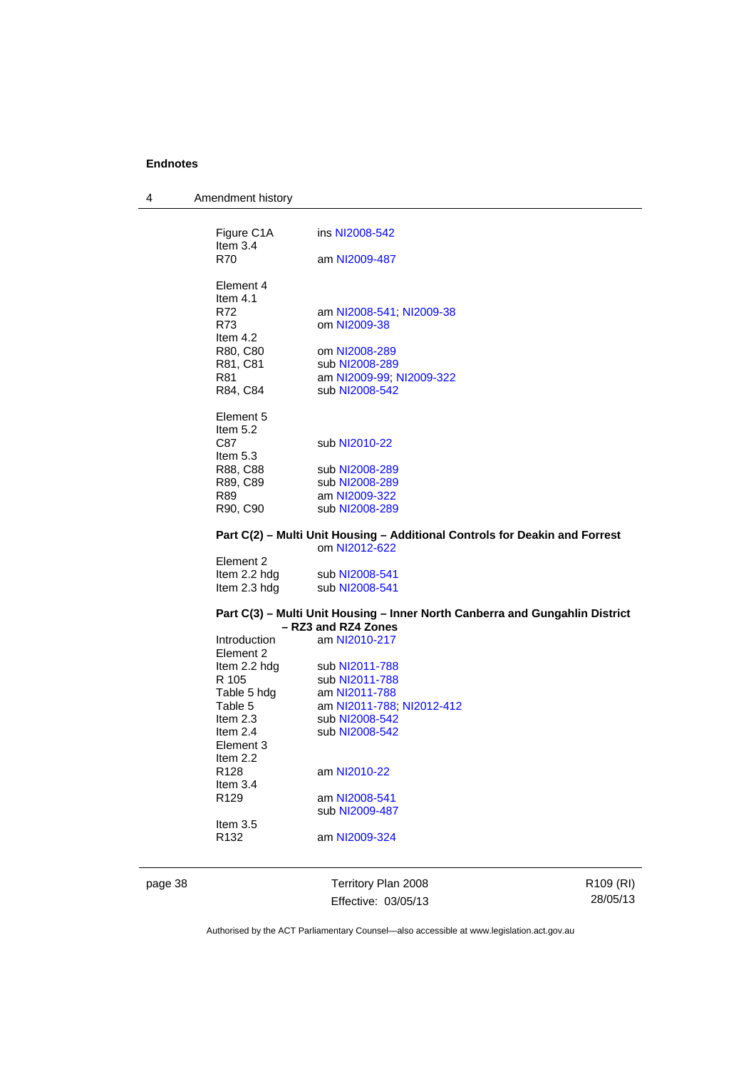**Endnotes**

4 Amendment history

Figure C1A ins NI2008-542
Item 3.4
R70 am NI2009-487

Element 4
Item 4.1
R72 am NI2008-541; NI2009-38
R73 om NI2009-38
Item 4.2
R80, C80 om NI2008-289
R81, C81 sub NI2008-289
R81 am NI2009-99; NI2009-322
R84, C84 sub NI2008-542

Element 5
Item 5.2
C87 sub NI2010-22
Item 5.3
R88, C88 sub NI2008-289
R89, C89 sub NI2008-289
R89 am NI2009-322
R90, C90 sub NI2008-289

**Part C(2) – Multi Unit Housing – Additional Controls for Deakin and Forrest**
om NI2012-622

Element 2
Item 2.2 hdg sub NI2008-541
Item 2.3 hdg sub NI2008-541

**Part C(3) – Multi Unit Housing – Inner North Canberra and Gungahlin District – RZ3 and RZ4 Zones**

Introduction am NI2010-217
Element 2
Item 2.2 hdg sub NI2011-788
R 105 sub NI2011-788
Table 5 hdg am NI2011-788
Table 5 am NI2011-788; NI2012-412
Item 2.3 sub NI2008-542
Item 2.4 sub NI2008-542
Element 3
Item 2.2
R128 am NI2010-22
Item 3.4
R129 am NI2008-541
sub NI2009-487
Item 3.5
R132 am NI2009-324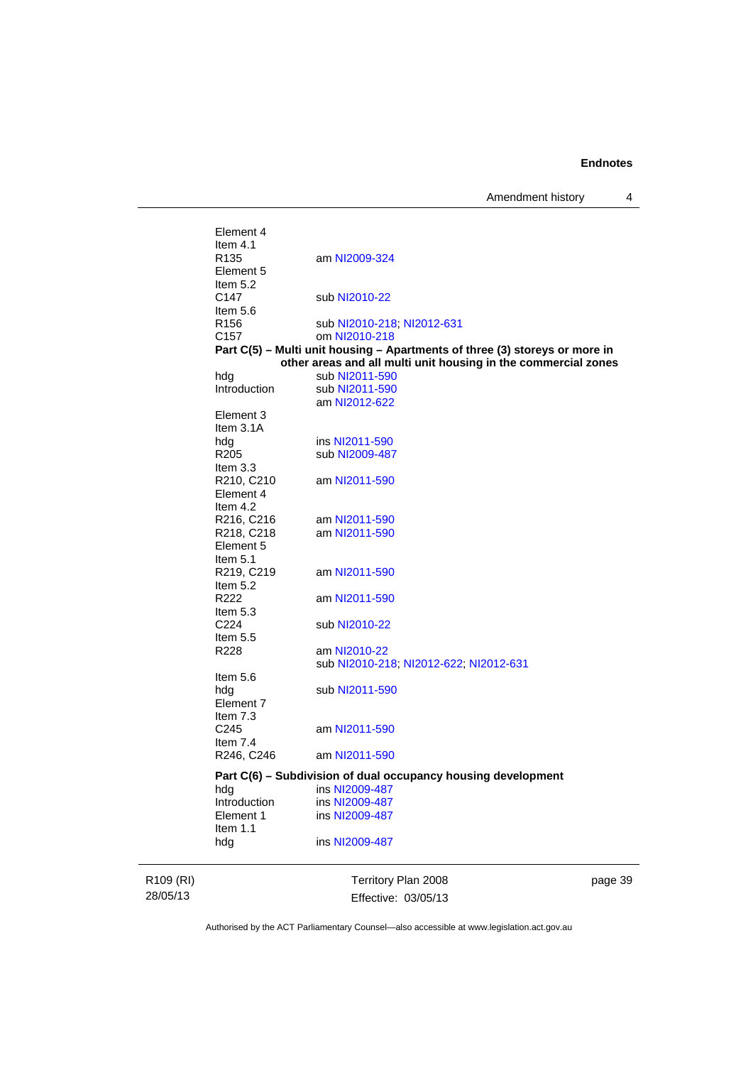Element 4
Item 4.1
R135 am NI2009-324
Element 5
Item 5.2
C147 sub NI2010-22
Item 5.6
R156 sub NI2010-218; NI2012-631
C157 om NI2010-218

**Part C(5) – Multi unit housing – Apartments of three (3) storeys or more in other areas and all multi unit housing in the commercial zones**

hdg sub NI2011-590
Introduction sub NI2011-590
am NI2012-622
Element 3
Item 3.1A
hdg ins NI2011-590
R205 sub NI2009-487
Item 3.3
R210, C210 am NI2011-590
Element 4
Item 4.2
R216, C216 am NI2011-590
R218, C218 am NI2011-590
Element 5
Item 5.1
R219, C219 am NI2011-590
Item 5.2
R222 am NI2011-590
Item 5.3
C224 sub NI2010-22
Item 5.5
R228 am NI2010-22
sub NI2010-218; NI2012-622; NI2012-631
Item 5.6
hdg sub NI2011-590
Element 7
Item 7.3
C245 am NI2011-590
Item 7.4
R246, C246 am NI2011-590

**Part C(6) – Subdivision of dual occupancy housing development**

hdg ins NI2009-487
Introduction ins NI2009-487
Element 1 ins NI2009-487
Item 1.1
hdg ins NI2009-487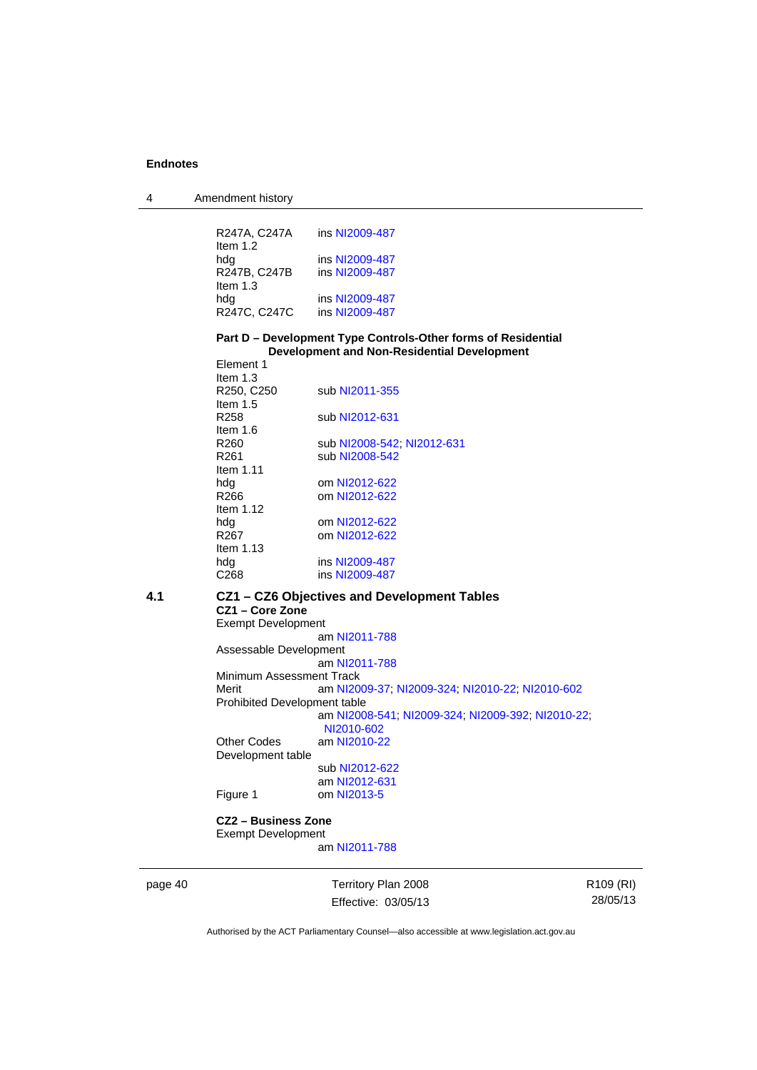| | |
|---|---|
| R247A, C247A | ins NI2009-487 |
| Item 1.2 | |
| hdg | ins NI2009-487 |
| R247B, C247B | ins NI2009-487 |
| Item 1.3 | |
| hdg | ins NI2009-487 |
| R247C, C247C | ins NI2009-487 |

**Part D – Development Type Controls-Other forms of Residential Development and Non-Residential Development**

| | |
|---|---|
| Element 1 | |
| Item 1.3 | |
| R250, C250 | sub NI2011-355 |
| Item 1.5 | |
| R258 | sub NI2012-631 |
| Item 1.6 | |
| R260 | sub NI2008-542; NI2012-631 |
| R261 | sub NI2008-542 |
| Item 1.11 | |
| hdg | om NI2012-622 |
| R266 | om NI2012-622 |
| Item 1.12 | |
| hdg | om NI2012-622 |
| R267 | om NI2012-622 |
| Item 1.13 | |
| hdg | ins NI2009-487 |
| C268 | ins NI2009-487 |

## 4.1 CZ1 – CZ6 Objectives and Development Tables

**CZ1 – Core Zone**

| | |
|---|---|
| Exempt Development | |
| | am NI2011-788 |
| Assessable Development | |
| | am NI2011-788 |
| Minimum Assessment Track | |
| Merit | am NI2009-37; NI2009-324; NI2010-22; NI2010-602 |
| Prohibited Development table | |
| | am NI2008-541; NI2009-324; NI2009-392; NI2010-22; NI2010-602 |
| Other Codes | am NI2010-22 |
| Development table | |
| | sub NI2012-622 |
| | am NI2012-631 |
| Figure 1 | om NI2013-5 |

**CZ2 – Business Zone**

| | |
|---|---|
| Exempt Development | |
| | am NI2011-788 |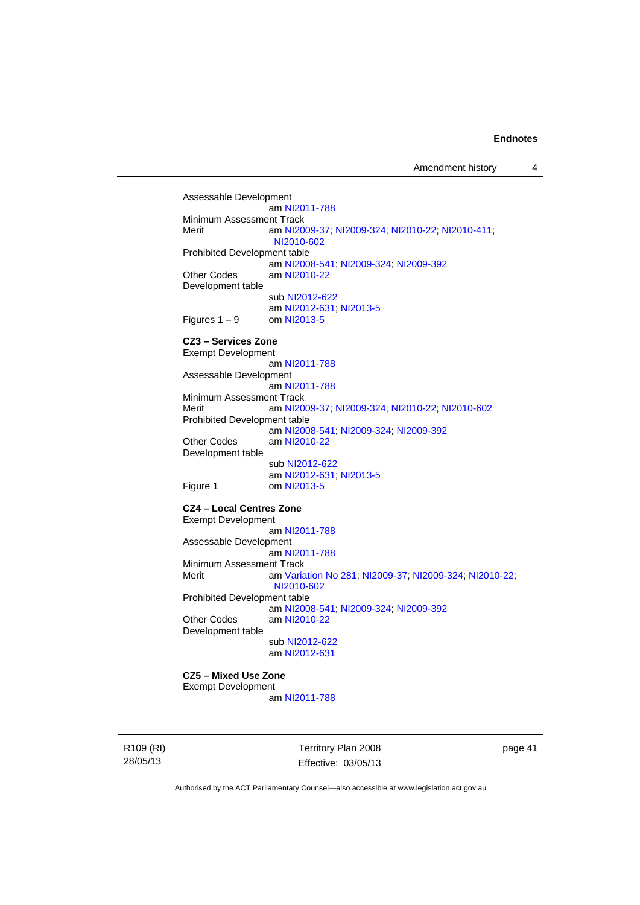Assessable Development
am NI2011-788

Minimum Assessment Track
Merit am NI2009-37; NI2009-324; NI2010-22; NI2010-411; NI2010-602

Prohibited Development table
am NI2008-541; NI2009-324; NI2009-392

Other Codes am NI2010-22

Development table
sub NI2012-622
am NI2012-631; NI2013-5

Figures 1 – 9 om NI2013-5

**CZ3 – Services Zone**

Exempt Development
am NI2011-788

Assessable Development
am NI2011-788

Minimum Assessment Track
Merit am NI2009-37; NI2009-324; NI2010-22; NI2010-602

Prohibited Development table
am NI2008-541; NI2009-324; NI2009-392

Other Codes am NI2010-22

Development table
sub NI2012-622
am NI2012-631; NI2013-5

Figure 1 om NI2013-5

**CZ4 – Local Centres Zone**

Exempt Development
am NI2011-788

Assessable Development
am NI2011-788

Minimum Assessment Track
Merit am Variation No 281; NI2009-37; NI2009-324; NI2010-22; NI2010-602

Prohibited Development table
am NI2008-541; NI2009-324; NI2009-392

Other Codes am NI2010-22

Development table
sub NI2012-622
am NI2012-631

**CZ5 – Mixed Use Zone**

Exempt Development
am NI2011-788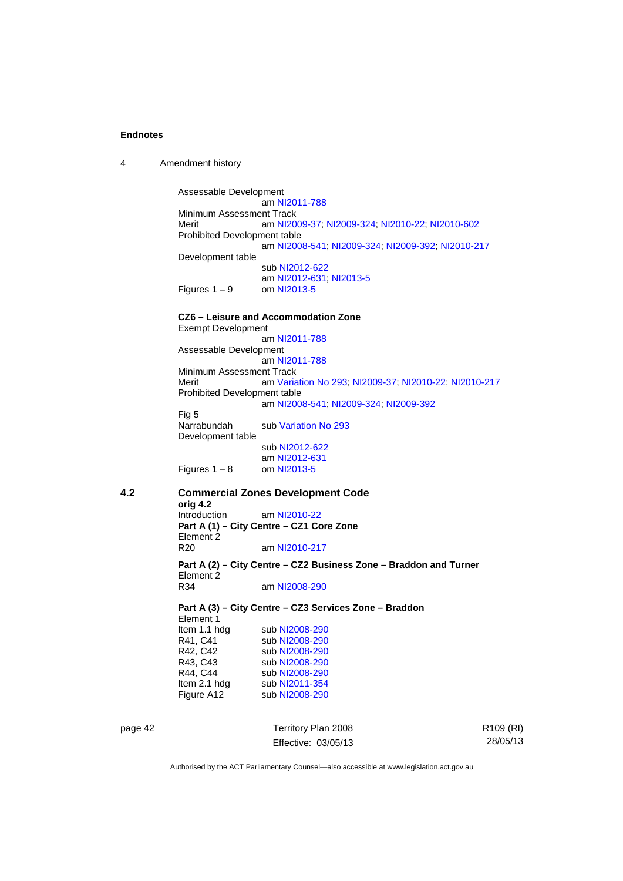Assessable Development
am NI2011-788
Minimum Assessment Track
Merit am NI2009-37; NI2009-324; NI2010-22; NI2010-602
Prohibited Development table
am NI2008-541; NI2009-324; NI2009-392; NI2010-217
Development table
sub NI2012-622
am NI2012-631; NI2013-5
Figures 1 – 9 om NI2013-5

**CZ6 – Leisure and Accommodation Zone**
Exempt Development
am NI2011-788
Assessable Development
am NI2011-788
Minimum Assessment Track
Merit am Variation No 293; NI2009-37; NI2010-22; NI2010-217
Prohibited Development table
am NI2008-541; NI2009-324; NI2009-392
Fig 5
Narrabundah sub Variation No 293
Development table
sub NI2012-622
am NI2012-631
Figures 1 – 8 om NI2013-5

## 4.2 Commercial Zones Development Code

**orig 4.2**
Introduction am NI2010-22
**Part A (1) – City Centre – CZ1 Core Zone**
Element 2
R20 am NI2010-217

**Part A (2) – City Centre – CZ2 Business Zone – Braddon and Turner**
Element 2
R34 am NI2008-290

**Part A (3) – City Centre – CZ3 Services Zone – Braddon**
Element 1
Item 1.1 hdg sub NI2008-290
R41, C41 sub NI2008-290
R42, C42 sub NI2008-290
R43, C43 sub NI2008-290
R44, C44 sub NI2008-290
Item 2.1 hdg sub NI2011-354
Figure A12 sub NI2008-290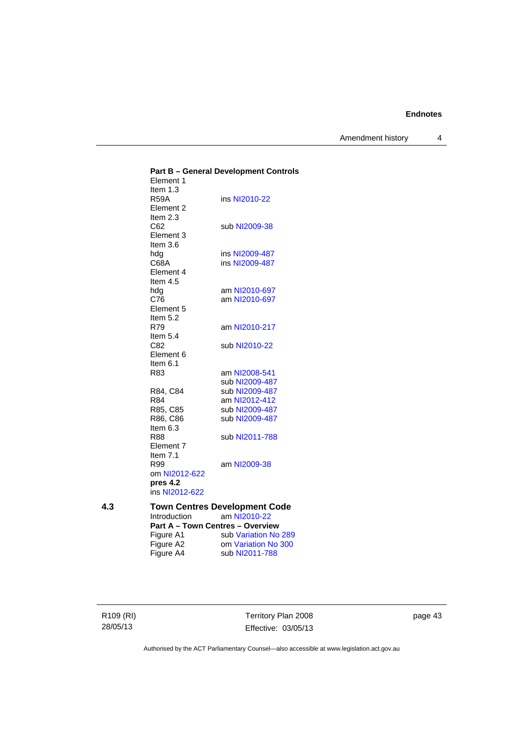**Part B – General Development Controls**

Element 1
Item 1.3
R59A ins NI2010-22
Element 2
Item 2.3
C62 sub NI2009-38
Element 3
Item 3.6
hdg ins NI2009-487
C68A ins NI2009-487
Element 4
Item 4.5
hdg am NI2010-697
C76 am NI2010-697
Element 5
Item 5.2
R79 am NI2010-217
Item 5.4
C82 sub NI2010-22
Element 6
Item 6.1
R83 am NI2008-541
sub NI2009-487
R84, C84 sub NI2009-487
R84 am NI2012-412
R85, C85 sub NI2009-487
R86, C86 sub NI2009-487
Item 6.3
R88 sub NI2011-788
Element 7
Item 7.1
R99 am NI2009-38
om NI2012-622
**pres 4.2**
ins NI2012-622

## 4.3 Town Centres Development Code

Introduction am NI2010-22

**Part A – Town Centres – Overview**

Figure A1 sub Variation No 289
Figure A2 om Variation No 300
Figure A4 sub NI2011-788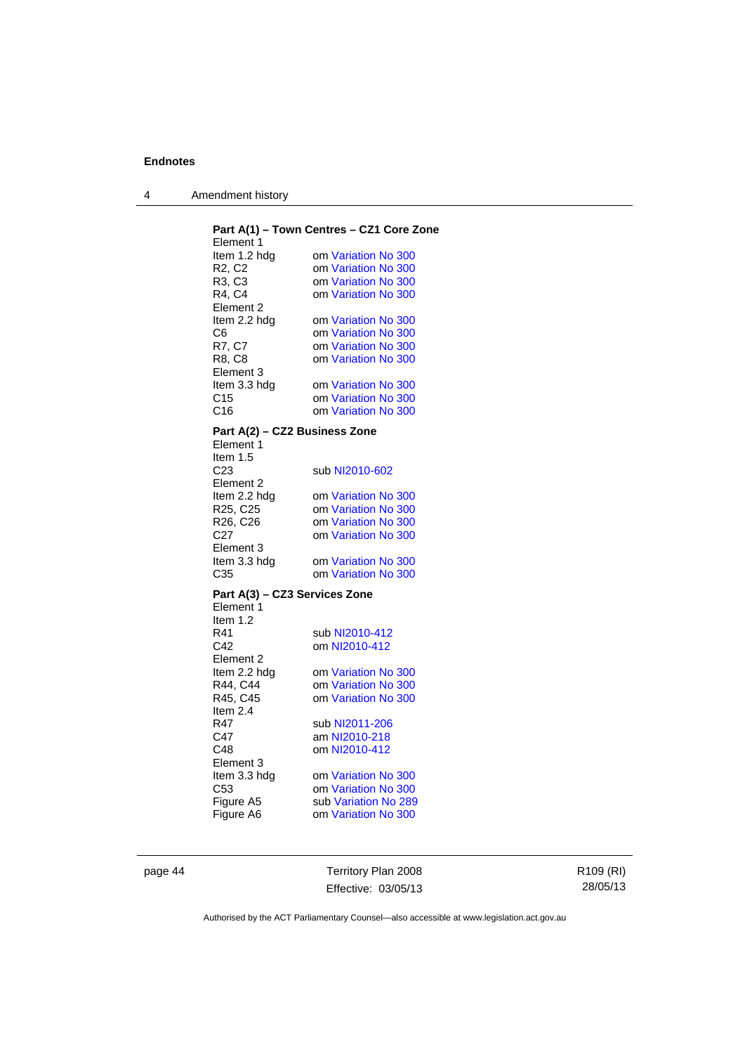**Endnotes**

4 Amendment history

**Part A(1) – Town Centres – CZ1 Core Zone**

Element 1
Item 1.2 hdg om Variation No 300
R2, C2 om Variation No 300
R3, C3 om Variation No 300
R4, C4 om Variation No 300
Element 2
Item 2.2 hdg om Variation No 300
C6 om Variation No 300
R7, C7 om Variation No 300
R8, C8 om Variation No 300
Element 3
Item 3.3 hdg om Variation No 300
C15 om Variation No 300
C16 om Variation No 300

**Part A(2) – CZ2 Business Zone**

Element 1
Item 1.5
C23 sub NI2010-602
Element 2
Item 2.2 hdg om Variation No 300
R25, C25 om Variation No 300
R26, C26 om Variation No 300
C27 om Variation No 300
Element 3
Item 3.3 hdg om Variation No 300
C35 om Variation No 300

**Part A(3) – CZ3 Services Zone**

Element 1
Item 1.2
R41 sub NI2010-412
C42 om NI2010-412
Element 2
Item 2.2 hdg om Variation No 300
R44, C44 om Variation No 300
R45, C45 om Variation No 300
Item 2.4
R47 sub NI2011-206
C47 am NI2010-218
C48 om NI2010-412
Element 3
Item 3.3 hdg om Variation No 300
C53 om Variation No 300
Figure A5 sub Variation No 289
Figure A6 om Variation No 300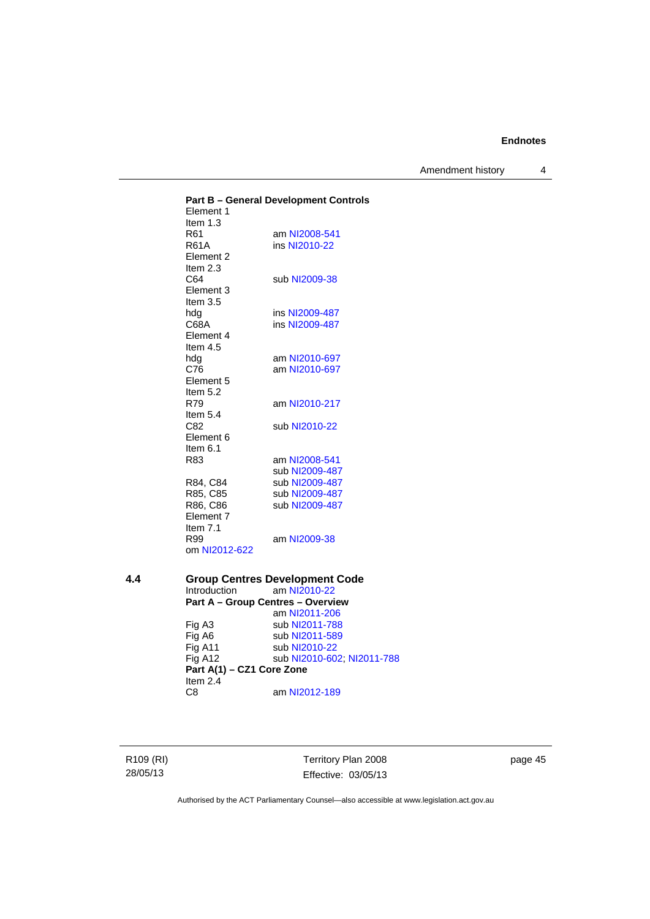**Part B – General Development Controls**

Element 1
Item 1.3
R61 am NI2008-541
R61A ins NI2010-22
Element 2
Item 2.3
C64 sub NI2009-38
Element 3
Item 3.5
hdg ins NI2009-487
C68A ins NI2009-487
Element 4
Item 4.5
hdg am NI2010-697
C76 am NI2010-697
Element 5
Item 5.2
R79 am NI2010-217
Item 5.4
C82 sub NI2010-22
Element 6
Item 6.1
R83 am NI2008-541
sub NI2009-487
R84, C84 sub NI2009-487
R85, C85 sub NI2009-487
R86, C86 sub NI2009-487
Element 7
Item 7.1
R99 am NI2009-38
om NI2012-622

## 4.4 Group Centres Development Code

Introduction am NI2010-22

**Part A – Group Centres – Overview**
am NI2011-206
Fig A3 sub NI2011-788
Fig A6 sub NI2011-589
Fig A11 sub NI2010-22
Fig A12 sub NI2010-602; NI2011-788

**Part A(1) – CZ1 Core Zone**
Item 2.4
C8 am NI2012-189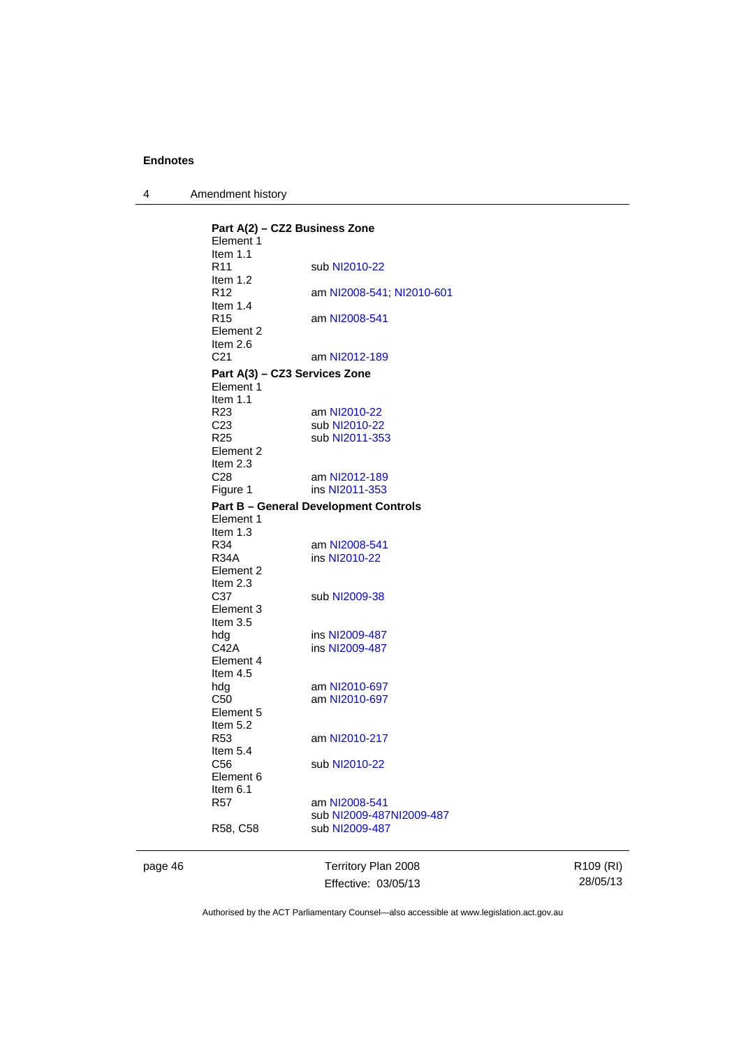**Part A(2) – CZ2 Business Zone**

Element 1

Item 1.1

R11 sub NI2010-22

Item 1.2

R12 am NI2008-541; NI2010-601

Item 1.4

R15 am NI2008-541

Element 2

Item 2.6

C21 am NI2012-189

**Part A(3) – CZ3 Services Zone**

Element 1

Item 1.1

R23 am NI2010-22

C23 sub NI2010-22

R25 sub NI2011-353

Element 2

Item 2.3

C28 am NI2012-189

Figure 1 ins NI2011-353

**Part B – General Development Controls**

Element 1

Item 1.3

R34 am NI2008-541

R34A ins NI2010-22

Element 2

Item 2.3

C37 sub NI2009-38

Element 3

Item 3.5

hdg ins NI2009-487

C42A ins NI2009-487

Element 4

Item 4.5

hdg am NI2010-697

C50 am NI2010-697

Element 5

Item 5.2

R53 am NI2010-217

Item 5.4

C56 sub NI2010-22

Element 6

Item 6.1

R57 am NI2008-541
sub NI2009-487NI2009-487

R58, C58 sub NI2009-487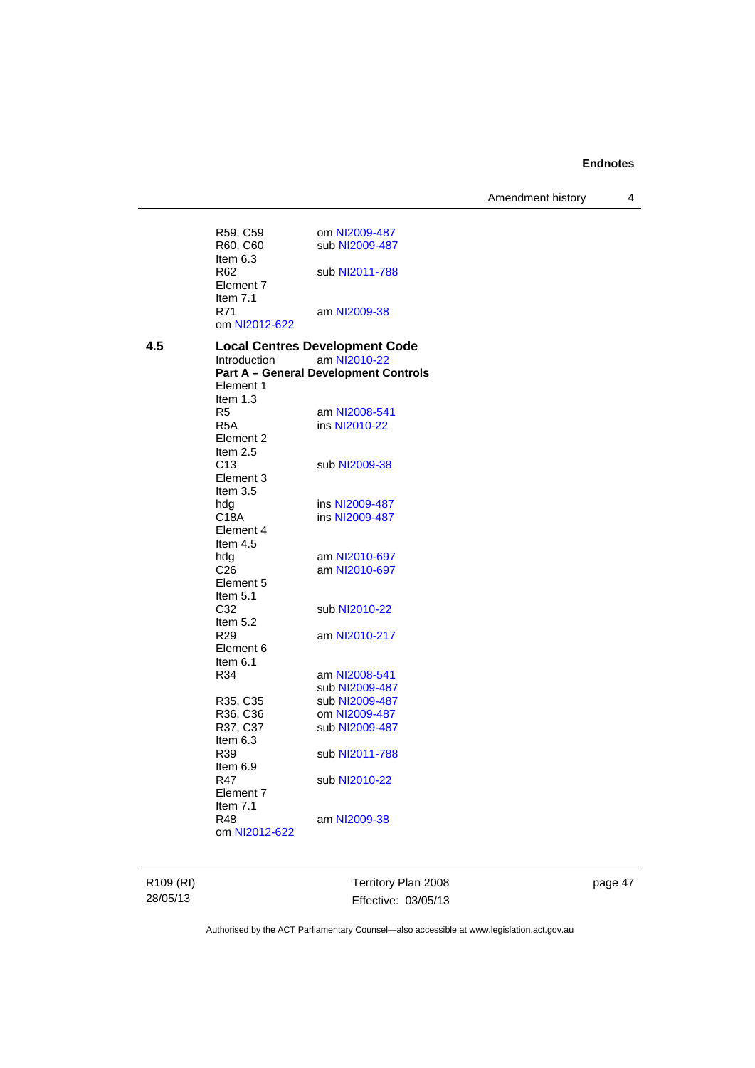R59, C59 om NI2009-487
R60, C60 sub NI2009-487
Item 6.3
R62 sub NI2011-788
Element 7
Item 7.1
R71 am NI2009-38
om NI2012-622

**4.5 Local Centres Development Code**

Introduction am NI2010-22

**Part A – General Development Controls**

Element 1
Item 1.3
R5 am NI2008-541
R5A ins NI2010-22
Element 2
Item 2.5
C13 sub NI2009-38
Element 3
Item 3.5
hdg ins NI2009-487
C18A ins NI2009-487
Element 4
Item 4.5
hdg am NI2010-697
C26 am NI2010-697
Element 5
Item 5.1
C32 sub NI2010-22
Item 5.2
R29 am NI2010-217
Element 6
Item 6.1
R34 am NI2008-541
sub NI2009-487
R35, C35 sub NI2009-487
R36, C36 om NI2009-487
R37, C37 sub NI2009-487
Item 6.3
R39 sub NI2011-788
Item 6.9
R47 sub NI2010-22
Element 7
Item 7.1
R48 am NI2009-38
om NI2012-622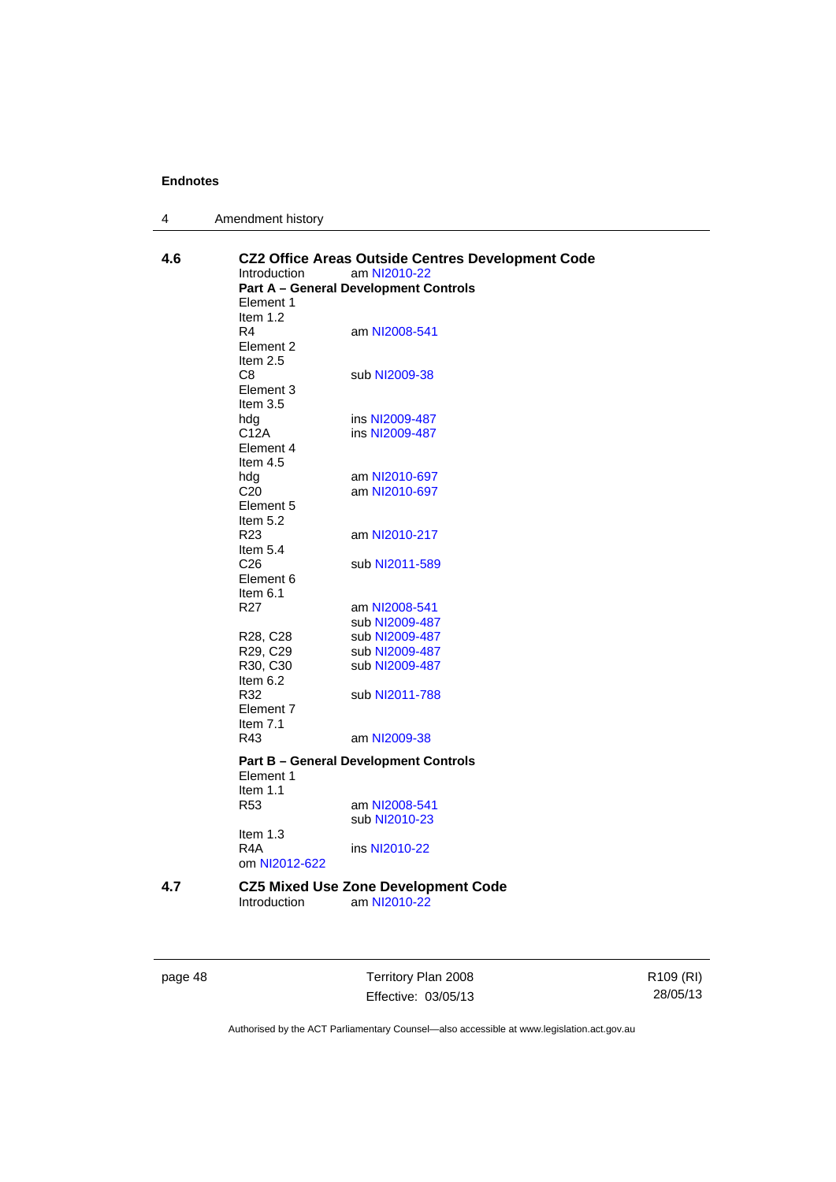## 4.6 CZ2 Office Areas Outside Centres Development Code

Introduction am NI2010-22

**Part A – General Development Controls**

Element 1
Item 1.2
R4 am NI2008-541
Element 2
Item 2.5
C8 sub NI2009-38
Element 3
Item 3.5
hdg ins NI2009-487
C12A ins NI2009-487
Element 4
Item 4.5
hdg am NI2010-697
C20 am NI2010-697
Element 5
Item 5.2
R23 am NI2010-217
Item 5.4
C26 sub NI2011-589
Element 6
Item 6.1
R27 am NI2008-541
sub NI2009-487
R28, C28 sub NI2009-487
R29, C29 sub NI2009-487
R30, C30 sub NI2009-487
Item 6.2
R32 sub NI2011-788
Element 7
Item 7.1
R43 am NI2009-38

**Part B – General Development Controls**

Element 1
Item 1.1
R53 am NI2008-541
sub NI2010-23
Item 1.3
R4A ins NI2010-22
om NI2012-622

## 4.7 CZ5 Mixed Use Zone Development Code

Introduction am NI2010-22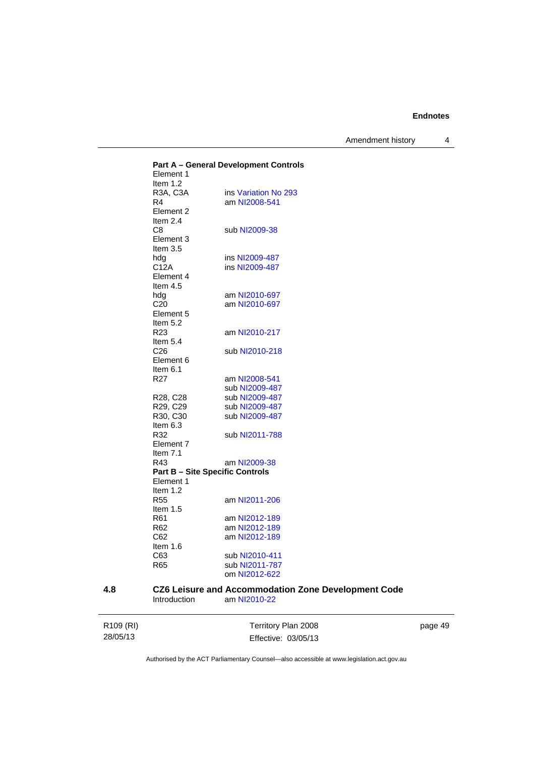**Part A – General Development Controls**

Element 1

Item 1.2

| | |
|---|---|
| R3A, C3A | ins Variation No 293 |
| R4 | am NI2008-541 |

Element 2

Item 2.4

| | |
|---|---|
| C8 | sub NI2009-38 |

Element 3

Item 3.5

| | |
|---|---|
| hdg | ins NI2009-487 |
| C12A | ins NI2009-487 |

Element 4

Item 4.5

| | |
|---|---|
| hdg | am NI2010-697 |
| C20 | am NI2010-697 |

Element 5

Item 5.2

| | |
|---|---|
| R23 | am NI2010-217 |

Item 5.4

| | |
|---|---|
| C26 | sub NI2010-218 |

Element 6

Item 6.1

| | |
|---|---|
| R27 | am NI2008-541 |
| | sub NI2009-487 |
| R28, C28 | sub NI2009-487 |
| R29, C29 | sub NI2009-487 |
| R30, C30 | sub NI2009-487 |

Item 6.3

| | |
|---|---|
| R32 | sub NI2011-788 |

Element 7

Item 7.1

| | |
|---|---|
| R43 | am NI2009-38 |

**Part B – Site Specific Controls**

Element 1

Item 1.2

| | |
|---|---|
| R55 | am NI2011-206 |

Item 1.5

| | |
|---|---|
| R61 | am NI2012-189 |
| R62 | am NI2012-189 |
| C62 | am NI2012-189 |

Item 1.6

| | |
|---|---|
| C63 | sub NI2010-411 |
| R65 | sub NI2011-787 |
| | om NI2012-622 |

## 4.8 CZ6 Leisure and Accommodation Zone Development Code

| | |
|---|---|
| Introduction | am NI2010-22 |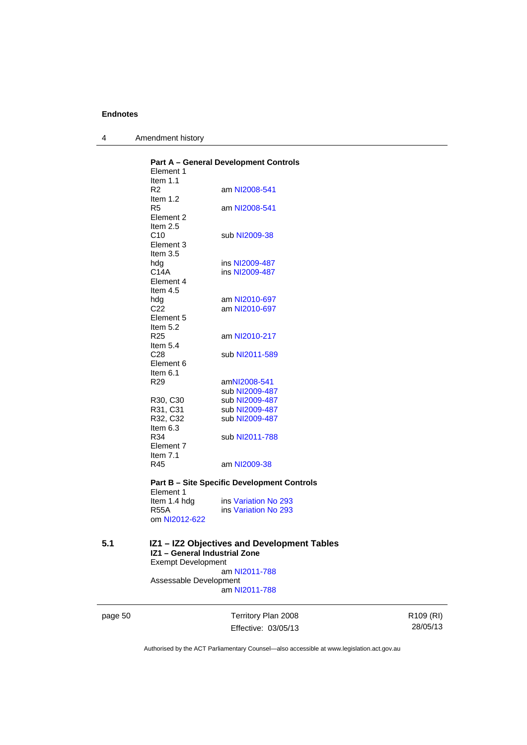**Part A – General Development Controls**

Element 1
Item 1.1
R2 am NI2008-541
Item 1.2
R5 am NI2008-541
Element 2
Item 2.5
C10 sub NI2009-38
Element 3
Item 3.5
hdg ins NI2009-487
C14A ins NI2009-487
Element 4
Item 4.5
hdg am NI2010-697
C22 am NI2010-697
Element 5
Item 5.2
R25 am NI2010-217
Item 5.4
C28 sub NI2011-589
Element 6
Item 6.1
R29 amNI2008-541
sub NI2009-487
R30, C30 sub NI2009-487
R31, C31 sub NI2009-487
R32, C32 sub NI2009-487
Item 6.3
R34 sub NI2011-788
Element 7
Item 7.1
R45 am NI2009-38

**Part B – Site Specific Development Controls**

Element 1
Item 1.4 hdg ins Variation No 293
R55A ins Variation No 293
om NI2012-622

## 5.1 IZ1 – IZ2 Objectives and Development Tables

**IZ1 – General Industrial Zone**

Exempt Development
am NI2011-788
Assessable Development
am NI2011-788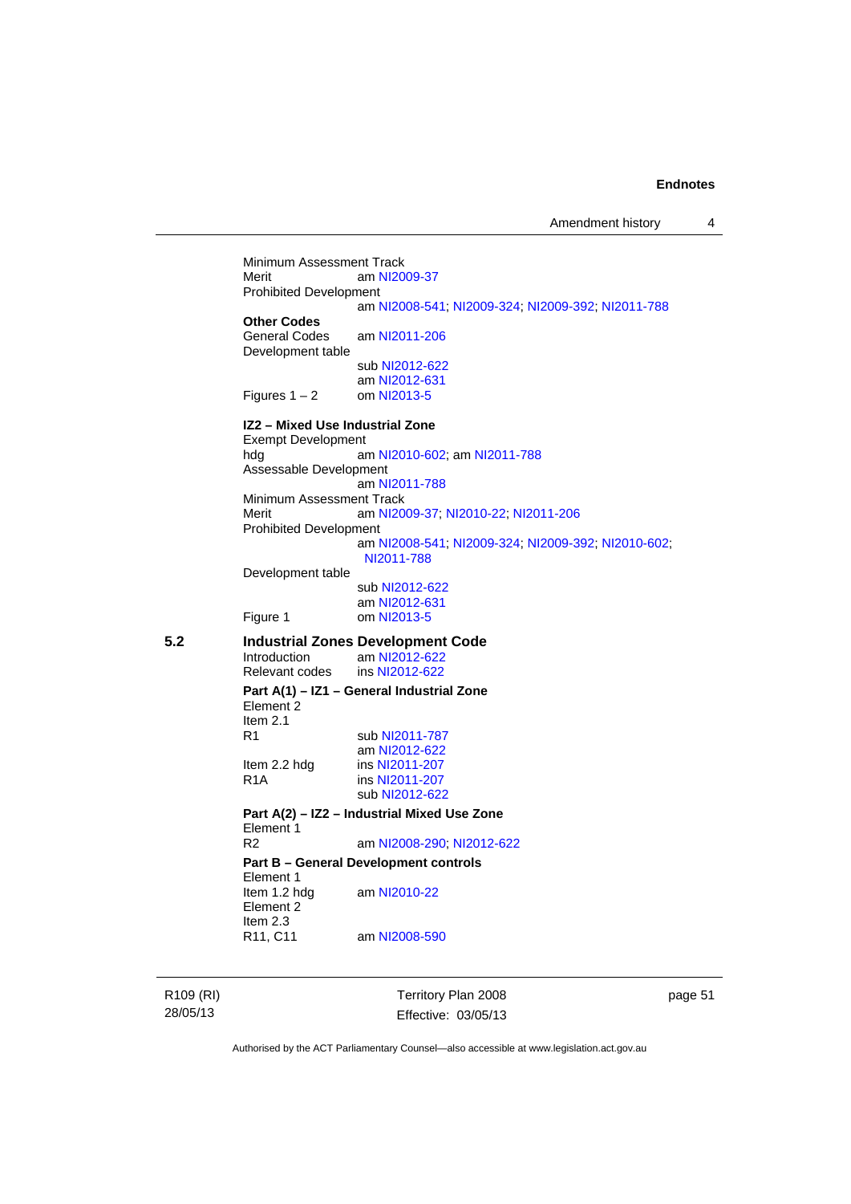Minimum Assessment Track
Merit am NI2009-37
Prohibited Development
am NI2008-541; NI2009-324; NI2009-392; NI2011-788

**Other Codes**
General Codes am NI2011-206
Development table
sub NI2012-622
am NI2012-631
Figures 1 – 2 om NI2013-5

**IZ2 – Mixed Use Industrial Zone**
Exempt Development
hdg am NI2010-602; am NI2011-788
Assessable Development
am NI2011-788
Minimum Assessment Track
Merit am NI2009-37; NI2010-22; NI2011-206
Prohibited Development
am NI2008-541; NI2009-324; NI2009-392; NI2010-602; NI2011-788
Development table
sub NI2012-622
am NI2012-631
Figure 1 om NI2013-5

**5.2 Industrial Zones Development Code**
Introduction am NI2012-622
Relevant codes ins NI2012-622

**Part A(1) – IZ1 – General Industrial Zone**
Element 2
Item 2.1
R1 sub NI2011-787
am NI2012-622
Item 2.2 hdg ins NI2011-207
R1A ins NI2011-207
sub NI2012-622

**Part A(2) – IZ2 – Industrial Mixed Use Zone**
Element 1
R2 am NI2008-290; NI2012-622

**Part B – General Development controls**
Element 1
Item 1.2 hdg am NI2010-22
Element 2
Item 2.3
R11, C11 am NI2008-590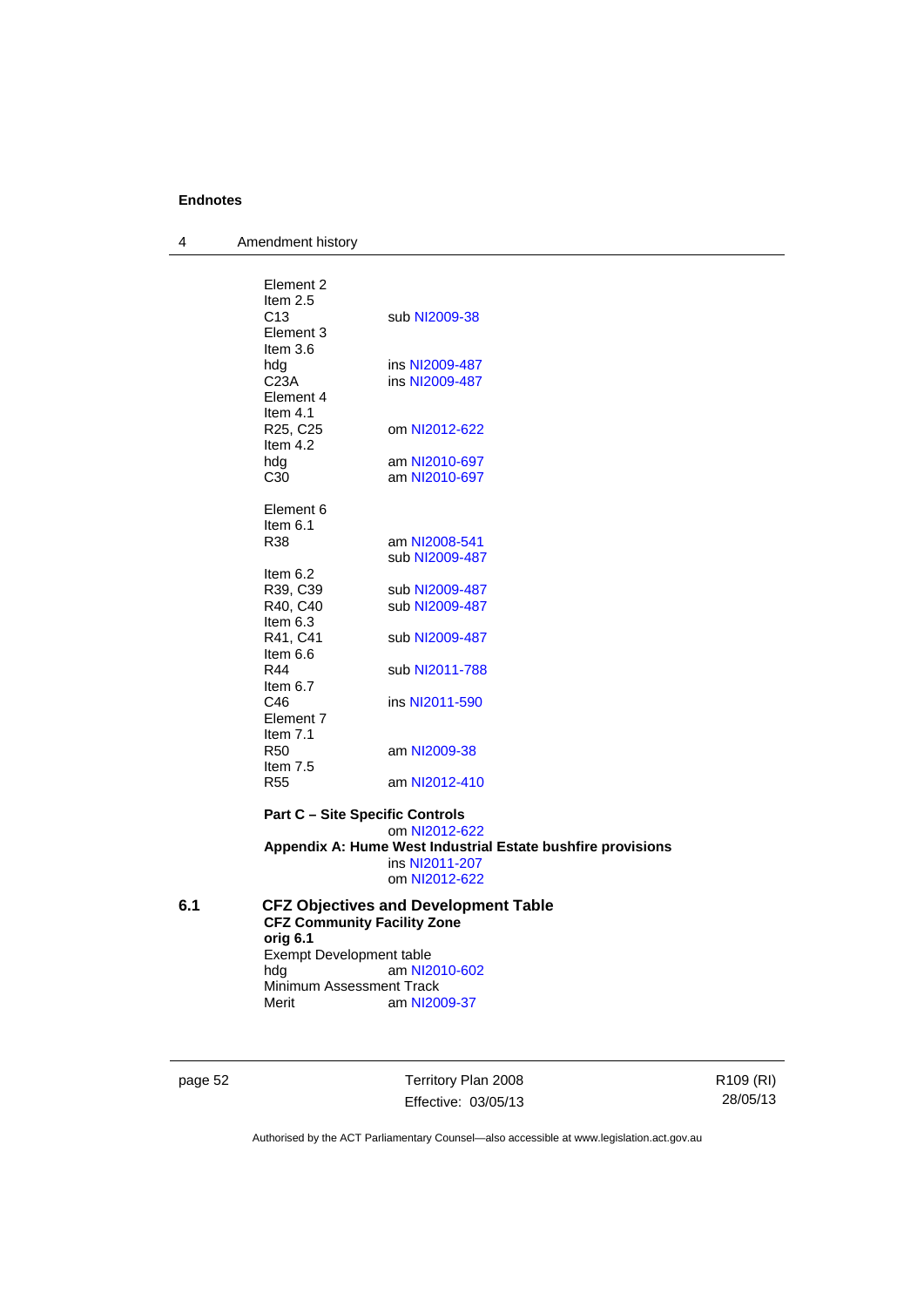Element 2
Item 2.5
C13 sub NI2009-38
Element 3
Item 3.6
hdg ins NI2009-487
C23A ins NI2009-487
Element 4
Item 4.1
R25, C25 om NI2012-622
Item 4.2
hdg am NI2010-697
C30 am NI2010-697

Element 6
Item 6.1
R38 am NI2008-541
sub NI2009-487
Item 6.2
R39, C39 sub NI2009-487
R40, C40 sub NI2009-487
Item 6.3
R41, C41 sub NI2009-487
Item 6.6
R44 sub NI2011-788
Item 6.7
C46 ins NI2011-590
Element 7
Item 7.1
R50 am NI2009-38
Item 7.5
R55 am NI2012-410

**Part C – Site Specific Controls**
om NI2012-622
**Appendix A: Hume West Industrial Estate bushfire provisions**
ins NI2011-207
om NI2012-622

## 6.1 CFZ Objectives and Development Table

**CFZ Community Facility Zone**
**orig 6.1**
Exempt Development table
hdg am NI2010-602
Minimum Assessment Track
Merit am NI2009-37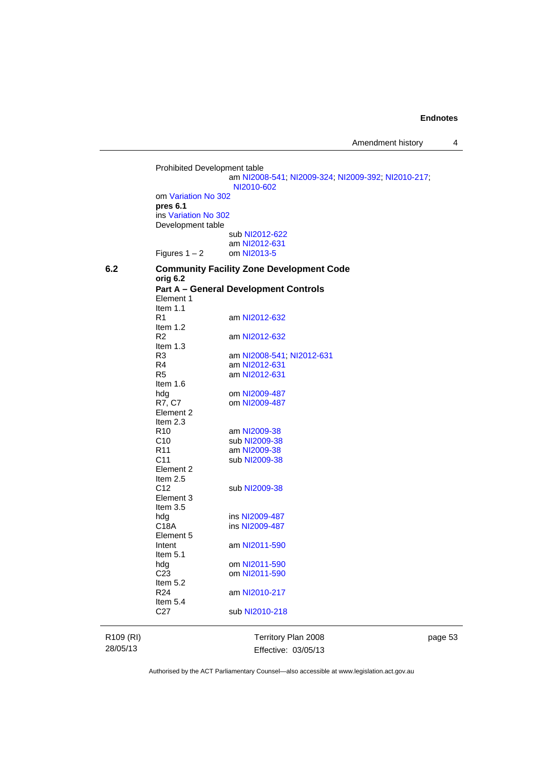Prohibited Development table
am NI2008-541; NI2009-324; NI2009-392; NI2010-217; NI2010-602
om Variation No 302
**pres 6.1**
ins Variation No 302
Development table
sub NI2012-622
am NI2012-631

| | |
|---|---|
| Figures 1 – 2 | om NI2013-5 |

## 6.2 Community Facility Zone Development Code

**orig 6.2**

**Part A – General Development Controls**

| | |
|---|---|
| Element 1 | |
| Item 1.1 | |
| R1 | am NI2012-632 |
| Item 1.2 | |
| R2 | am NI2012-632 |
| Item 1.3 | |
| R3 | am NI2008-541; NI2012-631 |
| R4 | am NI2012-631 |
| R5 | am NI2012-631 |
| Item 1.6 | |
| hdg | om NI2009-487 |
| R7, C7 | om NI2009-487 |
| Element 2 | |
| Item 2.3 | |
| R10 | am NI2009-38 |
| C10 | sub NI2009-38 |
| R11 | am NI2009-38 |
| C11 | sub NI2009-38 |
| Element 2 | |
| Item 2.5 | |
| C12 | sub NI2009-38 |
| Element 3 | |
| Item 3.5 | |
| hdg | ins NI2009-487 |
| C18A | ins NI2009-487 |
| Element 5 | |
| Intent | am NI2011-590 |
| Item 5.1 | |
| hdg | om NI2011-590 |
| C23 | om NI2011-590 |
| Item 5.2 | |
| R24 | am NI2010-217 |
| Item 5.4 | |
| C27 | sub NI2010-218 |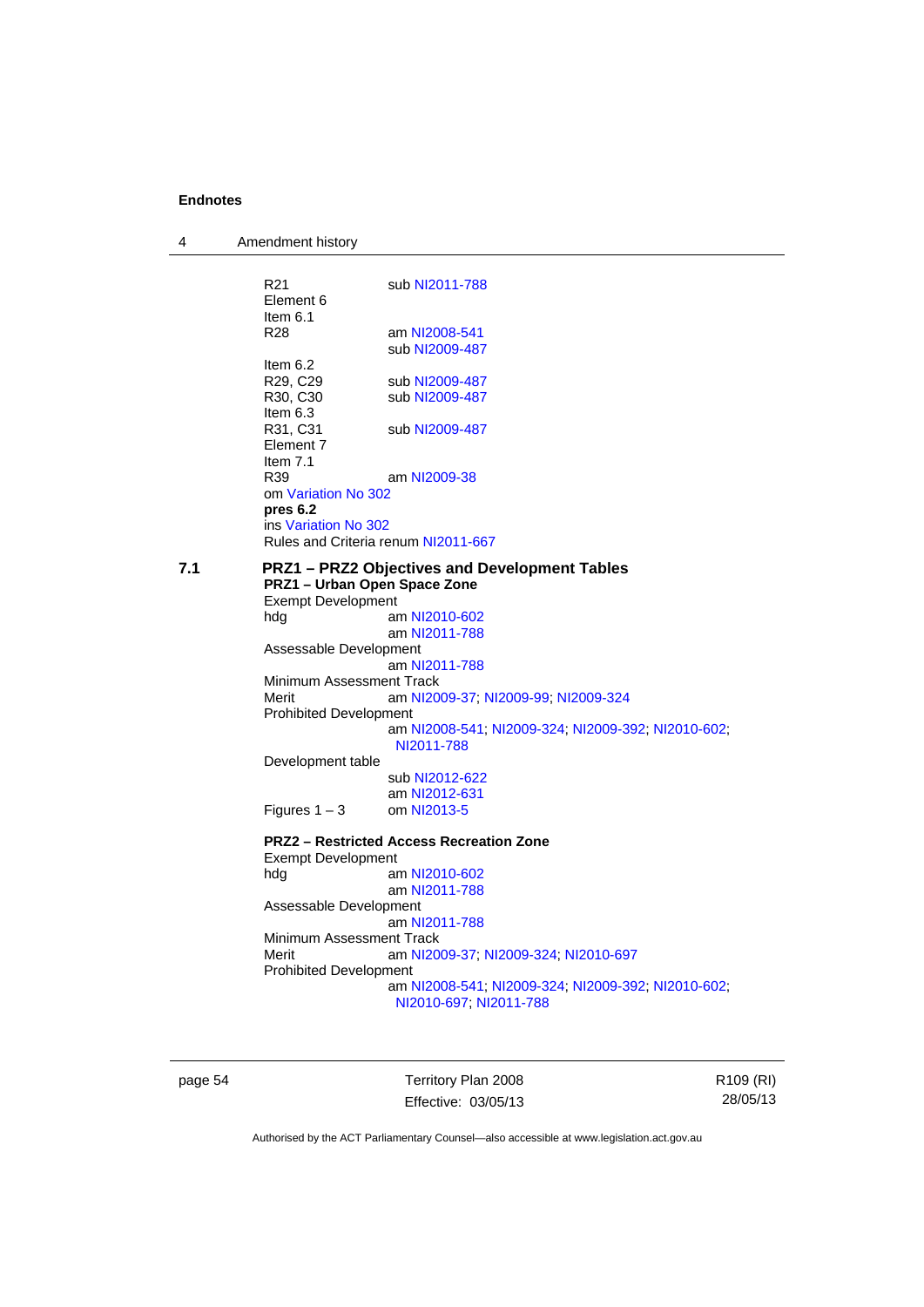R21 sub NI2011-788

Element 6

Item 6.1

R28 am NI2008-541

sub NI2009-487

Item 6.2

R29, C29 sub NI2009-487

R30, C30 sub NI2009-487

Item 6.3

R31, C31 sub NI2009-487

Element 7

Item 7.1

R39 am NI2009-38

om Variation No 302

**pres 6.2**

ins Variation No 302

Rules and Criteria renum NI2011-667

## 7.1 PRZ1 – PRZ2 Objectives and Development Tables

**PRZ1 – Urban Open Space Zone**

Exempt Development

hdg am NI2010-602

am NI2011-788

Assessable Development

am NI2011-788

Minimum Assessment Track

Merit am NI2009-37; NI2009-99; NI2009-324

Prohibited Development

am NI2008-541; NI2009-324; NI2009-392; NI2010-602; NI2011-788

Development table

sub NI2012-622

am NI2012-631

Figures 1 – 3 om NI2013-5

**PRZ2 – Restricted Access Recreation Zone**

Exempt Development

hdg am NI2010-602

am NI2011-788

Assessable Development

am NI2011-788

Minimum Assessment Track

Merit am NI2009-37; NI2009-324; NI2010-697

Prohibited Development

am NI2008-541; NI2009-324; NI2009-392; NI2010-602; NI2010-697; NI2011-788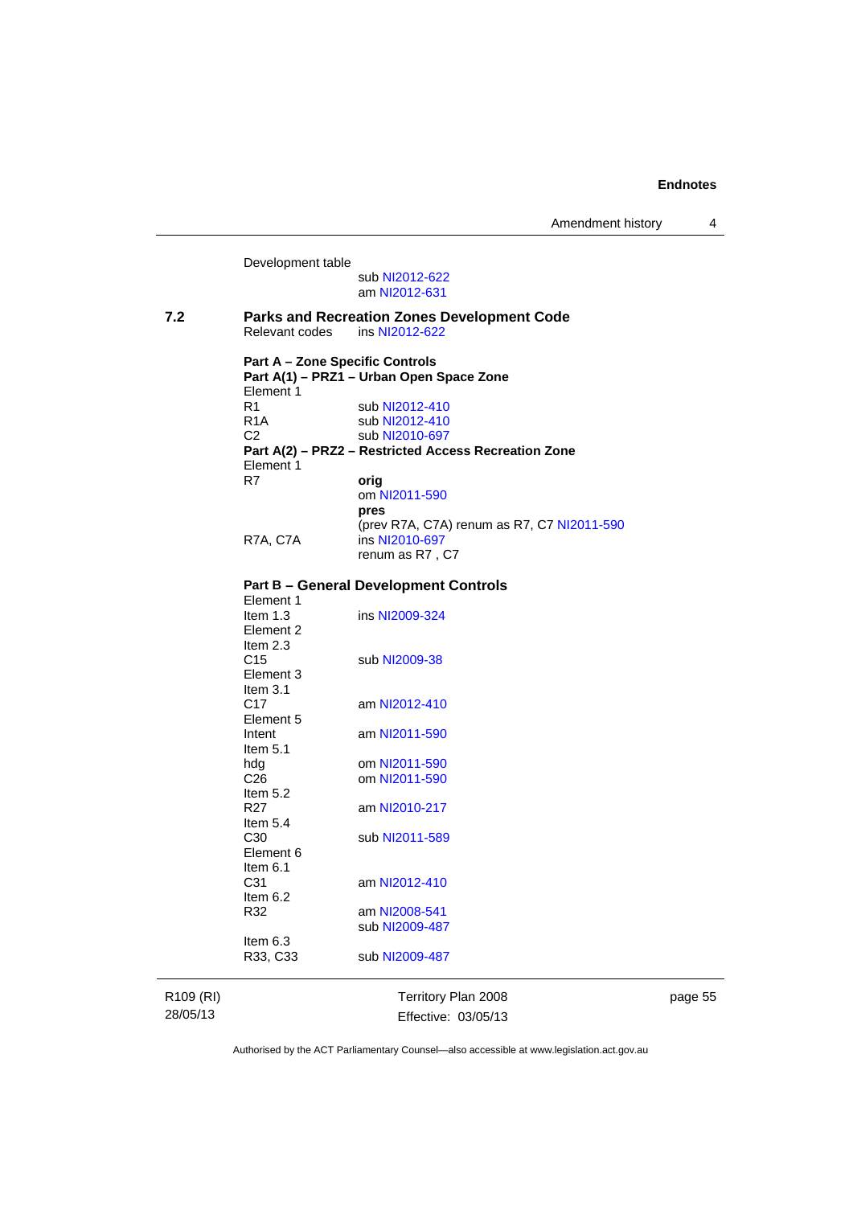Development table
sub NI2012-622
am NI2012-631

**7.2 Parks and Recreation Zones Development Code**

Relevant codes ins NI2012-622

**Part A – Zone Specific Controls**

**Part A(1) – PRZ1 – Urban Open Space Zone**

Element 1

| | |
|---|---|
| R1 | sub NI2012-410 |
| R1A | sub NI2012-410 |
| C2 | sub NI2010-697 |

**Part A(2) – PRZ2 – Restricted Access Recreation Zone**

Element 1

| | |
|---|---|
| R7 | **orig**<br>om NI2011-590<br>**pres**<br>(prev R7A, C7A) renum as R7, C7 NI2011-590 |
| R7A, C7A | ins NI2010-697<br>renum as R7 , C7 |

**Part B – General Development Controls**

| | |
|---|---|
| Element 1 | |
| Item 1.3 | ins NI2009-324 |
| Element 2 | |
| Item 2.3 | |
| C15 | sub NI2009-38 |
| Element 3 | |
| Item 3.1 | |
| C17 | am NI2012-410 |
| Element 5 | |
| Intent | am NI2011-590 |
| Item 5.1 | |
| hdg | om NI2011-590 |
| C26 | om NI2011-590 |
| Item 5.2 | |
| R27 | am NI2010-217 |
| Item 5.4 | |
| C30 | sub NI2011-589 |
| Element 6 | |
| Item 6.1 | |
| C31 | am NI2012-410 |
| Item 6.2 | |
| R32 | am NI2008-541<br>sub NI2009-487 |
| Item 6.3 | |
| R33, C33 | sub NI2009-487 |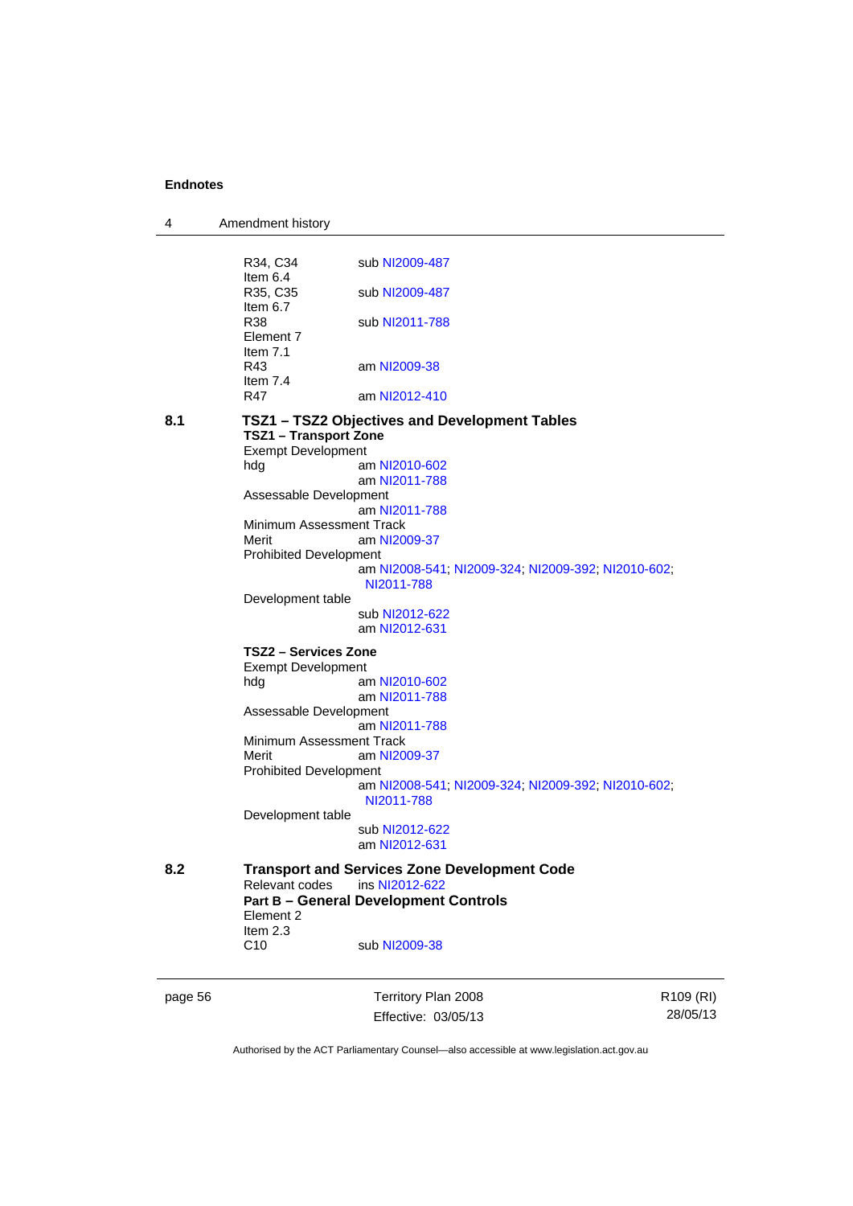R34, C34 sub NI2009-487
Item 6.4
R35, C35 sub NI2009-487
Item 6.7
R38 sub NI2011-788
Element 7
Item 7.1
R43 am NI2009-38
Item 7.4
R47 am NI2012-410

**8.1 TSZ1 – TSZ2 Objectives and Development Tables**

**TSZ1 – Transport Zone**

Exempt Development
hdg am NI2010-602
am NI2011-788
Assessable Development
am NI2011-788
Minimum Assessment Track
Merit am NI2009-37
Prohibited Development
am NI2008-541; NI2009-324; NI2009-392; NI2010-602; NI2011-788
Development table
sub NI2012-622
am NI2012-631

**TSZ2 – Services Zone**

Exempt Development
hdg am NI2010-602
am NI2011-788
Assessable Development
am NI2011-788
Minimum Assessment Track
Merit am NI2009-37
Prohibited Development
am NI2008-541; NI2009-324; NI2009-392; NI2010-602; NI2011-788
Development table
sub NI2012-622
am NI2012-631

**8.2 Transport and Services Zone Development Code**

Relevant codes ins NI2012-622

**Part B – General Development Controls**

Element 2
Item 2.3
C10 sub NI2009-38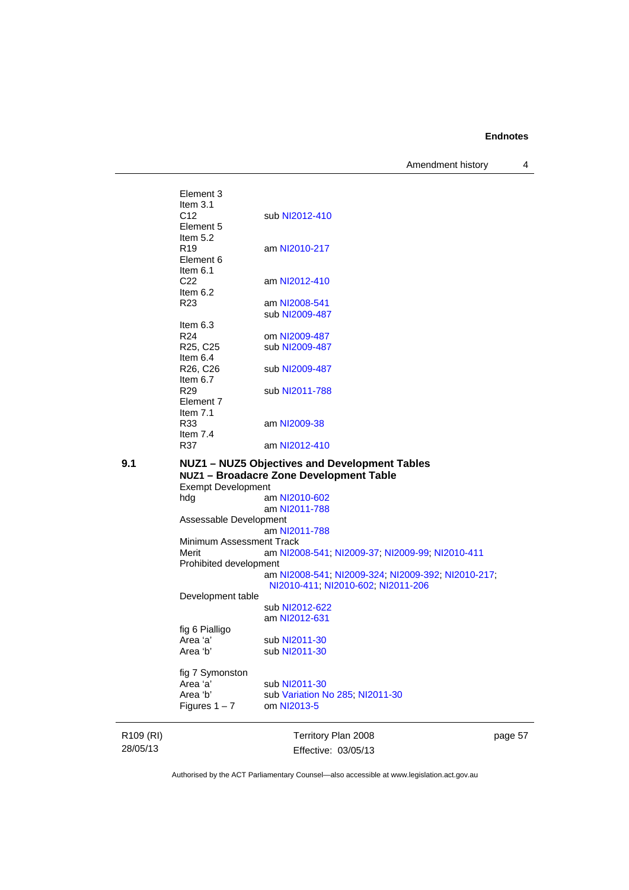Element 3
Item 3.1
C12 sub NI2012-410
Element 5
Item 5.2
R19 am NI2010-217
Element 6
Item 6.1
C22 am NI2012-410
Item 6.2
R23 am NI2008-541
sub NI2009-487
Item 6.3
R24 om NI2009-487
R25, C25 sub NI2009-487
Item 6.4
R26, C26 sub NI2009-487
Item 6.7
R29 sub NI2011-788
Element 7
Item 7.1
R33 am NI2009-38
Item 7.4
R37 am NI2012-410

**9.1 NUZ1 – NUZ5 Objectives and Development Tables**

**NUZ1 – Broadacre Zone Development Table**

Exempt Development
hdg am NI2010-602
am NI2011-788
Assessable Development
am NI2011-788
Minimum Assessment Track
Merit am NI2008-541; NI2009-37; NI2009-99; NI2010-411
Prohibited development
am NI2008-541; NI2009-324; NI2009-392; NI2010-217; NI2010-411; NI2010-602; NI2011-206
Development table
sub NI2012-622
am NI2012-631
fig 6 Pialligo
Area 'a' sub NI2011-30
Area 'b' sub NI2011-30

fig 7 Symonston
Area 'a' sub NI2011-30
Area 'b' sub Variation No 285; NI2011-30
Figures 1 – 7 om NI2013-5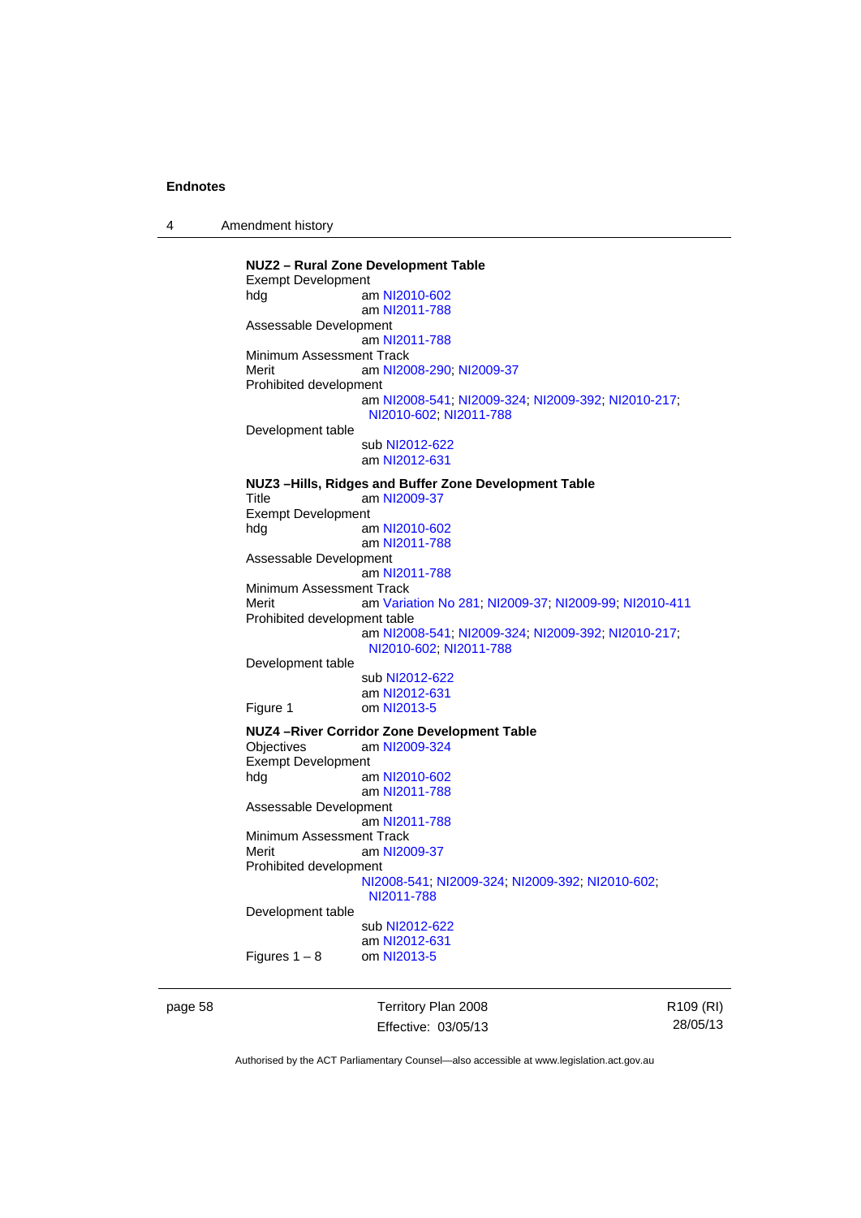**NUZ2 – Rural Zone Development Table**

Exempt Development

hdg am NI2010-602

am NI2011-788

Assessable Development

am NI2011-788

Minimum Assessment Track

Merit am NI2008-290; NI2009-37

Prohibited development

am NI2008-541; NI2009-324; NI2009-392; NI2010-217; NI2010-602; NI2011-788

Development table

sub NI2012-622

am NI2012-631

**NUZ3 –Hills, Ridges and Buffer Zone Development Table**

Title am NI2009-37

Exempt Development

hdg am NI2010-602

am NI2011-788

Assessable Development

am NI2011-788

Minimum Assessment Track

Merit am Variation No 281; NI2009-37; NI2009-99; NI2010-411

Prohibited development table

am NI2008-541; NI2009-324; NI2009-392; NI2010-217; NI2010-602; NI2011-788

Development table

sub NI2012-622

am NI2012-631

Figure 1 om NI2013-5

**NUZ4 –River Corridor Zone Development Table**

Objectives am NI2009-324

Exempt Development

hdg am NI2010-602

am NI2011-788

Assessable Development

am NI2011-788

Minimum Assessment Track

Merit am NI2009-37

Prohibited development

NI2008-541; NI2009-324; NI2009-392; NI2010-602; NI2011-788

Development table

sub NI2012-622

am NI2012-631

Figures 1 – 8 om NI2013-5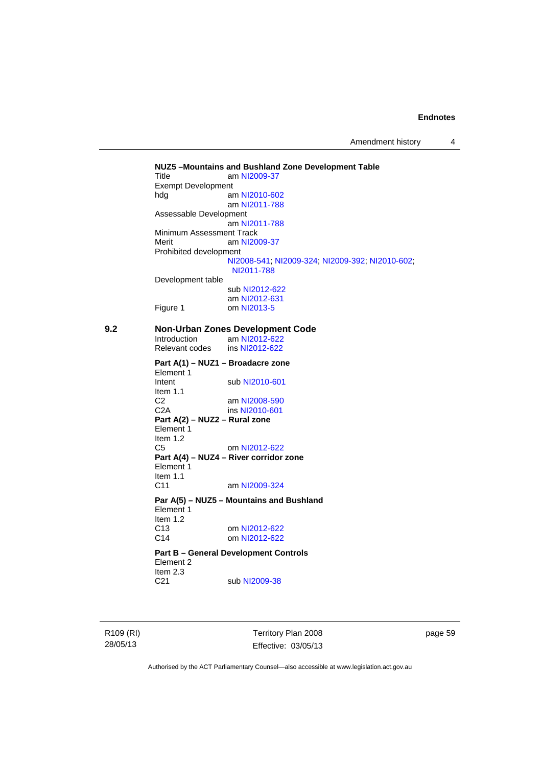**NUZ5 –Mountains and Bushland Zone Development Table**

Title am NI2009-37

Exempt Development

hdg am NI2010-602
 am NI2011-788

Assessable Development
 am NI2011-788

Minimum Assessment Track

Merit am NI2009-37

Prohibited development
 NI2008-541; NI2009-324; NI2009-392; NI2010-602; NI2011-788

Development table
 sub NI2012-622
 am NI2012-631

Figure 1 om NI2013-5

## 9.2 Non-Urban Zones Development Code

Introduction am NI2012-622

Relevant codes ins NI2012-622

**Part A(1) – NUZ1 – Broadacre zone**

Element 1

Intent sub NI2010-601

Item 1.1

C2 am NI2008-590

C2A ins NI2010-601

**Part A(2) – NUZ2 – Rural zone**

Element 1

Item 1.2

C5 om NI2012-622

**Part A(4) – NUZ4 – River corridor zone**

Element 1

Item 1.1

C11 am NI2009-324

**Par A(5) – NUZ5 – Mountains and Bushland**

Element 1

Item 1.2

C13 om NI2012-622

C14 om NI2012-622

**Part B – General Development Controls**

Element 2

Item 2.3

C21 sub NI2009-38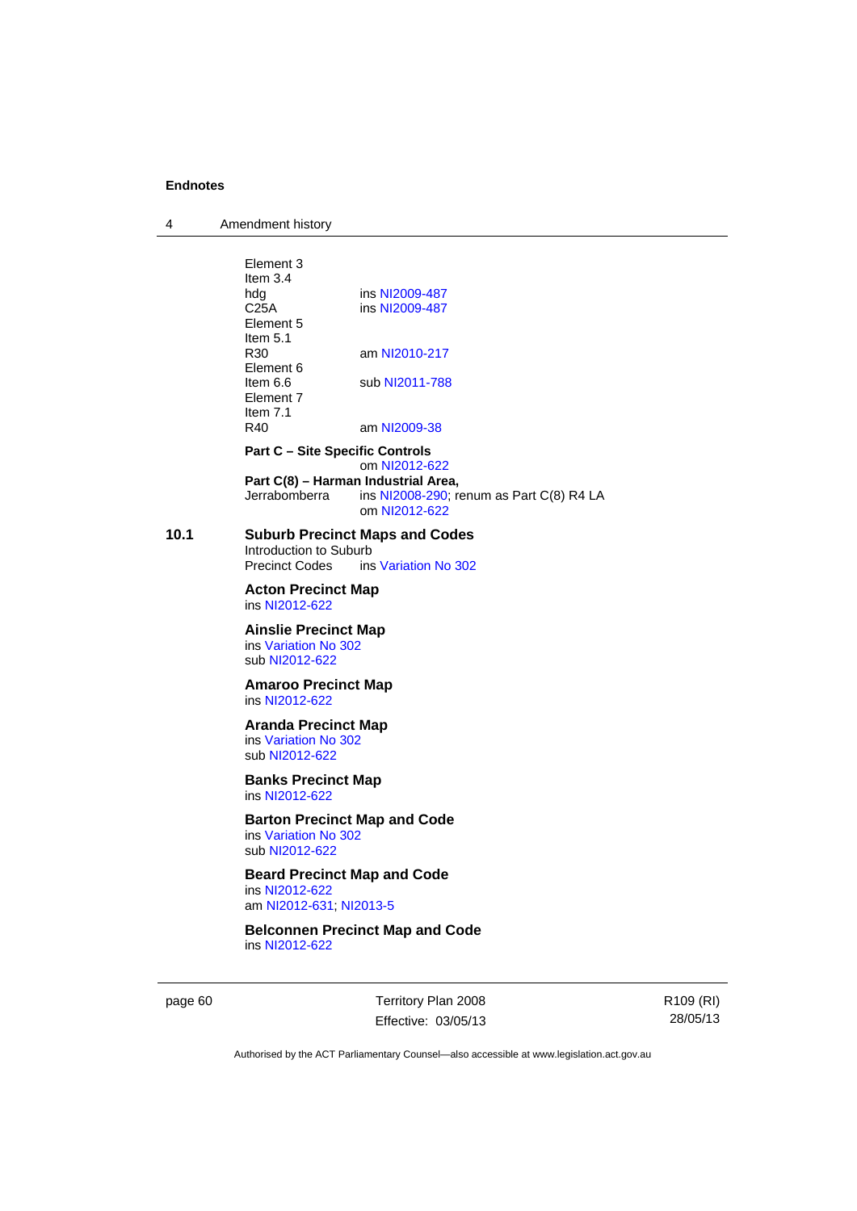Element 3
Item 3.4
hdg ins NI2009-487
C25A ins NI2009-487
Element 5
Item 5.1
R30 am NI2010-217
Element 6
Item 6.6 sub NI2011-788
Element 7
Item 7.1
R40 am NI2009-38

**Part C – Site Specific Controls**
om NI2012-622

**Part C(8) – Harman Industrial Area,**
Jerrabomberra ins NI2008-290; renum as Part C(8) R4 LA
om NI2012-622

## 10.1 Suburb Precinct Maps and Codes

Introduction to Suburb
Precinct Codes ins Variation No 302

**Acton Precinct Map**
ins NI2012-622

**Ainslie Precinct Map**
ins Variation No 302
sub NI2012-622

**Amaroo Precinct Map**
ins NI2012-622

**Aranda Precinct Map**
ins Variation No 302
sub NI2012-622

**Banks Precinct Map**
ins NI2012-622

**Barton Precinct Map and Code**
ins Variation No 302
sub NI2012-622

**Beard Precinct Map and Code**
ins NI2012-622
am NI2012-631; NI2013-5

**Belconnen Precinct Map and Code**
ins NI2012-622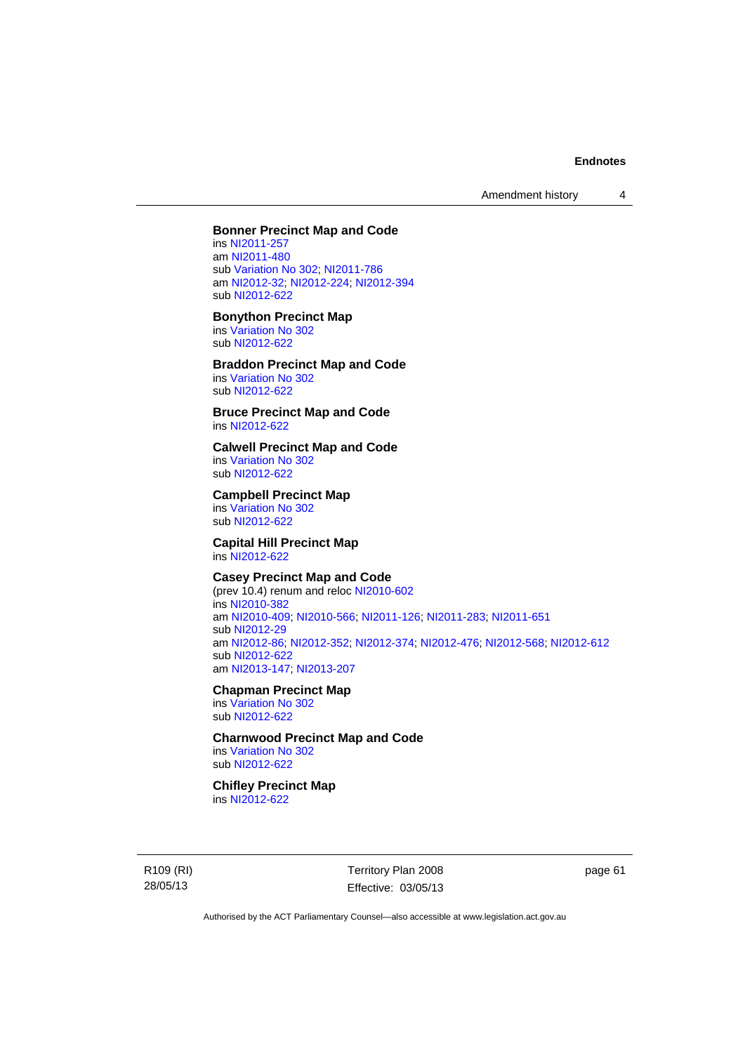**Bonner Precinct Map and Code**
ins NI2011-257
am NI2011-480
sub Variation No 302; NI2011-786
am NI2012-32; NI2012-224; NI2012-394
sub NI2012-622

**Bonython Precinct Map**
ins Variation No 302
sub NI2012-622

**Braddon Precinct Map and Code**
ins Variation No 302
sub NI2012-622

**Bruce Precinct Map and Code**
ins NI2012-622

**Calwell Precinct Map and Code**
ins Variation No 302
sub NI2012-622

**Campbell Precinct Map**
ins Variation No 302
sub NI2012-622

**Capital Hill Precinct Map**
ins NI2012-622

**Casey Precinct Map and Code**
(prev 10.4) renum and reloc NI2010-602
ins NI2010-382
am NI2010-409; NI2010-566; NI2011-126; NI2011-283; NI2011-651
sub NI2012-29
am NI2012-86; NI2012-352; NI2012-374; NI2012-476; NI2012-568; NI2012-612
sub NI2012-622
am NI2013-147; NI2013-207

**Chapman Precinct Map**
ins Variation No 302
sub NI2012-622

**Charnwood Precinct Map and Code**
ins Variation No 302
sub NI2012-622

**Chifley Precinct Map**
ins NI2012-622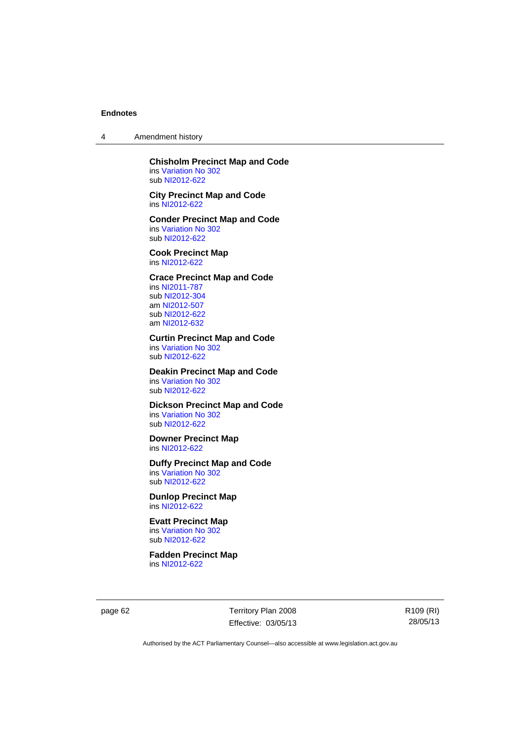**Chisholm Precinct Map and Code**
ins Variation No 302
sub NI2012-622

**City Precinct Map and Code**
ins NI2012-622

**Conder Precinct Map and Code**
ins Variation No 302
sub NI2012-622

**Cook Precinct Map**
ins NI2012-622

**Crace Precinct Map and Code**
ins NI2011-787
sub NI2012-304
am NI2012-507
sub NI2012-622
am NI2012-632

**Curtin Precinct Map and Code**
ins Variation No 302
sub NI2012-622

**Deakin Precinct Map and Code**
ins Variation No 302
sub NI2012-622

**Dickson Precinct Map and Code**
ins Variation No 302
sub NI2012-622

**Downer Precinct Map**
ins NI2012-622

**Duffy Precinct Map and Code**
ins Variation No 302
sub NI2012-622

**Dunlop Precinct Map**
ins NI2012-622

**Evatt Precinct Map**
ins Variation No 302
sub NI2012-622

**Fadden Precinct Map**
ins NI2012-622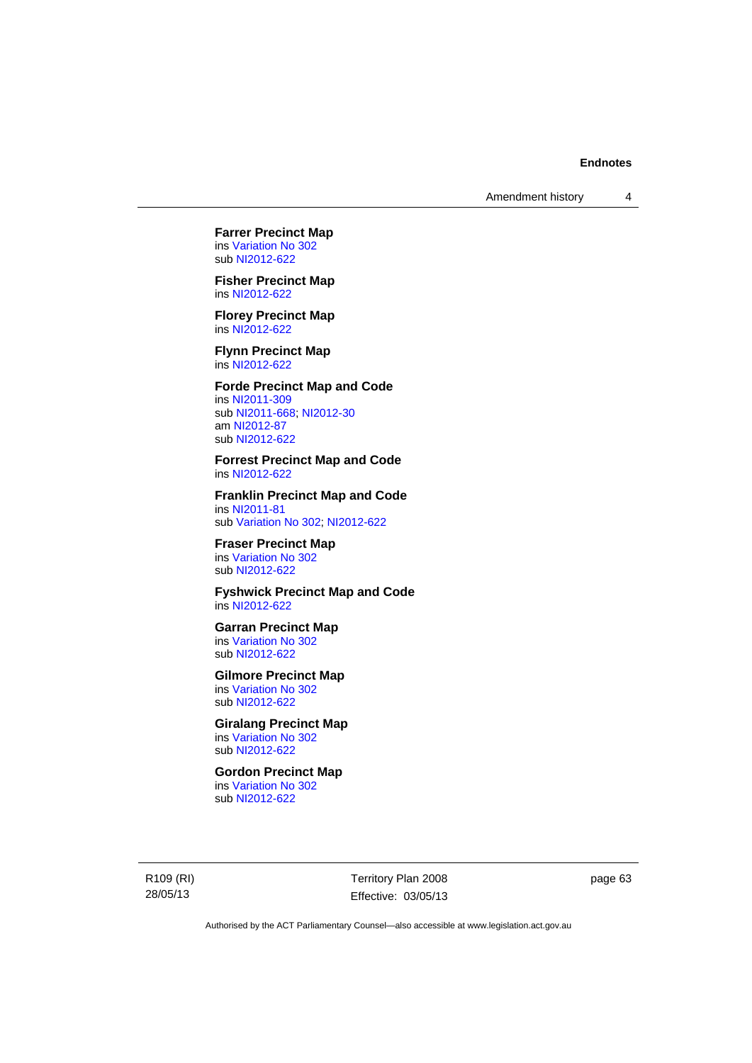**Farrer Precinct Map**
ins Variation No 302
sub NI2012-622

**Fisher Precinct Map**
ins NI2012-622

**Florey Precinct Map**
ins NI2012-622

**Flynn Precinct Map**
ins NI2012-622

**Forde Precinct Map and Code**
ins NI2011-309
sub NI2011-668; NI2012-30
am NI2012-87
sub NI2012-622

**Forrest Precinct Map and Code**
ins NI2012-622

**Franklin Precinct Map and Code**
ins NI2011-81
sub Variation No 302; NI2012-622

**Fraser Precinct Map**
ins Variation No 302
sub NI2012-622

**Fyshwick Precinct Map and Code**
ins NI2012-622

**Garran Precinct Map**
ins Variation No 302
sub NI2012-622

**Gilmore Precinct Map**
ins Variation No 302
sub NI2012-622

**Giralang Precinct Map**
ins Variation No 302
sub NI2012-622

**Gordon Precinct Map**
ins Variation No 302
sub NI2012-622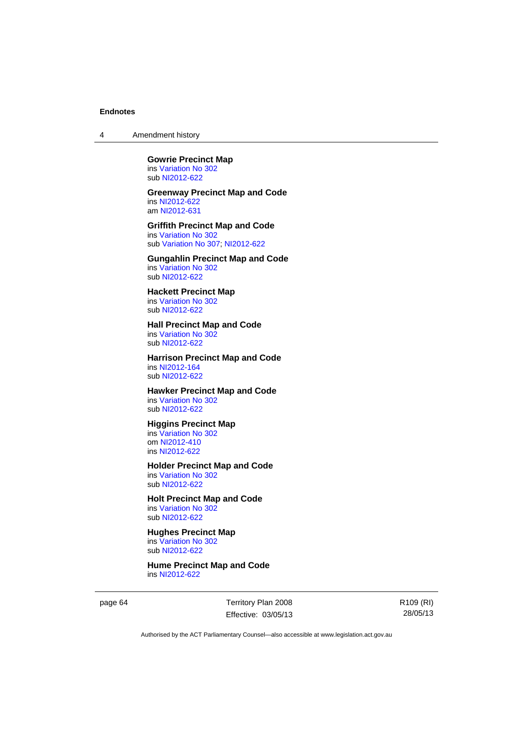**Gowrie Precinct Map**
ins Variation No 302
sub NI2012-622

**Greenway Precinct Map and Code**
ins NI2012-622
am NI2012-631

**Griffith Precinct Map and Code**
ins Variation No 302
sub Variation No 307; NI2012-622

**Gungahlin Precinct Map and Code**
ins Variation No 302
sub NI2012-622

**Hackett Precinct Map**
ins Variation No 302
sub NI2012-622

**Hall Precinct Map and Code**
ins Variation No 302
sub NI2012-622

**Harrison Precinct Map and Code**
ins NI2012-164
sub NI2012-622

**Hawker Precinct Map and Code**
ins Variation No 302
sub NI2012-622

**Higgins Precinct Map**
ins Variation No 302
om NI2012-410
ins NI2012-622

**Holder Precinct Map and Code**
ins Variation No 302
sub NI2012-622

**Holt Precinct Map and Code**
ins Variation No 302
sub NI2012-622

**Hughes Precinct Map**
ins Variation No 302
sub NI2012-622

**Hume Precinct Map and Code**
ins NI2012-622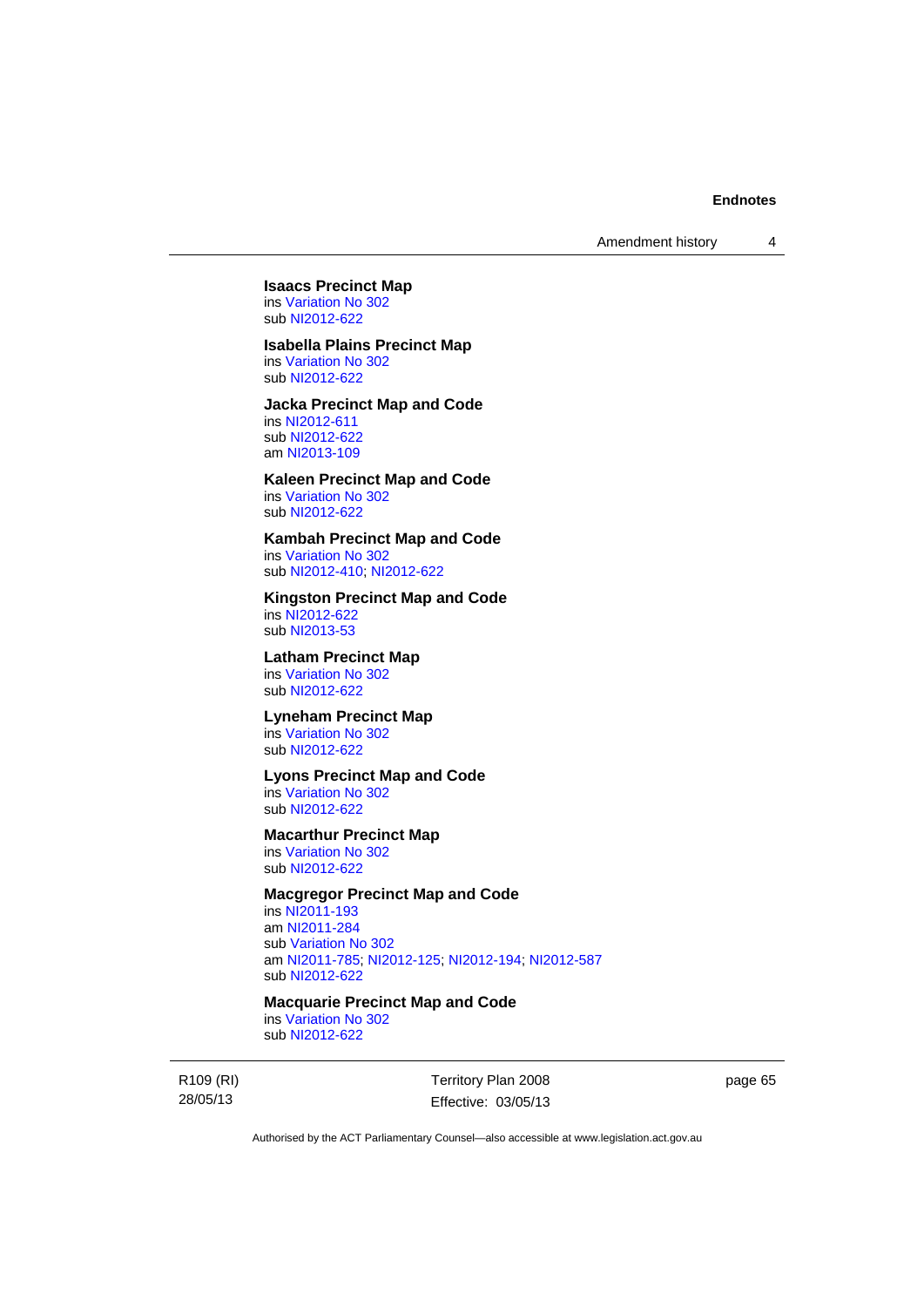**Isaacs Precinct Map**
ins Variation No 302
sub NI2012-622

**Isabella Plains Precinct Map**
ins Variation No 302
sub NI2012-622

**Jacka Precinct Map and Code**
ins NI2012-611
sub NI2012-622
am NI2013-109

**Kaleen Precinct Map and Code**
ins Variation No 302
sub NI2012-622

**Kambah Precinct Map and Code**
ins Variation No 302
sub NI2012-410; NI2012-622

**Kingston Precinct Map and Code**
ins NI2012-622
sub NI2013-53

**Latham Precinct Map**
ins Variation No 302
sub NI2012-622

**Lyneham Precinct Map**
ins Variation No 302
sub NI2012-622

**Lyons Precinct Map and Code**
ins Variation No 302
sub NI2012-622

**Macarthur Precinct Map**
ins Variation No 302
sub NI2012-622

**Macgregor Precinct Map and Code**
ins NI2011-193
am NI2011-284
sub Variation No 302
am NI2011-785; NI2012-125; NI2012-194; NI2012-587
sub NI2012-622

**Macquarie Precinct Map and Code**
ins Variation No 302
sub NI2012-622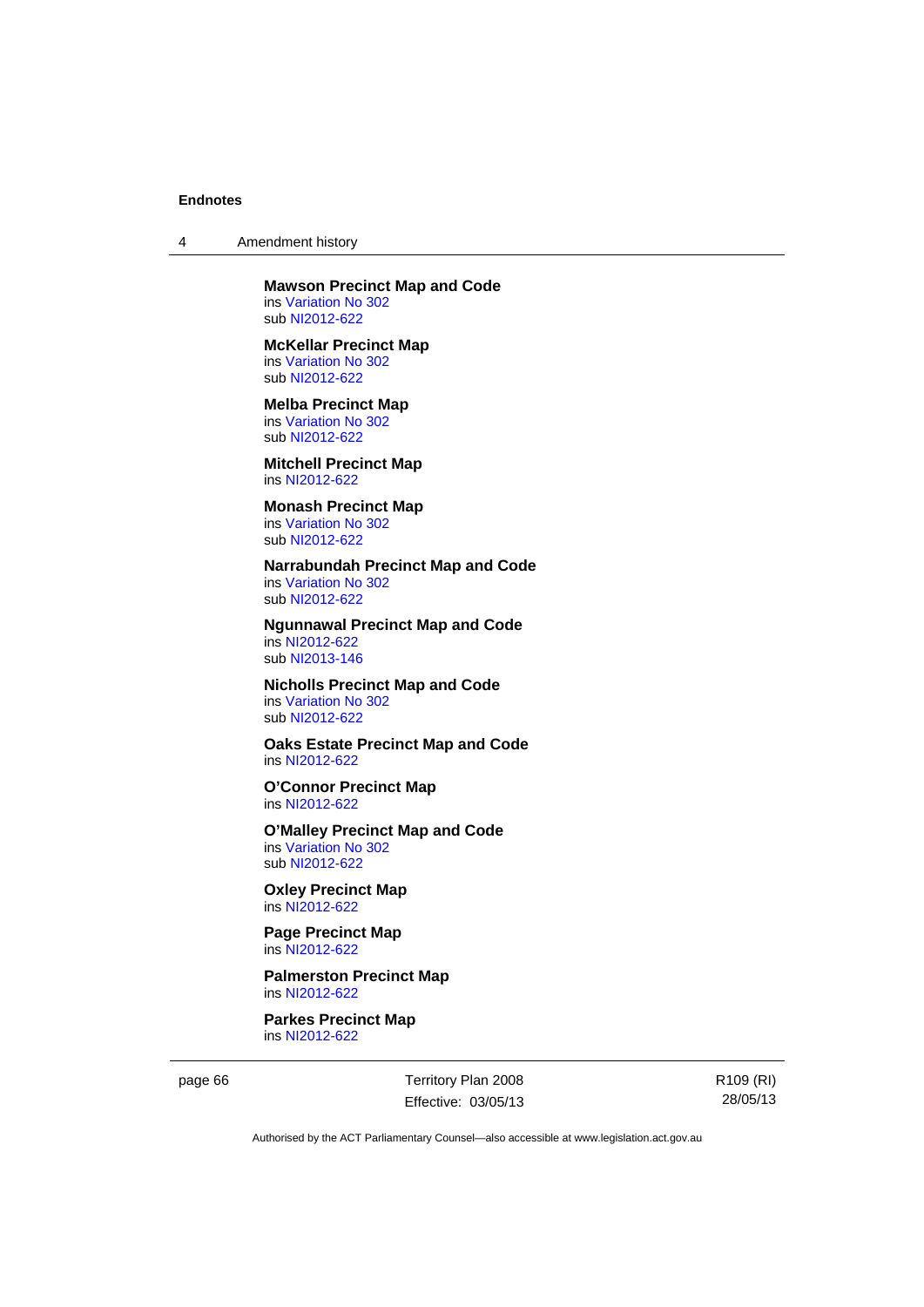**Mawson Precinct Map and Code**
ins Variation No 302
sub NI2012-622

**McKellar Precinct Map**
ins Variation No 302
sub NI2012-622

**Melba Precinct Map**
ins Variation No 302
sub NI2012-622

**Mitchell Precinct Map**
ins NI2012-622

**Monash Precinct Map**
ins Variation No 302
sub NI2012-622

**Narrabundah Precinct Map and Code**
ins Variation No 302
sub NI2012-622

**Ngunnawal Precinct Map and Code**
ins NI2012-622
sub NI2013-146

**Nicholls Precinct Map and Code**
ins Variation No 302
sub NI2012-622

**Oaks Estate Precinct Map and Code**
ins NI2012-622

**O'Connor Precinct Map**
ins NI2012-622

**O'Malley Precinct Map and Code**
ins Variation No 302
sub NI2012-622

**Oxley Precinct Map**
ins NI2012-622

**Page Precinct Map**
ins NI2012-622

**Palmerston Precinct Map**
ins NI2012-622

**Parkes Precinct Map**
ins NI2012-622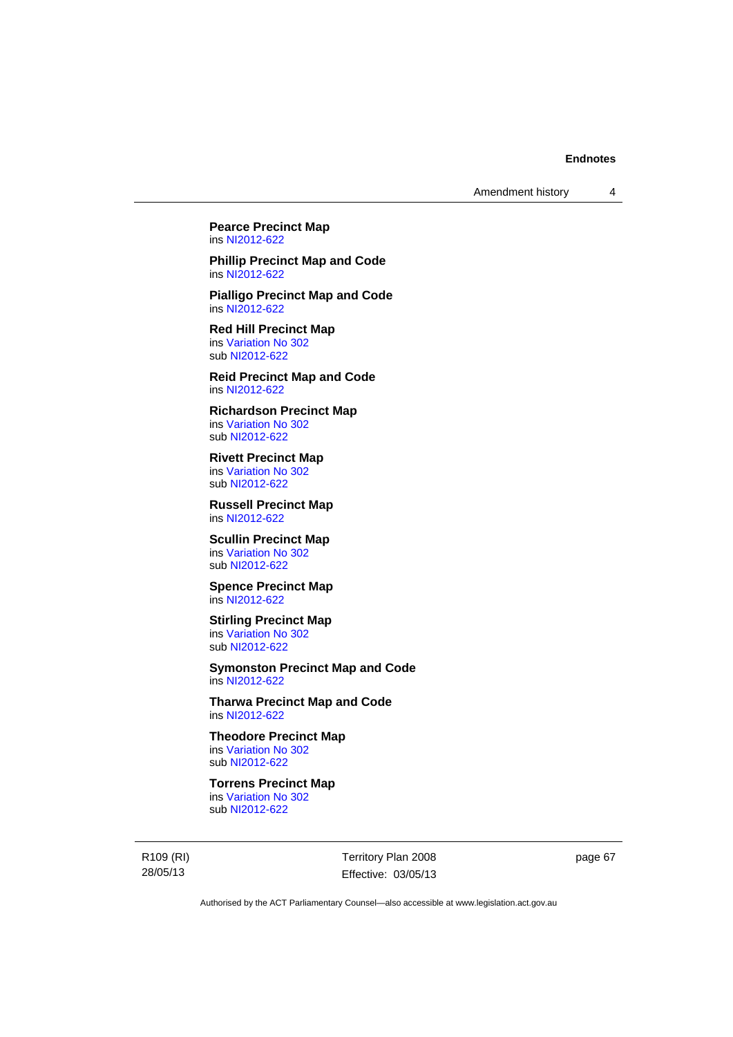**Pearce Precinct Map**
ins NI2012-622

**Phillip Precinct Map and Code**
ins NI2012-622

**Pialligo Precinct Map and Code**
ins NI2012-622

**Red Hill Precinct Map**
ins Variation No 302
sub NI2012-622

**Reid Precinct Map and Code**
ins NI2012-622

**Richardson Precinct Map**
ins Variation No 302
sub NI2012-622

**Rivett Precinct Map**
ins Variation No 302
sub NI2012-622

**Russell Precinct Map**
ins NI2012-622

**Scullin Precinct Map**
ins Variation No 302
sub NI2012-622

**Spence Precinct Map**
ins NI2012-622

**Stirling Precinct Map**
ins Variation No 302
sub NI2012-622

**Symonston Precinct Map and Code**
ins NI2012-622

**Tharwa Precinct Map and Code**
ins NI2012-622

**Theodore Precinct Map**
ins Variation No 302
sub NI2012-622

**Torrens Precinct Map**
ins Variation No 302
sub NI2012-622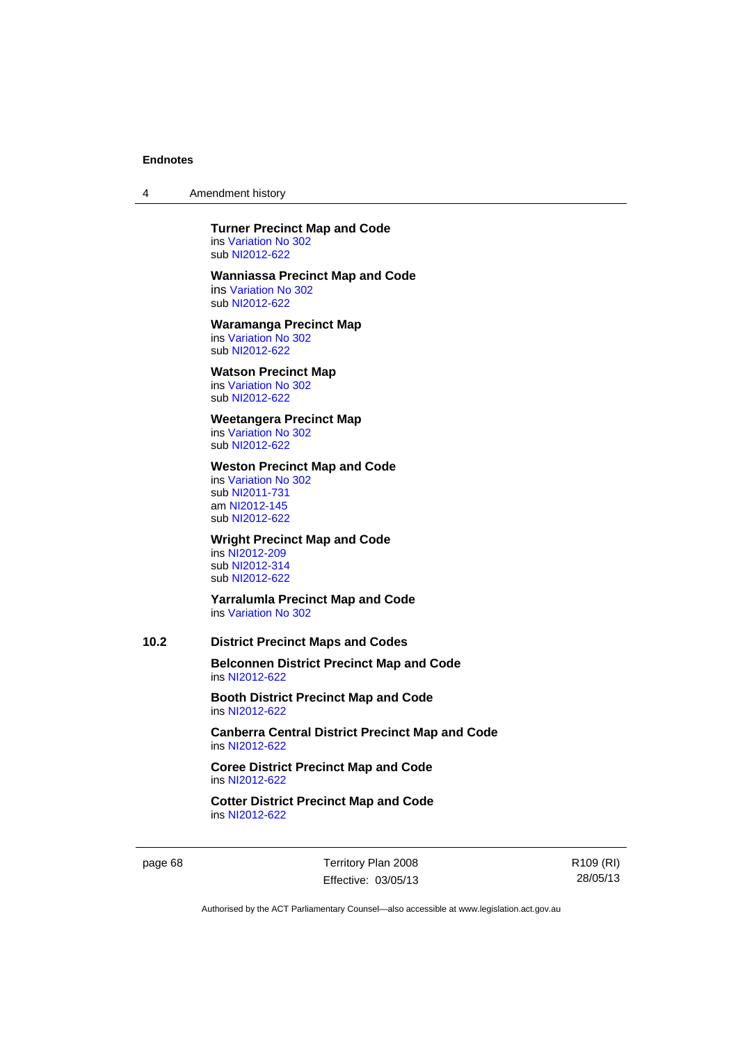**Turner Precinct Map and Code**
ins Variation No 302
sub NI2012-622

**Wanniassa Precinct Map and Code**
ins Variation No 302
sub NI2012-622

**Waramanga Precinct Map**
ins Variation No 302
sub NI2012-622

**Watson Precinct Map**
ins Variation No 302
sub NI2012-622

**Weetangera Precinct Map**
ins Variation No 302
sub NI2012-622

**Weston Precinct Map and Code**
ins Variation No 302
sub NI2011-731
am NI2012-145
sub NI2012-622

**Wright Precinct Map and Code**
ins NI2012-209
sub NI2012-314
sub NI2012-622

**Yarralumla Precinct Map and Code**
ins Variation No 302

### 10.2 District Precinct Maps and Codes

**Belconnen District Precinct Map and Code**
ins NI2012-622

**Booth District Precinct Map and Code**
ins NI2012-622

**Canberra Central District Precinct Map and Code**
ins NI2012-622

**Coree District Precinct Map and Code**
ins NI2012-622

**Cotter District Precinct Map and Code**
ins NI2012-622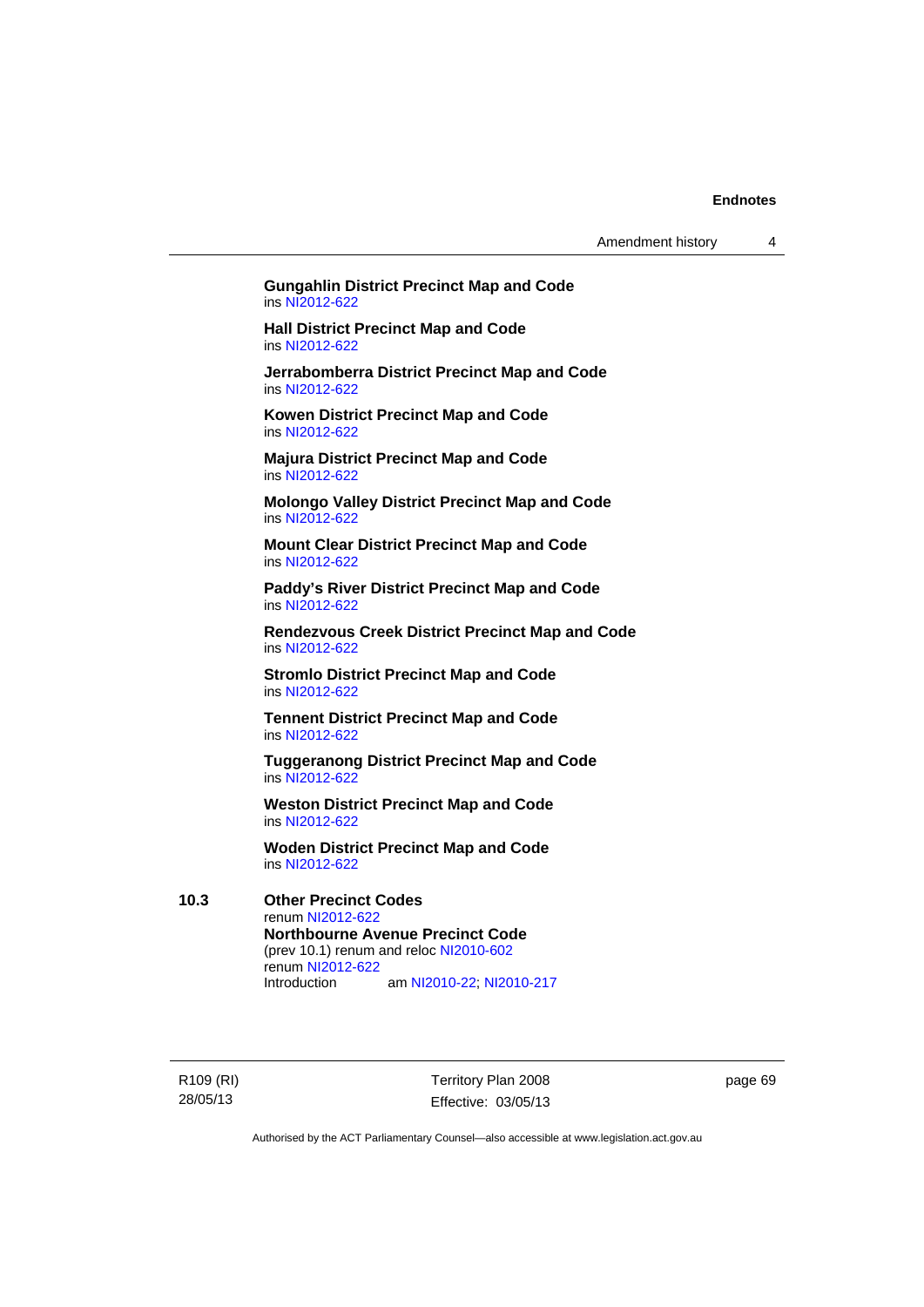**Gungahlin District Precinct Map and Code**
ins NI2012-622

**Hall District Precinct Map and Code**
ins NI2012-622

**Jerrabomberra District Precinct Map and Code**
ins NI2012-622

**Kowen District Precinct Map and Code**
ins NI2012-622

**Majura District Precinct Map and Code**
ins NI2012-622

**Molongo Valley District Precinct Map and Code**
ins NI2012-622

**Mount Clear District Precinct Map and Code**
ins NI2012-622

**Paddy's River District Precinct Map and Code**
ins NI2012-622

**Rendezvous Creek District Precinct Map and Code**
ins NI2012-622

**Stromlo District Precinct Map and Code**
ins NI2012-622

**Tennent District Precinct Map and Code**
ins NI2012-622

**Tuggeranong District Precinct Map and Code**
ins NI2012-622

**Weston District Precinct Map and Code**
ins NI2012-622

**Woden District Precinct Map and Code**
ins NI2012-622

**10.3 Other Precinct Codes**
renum NI2012-622
**Northbourne Avenue Precinct Code**
(prev 10.1) renum and reloc NI2010-602
renum NI2012-622
Introduction am NI2010-22; NI2010-217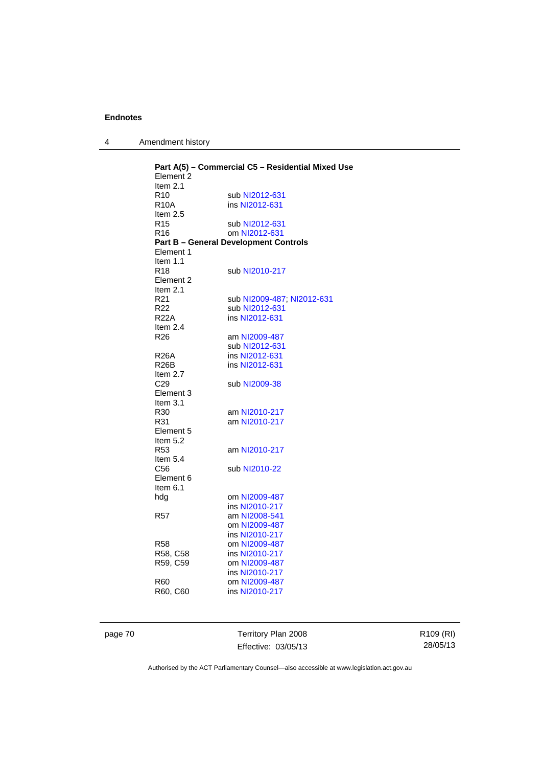**Part A(5) – Commercial C5 – Residential Mixed Use**

Element 2

Item 2.1

| | |
|---|---|
| R10 | sub NI2012-631 |
| R10A | ins NI2012-631 |

Item 2.5

| | |
|---|---|
| R15 | sub NI2012-631 |
| R16 | om NI2012-631 |

**Part B – General Development Controls**

Element 1

Item 1.1

| | |
|---|---|
| R18 | sub NI2010-217 |

Element 2

Item 2.1

| | |
|---|---|
| R21 | sub NI2009-487; NI2012-631 |
| R22 | sub NI2012-631 |
| R22A | ins NI2012-631 |

Item 2.4

| | |
|---|---|
| R26 | am NI2009-487 |
| | sub NI2012-631 |
| R26A | ins NI2012-631 |
| R26B | ins NI2012-631 |

Item 2.7

| | |
|---|---|
| C29 | sub NI2009-38 |

Element 3

Item 3.1

| | |
|---|---|
| R30 | am NI2010-217 |
| R31 | am NI2010-217 |

Element 5

Item 5.2

| | |
|---|---|
| R53 | am NI2010-217 |

Item 5.4

| | |
|---|---|
| C56 | sub NI2010-22 |

Element 6

Item 6.1

| | |
|---|---|
| hdg | om NI2009-487 |
| | ins NI2010-217 |
| R57 | am NI2008-541 |
| | om NI2009-487 |
| | ins NI2010-217 |
| R58 | om NI2009-487 |
| R58, C58 | ins NI2010-217 |
| R59, C59 | om NI2009-487 |
| | ins NI2010-217 |
| R60 | om NI2009-487 |
| R60, C60 | ins NI2010-217 |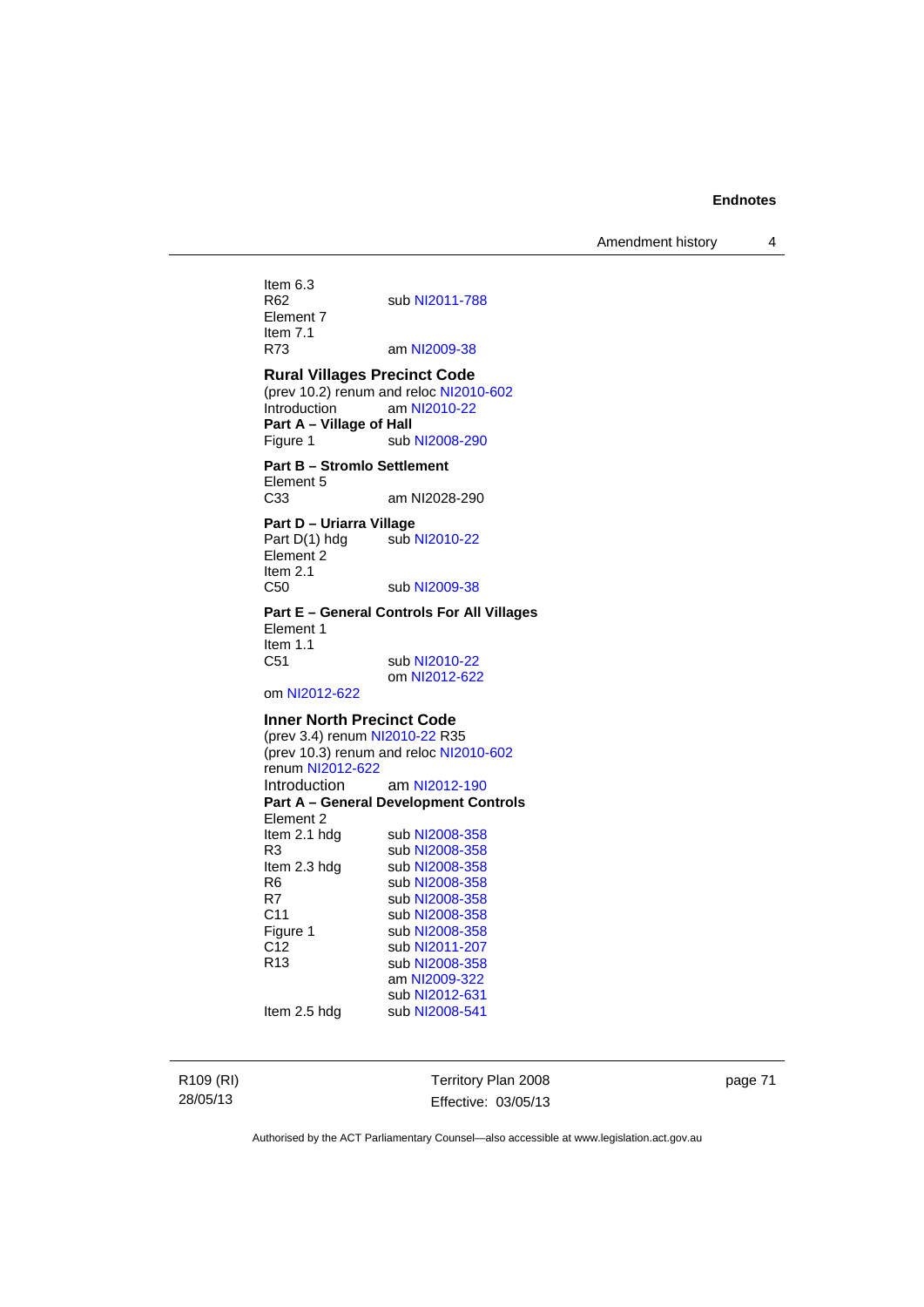Item 6.3
R62 sub NI2011-788
Element 7
Item 7.1
R73 am NI2009-38

**Rural Villages Precinct Code**
(prev 10.2) renum and reloc NI2010-602
Introduction am NI2010-22
**Part A – Village of Hall**
Figure 1 sub NI2008-290

**Part B – Stromlo Settlement**
Element 5
C33 am NI2028-290

**Part D – Uriarra Village**
Part D(1) hdg sub NI2010-22
Element 2
Item 2.1
C50 sub NI2009-38

**Part E – General Controls For All Villages**
Element 1
Item 1.1
C51 sub NI2010-22
om NI2012-622
om NI2012-622

**Inner North Precinct Code**
(prev 3.4) renum NI2010-22 R35
(prev 10.3) renum and reloc NI2010-602
renum NI2012-622
Introduction am NI2012-190
**Part A – General Development Controls**
Element 2
Item 2.1 hdg sub NI2008-358
R3 sub NI2008-358
Item 2.3 hdg sub NI2008-358
R6 sub NI2008-358
R7 sub NI2008-358
C11 sub NI2008-358
Figure 1 sub NI2008-358
C12 sub NI2011-207
R13 sub NI2008-358
am NI2009-322
sub NI2012-631
Item 2.5 hdg sub NI2008-541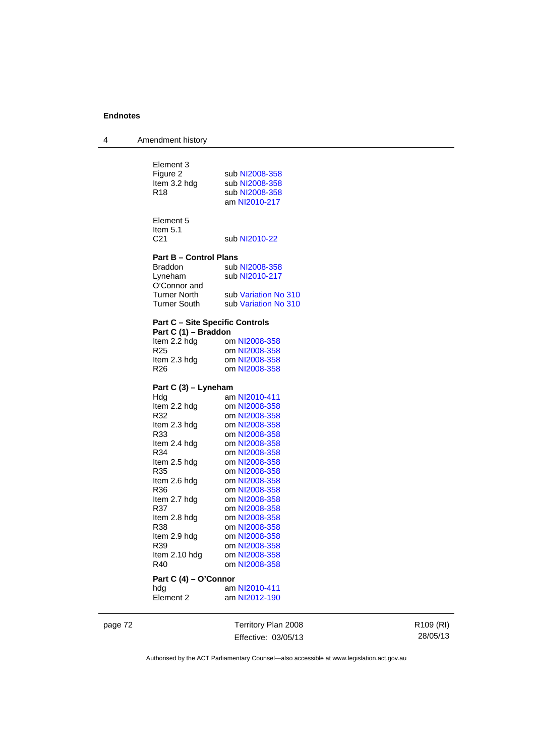Element 3
Figure 2 sub NI2008-358
Item 3.2 hdg sub NI2008-358
R18 sub NI2008-358
am NI2010-217

Element 5
Item 5.1
C21 sub NI2010-22

**Part B – Control Plans**
Braddon sub NI2008-358
Lyneham sub NI2010-217
O'Connor and
Turner North sub Variation No 310
Turner South sub Variation No 310

**Part C – Site Specific Controls**
**Part C (1) – Braddon**
Item 2.2 hdg om NI2008-358
R25 om NI2008-358
Item 2.3 hdg om NI2008-358
R26 om NI2008-358

**Part C (3) – Lyneham**
Hdg am NI2010-411
Item 2.2 hdg om NI2008-358
R32 om NI2008-358
Item 2.3 hdg om NI2008-358
R33 om NI2008-358
Item 2.4 hdg om NI2008-358
R34 om NI2008-358
Item 2.5 hdg om NI2008-358
R35 om NI2008-358
Item 2.6 hdg om NI2008-358
R36 om NI2008-358
Item 2.7 hdg om NI2008-358
R37 om NI2008-358
Item 2.8 hdg om NI2008-358
R38 om NI2008-358
Item 2.9 hdg om NI2008-358
R39 om NI2008-358
Item 2.10 hdg om NI2008-358
R40 om NI2008-358

**Part C (4) – O'Connor**
hdg am NI2010-411
Element 2 am NI2012-190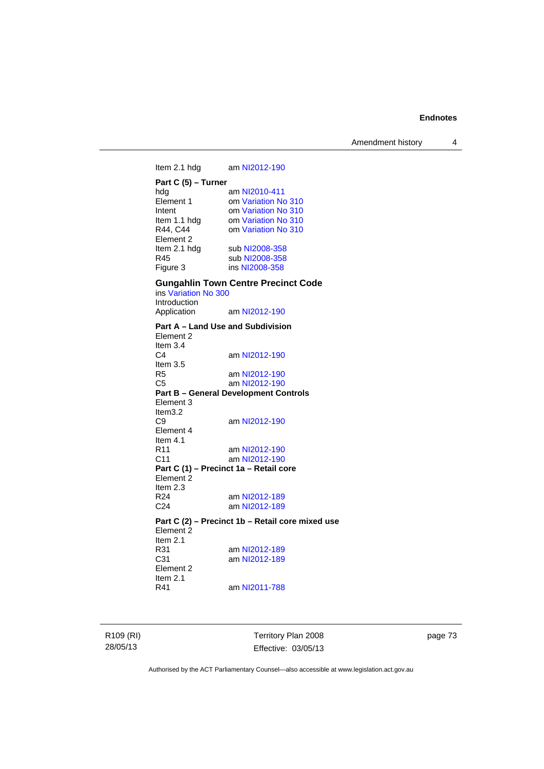Item 2.1 hdg am NI2012-190

**Part C (5) – Turner**

hdg am NI2010-411
Element 1 om Variation No 310
Intent om Variation No 310
Item 1.1 hdg om Variation No 310
R44, C44 om Variation No 310
Element 2
Item 2.1 hdg sub NI2008-358
R45 sub NI2008-358
Figure 3 ins NI2008-358

**Gungahlin Town Centre Precinct Code**

ins Variation No 300
Introduction
Application am NI2012-190

**Part A – Land Use and Subdivision**

Element 2
Item 3.4
C4 am NI2012-190
Item 3.5
R5 am NI2012-190
C5 am NI2012-190

**Part B – General Development Controls**

Element 3
Item3.2
C9 am NI2012-190
Element 4
Item 4.1
R11 am NI2012-190
C11 am NI2012-190

**Part C (1) – Precinct 1a – Retail core**

Element 2
Item 2.3
R24 am NI2012-189
C24 am NI2012-189

**Part C (2) – Precinct 1b – Retail core mixed use**

Element 2
Item 2.1
R31 am NI2012-189
C31 am NI2012-189
Element 2
Item 2.1
R41 am NI2011-788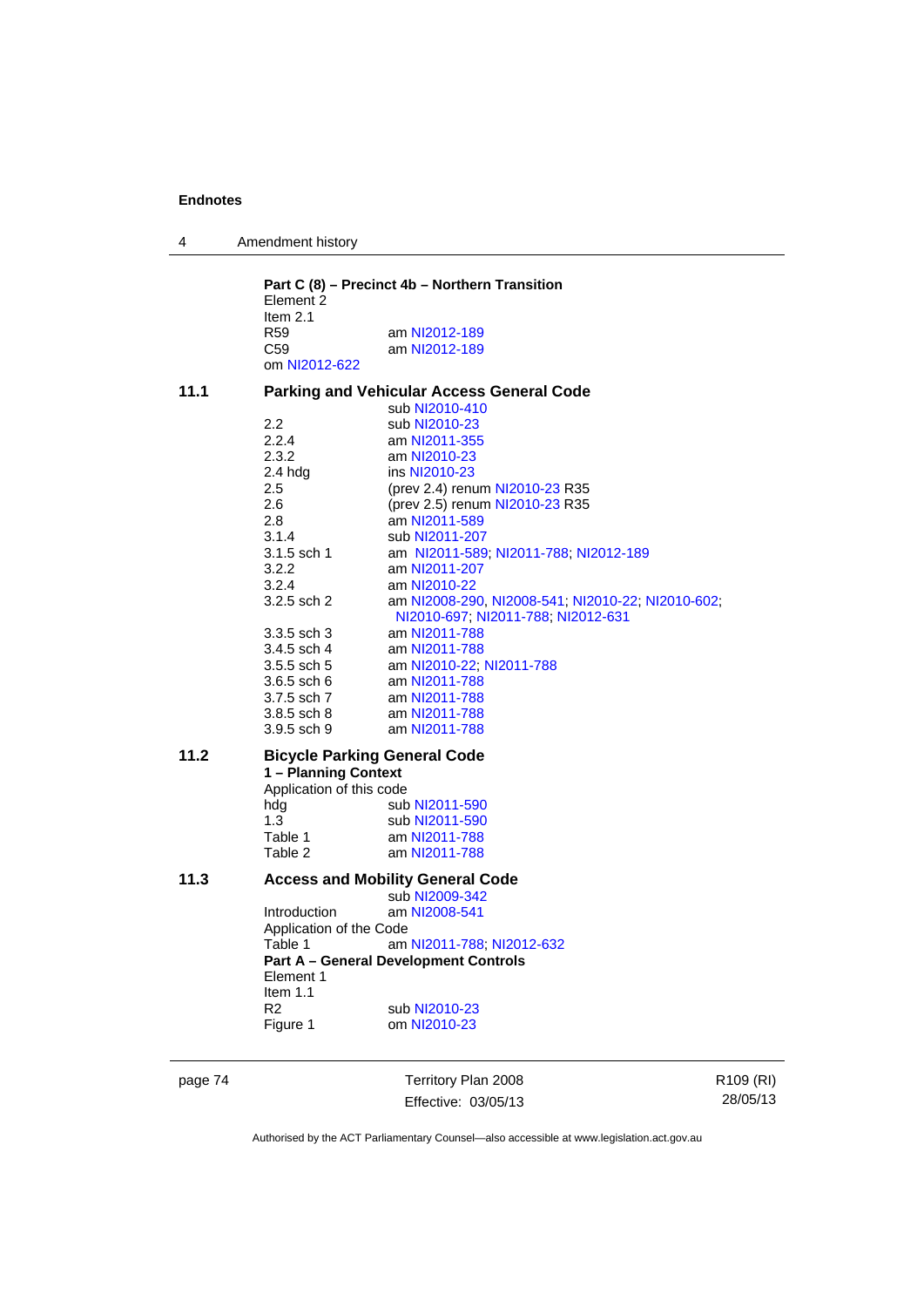**Part C (8) – Precinct 4b – Northern Transition**

Element 2

Item 2.1

| | |
|---|---|
| R59 | am NI2012-189 |
| C59 | am NI2012-189 |

om NI2012-622

## 11.1 Parking and Vehicular Access General Code

| | |
|---|---|
| | sub NI2010-410 |
| 2.2 | sub NI2010-23 |
| 2.2.4 | am NI2011-355 |
| 2.3.2 | am NI2010-23 |
| 2.4 hdg | ins NI2010-23 |
| 2.5 | (prev 2.4) renum NI2010-23 R35 |
| 2.6 | (prev 2.5) renum NI2010-23 R35 |
| 2.8 | am NI2011-589 |
| 3.1.4 | sub NI2011-207 |
| 3.1.5 sch 1 | am NI2011-589; NI2011-788; NI2012-189 |
| 3.2.2 | am NI2011-207 |
| 3.2.4 | am NI2010-22 |
| 3.2.5 sch 2 | am NI2008-290, NI2008-541; NI2010-22; NI2010-602; NI2010-697; NI2011-788; NI2012-631 |
| 3.3.5 sch 3 | am NI2011-788 |
| 3.4.5 sch 4 | am NI2011-788 |
| 3.5.5 sch 5 | am NI2010-22; NI2011-788 |
| 3.6.5 sch 6 | am NI2011-788 |
| 3.7.5 sch 7 | am NI2011-788 |
| 3.8.5 sch 8 | am NI2011-788 |
| 3.9.5 sch 9 | am NI2011-788 |

## 11.2 Bicycle Parking General Code

**1 – Planning Context**

Application of this code

| | |
|---|---|
| hdg | sub NI2011-590 |
| 1.3 | sub NI2011-590 |
| Table 1 | am NI2011-788 |
| Table 2 | am NI2011-788 |

## 11.3 Access and Mobility General Code

| | |
|---|---|
| | sub NI2009-342 |
| Introduction | am NI2008-541 |

Application of the Code

| | |
|---|---|
| Table 1 | am NI2011-788; NI2012-632 |

**Part A – General Development Controls**

Element 1

Item 1.1

| | |
|---|---|
| R2 | sub NI2010-23 |
| Figure 1 | om NI2010-23 |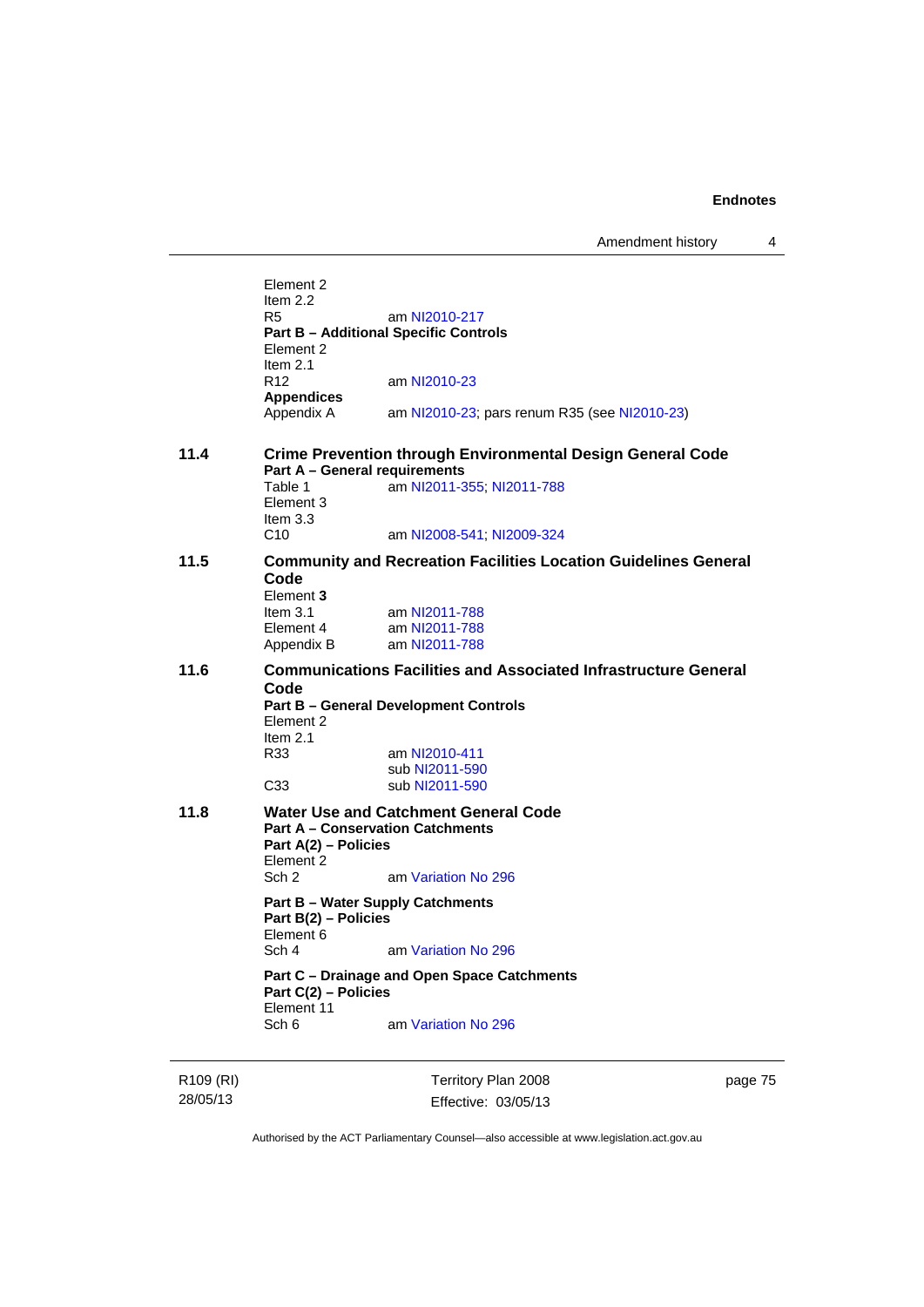Element 2
Item 2.2
R5 am NI2010-217

**Part B – Additional Specific Controls**
Element 2
Item 2.1
R12 am NI2010-23

**Appendices**
Appendix A am NI2010-23; pars renum R35 (see NI2010-23)

**11.4 Crime Prevention through Environmental Design General Code**

**Part A – General requirements**
Table 1 am NI2011-355; NI2011-788
Element 3
Item 3.3
C10 am NI2008-541; NI2009-324

**11.5 Community and Recreation Facilities Location Guidelines General Code**

Element **3**
Item 3.1 am NI2011-788
Element 4 am NI2011-788
Appendix B am NI2011-788

**11.6 Communications Facilities and Associated Infrastructure General Code**

**Part B – General Development Controls**
Element 2
Item 2.1
R33 am NI2010-411
sub NI2011-590
C33 sub NI2011-590

**11.8 Water Use and Catchment General Code**

**Part A – Conservation Catchments**
**Part A(2) – Policies**
Element 2
Sch 2 am Variation No 296

**Part B – Water Supply Catchments**
**Part B(2) – Policies**
Element 6
Sch 4 am Variation No 296

**Part C – Drainage and Open Space Catchments**
**Part C(2) – Policies**
Element 11
Sch 6 am Variation No 296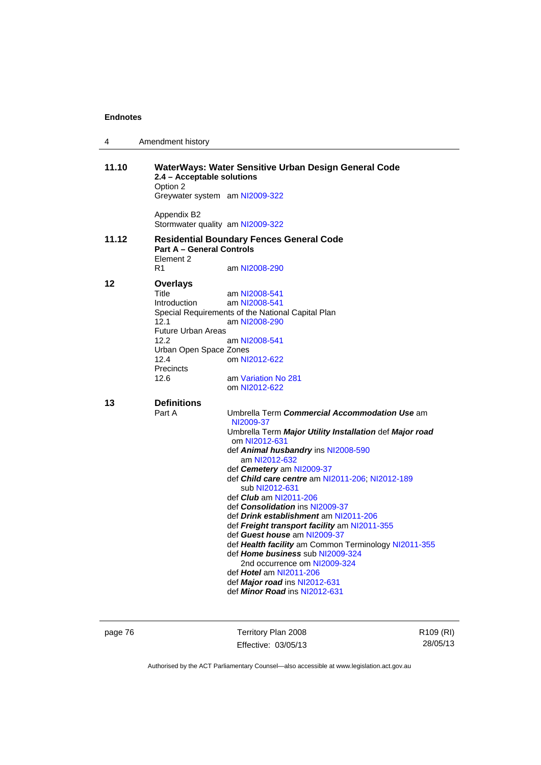**11.10 WaterWays: Water Sensitive Urban Design General Code**

**2.4 – Acceptable solutions**

Option 2

Greywater system am NI2009-322

Appendix B2

Stormwater quality am NI2009-322

**11.12 Residential Boundary Fences General Code**

**Part A – General Controls**

Element 2

R1 am NI2008-290

**12 Overlays**

Title am NI2008-541

Introduction am NI2008-541

Special Requirements of the National Capital Plan

12.1 am NI2008-290

Future Urban Areas

12.2 am NI2008-541

Urban Open Space Zones

12.4 om NI2012-622

Precincts

12.6 am Variation No 281

om NI2012-622

**13 Definitions**

Part A

Umbrella Term ***Commercial Accommodation Use*** am NI2009-37

Umbrella Term ***Major Utility Installation*** def ***Major road*** om NI2012-631

def ***Animal husbandry*** ins NI2008-590
 am NI2012-632

def ***Cemetery*** am NI2009-37

def ***Child care centre*** am NI2011-206; NI2012-189
 sub NI2012-631

def ***Club*** am NI2011-206

def ***Consolidation*** ins NI2009-37

def ***Drink establishment*** am NI2011-206

def ***Freight transport facility*** am NI2011-355

def ***Guest house*** am NI2009-37

def ***Health facility*** am Common Terminology NI2011-355

def ***Home business*** sub NI2009-324
 2nd occurrence om NI2009-324

def ***Hotel*** am NI2011-206

def ***Major road*** ins NI2012-631

def ***Minor Road*** ins NI2012-631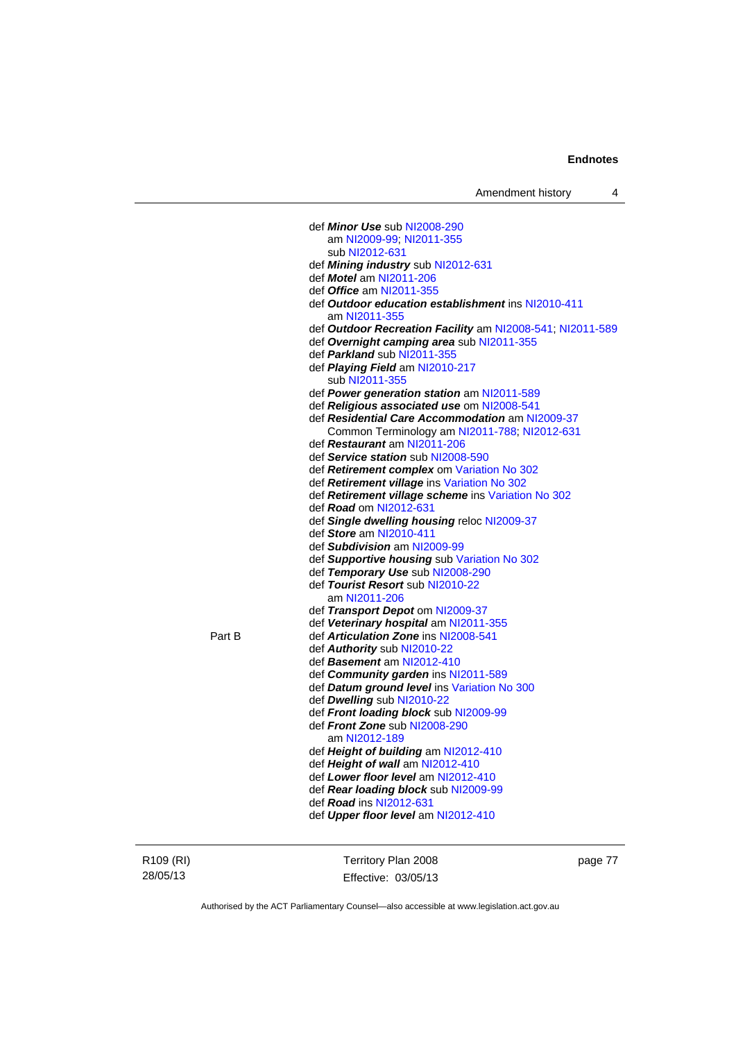def ***Minor Use*** sub NI2008-290
am NI2009-99; NI2011-355
sub NI2012-631
def ***Mining industry*** sub NI2012-631
def ***Motel*** am NI2011-206
def ***Office*** am NI2011-355
def ***Outdoor education establishment*** ins NI2010-411
am NI2011-355
def ***Outdoor Recreation Facility*** am NI2008-541; NI2011-589
def ***Overnight camping area*** sub NI2011-355
def ***Parkland*** sub NI2011-355
def ***Playing Field*** am NI2010-217
sub NI2011-355
def ***Power generation station*** am NI2011-589
def ***Religious associated use*** om NI2008-541
def ***Residential Care Accommodation*** am NI2009-37
Common Terminology am NI2011-788; NI2012-631
def ***Restaurant*** am NI2011-206
def ***Service station*** sub NI2008-590
def ***Retirement complex*** om Variation No 302
def ***Retirement village*** ins Variation No 302
def ***Retirement village scheme*** ins Variation No 302
def ***Road*** om NI2012-631
def ***Single dwelling housing*** reloc NI2009-37
def ***Store*** am NI2010-411
def ***Subdivision*** am NI2009-99
def ***Supportive housing*** sub Variation No 302
def ***Temporary Use*** sub NI2008-290
def ***Tourist Resort*** sub NI2010-22
am NI2011-206
def ***Transport Depot*** om NI2009-37
def ***Veterinary hospital*** am NI2011-355

Part B

def ***Articulation Zone*** ins NI2008-541
def ***Authority*** sub NI2010-22
def ***Basement*** am NI2012-410
def ***Community garden*** ins NI2011-589
def ***Datum ground level*** ins Variation No 300
def ***Dwelling*** sub NI2010-22
def ***Front loading block*** sub NI2009-99
def ***Front Zone*** sub NI2008-290
am NI2012-189
def ***Height of building*** am NI2012-410
def ***Height of wall*** am NI2012-410
def ***Lower floor level*** am NI2012-410
def ***Rear loading block*** sub NI2009-99
def ***Road*** ins NI2012-631
def ***Upper floor level*** am NI2012-410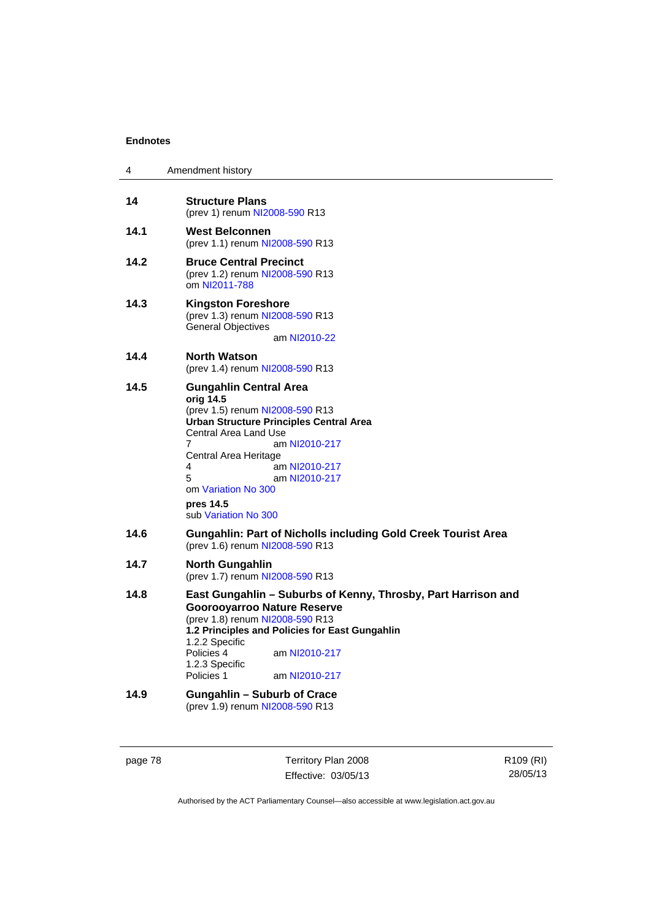**Endnotes**

4 Amendment history

**14 Structure Plans**
(prev 1) renum NI2008-590 R13

**14.1 West Belconnen**
(prev 1.1) renum NI2008-590 R13

**14.2 Bruce Central Precinct**
(prev 1.2) renum NI2008-590 R13
om NI2011-788

**14.3 Kingston Foreshore**
(prev 1.3) renum NI2008-590 R13
General Objectives
am NI2010-22

**14.4 North Watson**
(prev 1.4) renum NI2008-590 R13

**14.5 Gungahlin Central Area**
**orig 14.5**
(prev 1.5) renum NI2008-590 R13
**Urban Structure Principles Central Area**
Central Area Land Use
7 am NI2010-217
Central Area Heritage
4 am NI2010-217
5 am NI2010-217
om Variation No 300

**pres 14.5**
sub Variation No 300

**14.6 Gungahlin: Part of Nicholls including Gold Creek Tourist Area**
(prev 1.6) renum NI2008-590 R13

**14.7 North Gungahlin**
(prev 1.7) renum NI2008-590 R13

**14.8 East Gungahlin – Suburbs of Kenny, Throsby, Part Harrison and Goorooyarroo Nature Reserve**
(prev 1.8) renum NI2008-590 R13
**1.2 Principles and Policies for East Gungahlin**
1.2.2 Specific
Policies 4 am NI2010-217
1.2.3 Specific
Policies 1 am NI2010-217

**14.9 Gungahlin – Suburb of Crace**
(prev 1.9) renum NI2008-590 R13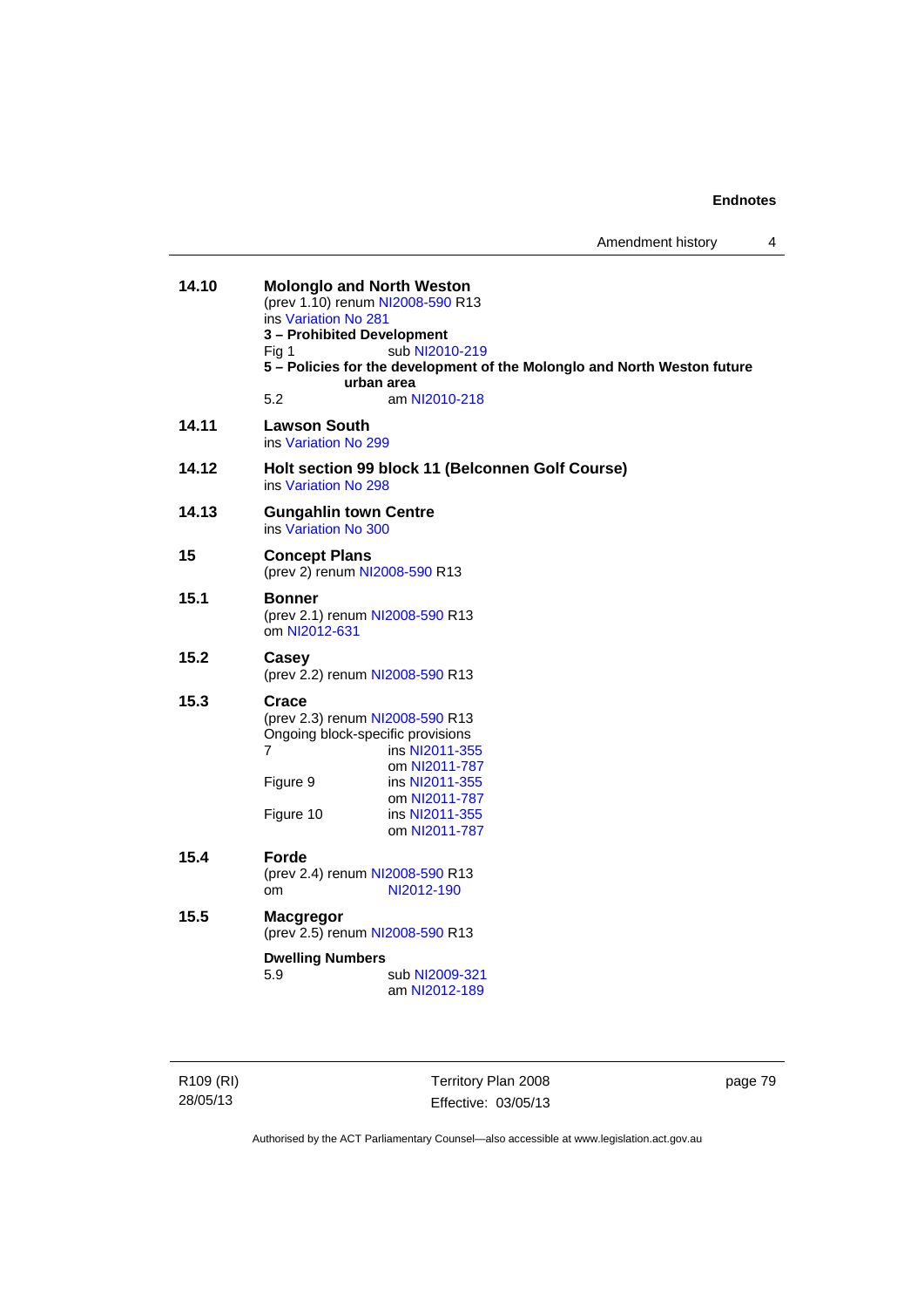**14.10 Molonglo and North Weston**
(prev 1.10) renum NI2008-590 R13
ins Variation No 281

**3 – Prohibited Development**

Fig 1 sub NI2010-219

**5 – Policies for the development of the Molonglo and North Weston future urban area**

5.2 am NI2010-218

**14.11 Lawson South**
ins Variation No 299

**14.12 Holt section 99 block 11 (Belconnen Golf Course)**
ins Variation No 298

**14.13 Gungahlin town Centre**
ins Variation No 300

**15 Concept Plans**
(prev 2) renum NI2008-590 R13

**15.1 Bonner**
(prev 2.1) renum NI2008-590 R13
om NI2012-631

**15.2 Casey**
(prev 2.2) renum NI2008-590 R13

**15.3 Crace**
(prev 2.3) renum NI2008-590 R13
Ongoing block-specific provisions

7 ins NI2011-355
om NI2011-787

Figure 9 ins NI2011-355
om NI2011-787

Figure 10 ins NI2011-355
om NI2011-787

**15.4 Forde**
(prev 2.4) renum NI2008-590 R13
om NI2012-190

**15.5 Macgregor**
(prev 2.5) renum NI2008-590 R13

**Dwelling Numbers**

5.9 sub NI2009-321
am NI2012-189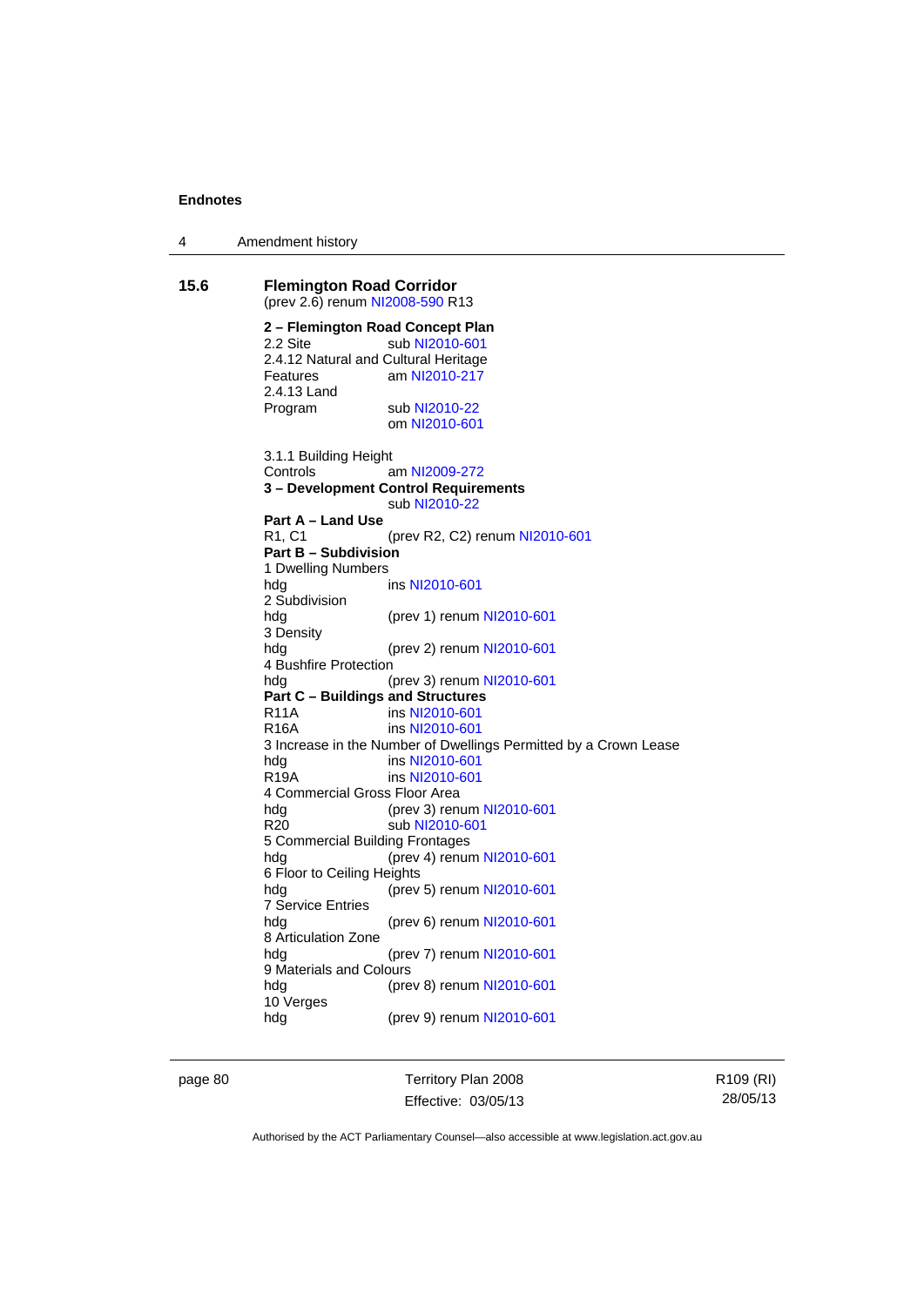**Endnotes**

4 Amendment history

## 15.6 Flemington Road Corridor

(prev 2.6) renum NI2008-590 R13

**2 – Flemington Road Concept Plan**

2.2 Site sub NI2010-601

2.4.12 Natural and Cultural Heritage Features am NI2010-217

2.4.13 Land Program sub NI2010-22
om NI2010-601

3.1.1 Building Height Controls am NI2009-272

**3 – Development Control Requirements**
sub NI2010-22

**Part A – Land Use**

R1, C1 (prev R2, C2) renum NI2010-601

**Part B – Subdivision**

1 Dwelling Numbers
hdg ins NI2010-601

2 Subdivision
hdg (prev 1) renum NI2010-601

3 Density
hdg (prev 2) renum NI2010-601

4 Bushfire Protection
hdg (prev 3) renum NI2010-601

**Part C – Buildings and Structures**

R11A ins NI2010-601

R16A ins NI2010-601

3 Increase in the Number of Dwellings Permitted by a Crown Lease
hdg ins NI2010-601

R19A ins NI2010-601

4 Commercial Gross Floor Area
hdg (prev 3) renum NI2010-601

R20 sub NI2010-601

5 Commercial Building Frontages
hdg (prev 4) renum NI2010-601

6 Floor to Ceiling Heights
hdg (prev 5) renum NI2010-601

7 Service Entries
hdg (prev 6) renum NI2010-601

8 Articulation Zone
hdg (prev 7) renum NI2010-601

9 Materials and Colours
hdg (prev 8) renum NI2010-601

10 Verges
hdg (prev 9) renum NI2010-601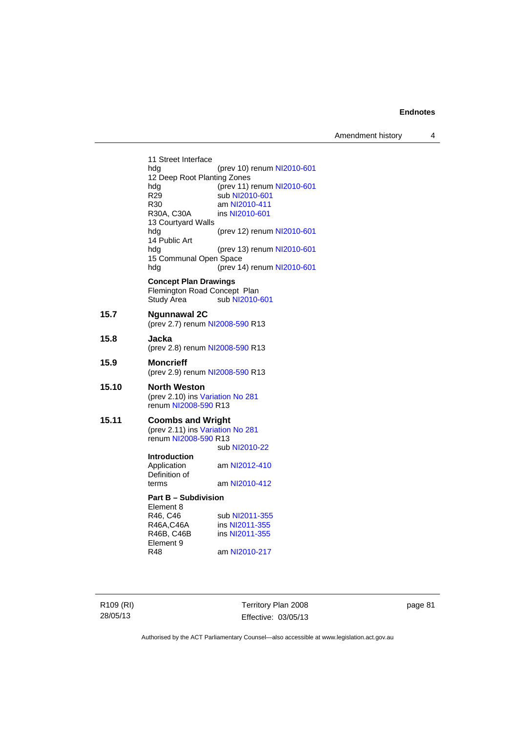11 Street Interface
hdg (prev 10) renum NI2010-601
12 Deep Root Planting Zones
hdg (prev 11) renum NI2010-601
R29 sub NI2010-601
R30 am NI2010-411
R30A, C30A ins NI2010-601
13 Courtyard Walls
hdg (prev 12) renum NI2010-601
14 Public Art
hdg (prev 13) renum NI2010-601
15 Communal Open Space
hdg (prev 14) renum NI2010-601

**Concept Plan Drawings**
Flemington Road Concept Plan
Study Area sub NI2010-601

**15.7 Ngunnawal 2C**
(prev 2.7) renum NI2008-590 R13

**15.8 Jacka**
(prev 2.8) renum NI2008-590 R13

**15.9 Moncrieff**
(prev 2.9) renum NI2008-590 R13

**15.10 North Weston**
(prev 2.10) ins Variation No 281
renum NI2008-590 R13

**15.11 Coombs and Wright**
(prev 2.11) ins Variation No 281
renum NI2008-590 R13
sub NI2010-22

**Introduction**
Application am NI2012-410
Definition of terms am NI2010-412

**Part B – Subdivision**
Element 8
R46, C46 sub NI2011-355
R46A,C46A ins NI2011-355
R46B, C46B ins NI2011-355
Element 9
R48 am NI2010-217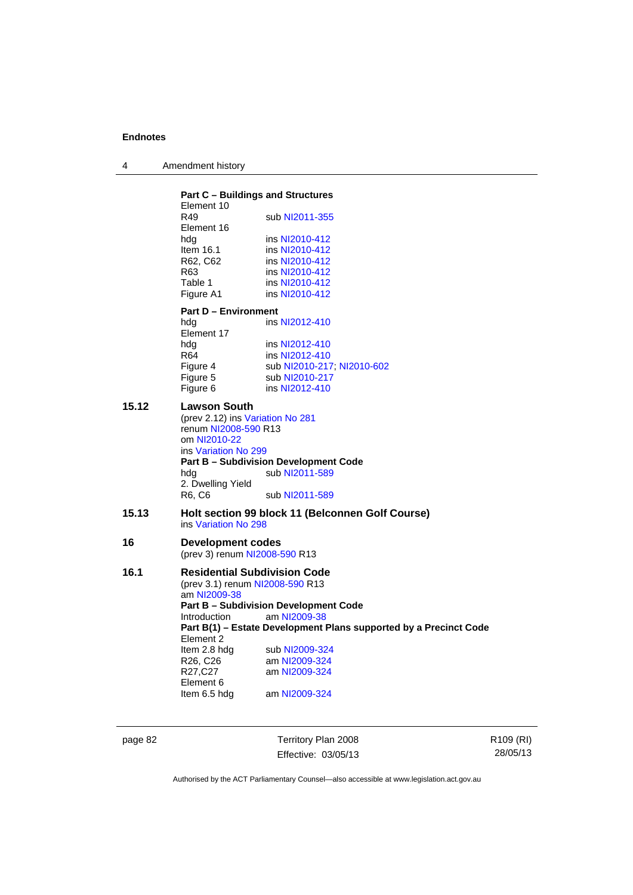**Part C – Buildings and Structures**

Element 10

| | |
|---|---|
| R49 | sub NI2011-355 |

Element 16

| | |
|---|---|
| hdg | ins NI2010-412 |
| Item 16.1 | ins NI2010-412 |
| R62, C62 | ins NI2010-412 |
| R63 | ins NI2010-412 |
| Table 1 | ins NI2010-412 |
| Figure A1 | ins NI2010-412 |

**Part D – Environment**

| | |
|---|---|
| hdg | ins NI2012-410 |

Element 17

| | |
|---|---|
| hdg | ins NI2012-410 |
| R64 | ins NI2012-410 |
| Figure 4 | sub NI2010-217; NI2010-602 |
| Figure 5 | sub NI2010-217 |
| Figure 6 | ins NI2012-410 |

## 15.12 Lawson South

(prev 2.12) ins Variation No 281
renum NI2008-590 R13
om NI2010-22
ins Variation No 299

**Part B – Subdivision Development Code**

| | |
|---|---|
| hdg | sub NI2011-589 |

2. Dwelling Yield

| | |
|---|---|
| R6, C6 | sub NI2011-589 |

## 15.13 Holt section 99 block 11 (Belconnen Golf Course)

ins Variation No 298

## 16 Development codes

(prev 3) renum NI2008-590 R13

## 16.1 Residential Subdivision Code

(prev 3.1) renum NI2008-590 R13
am NI2009-38

**Part B – Subdivision Development Code**

| | |
|---|---|
| Introduction | am NI2009-38 |

**Part B(1) – Estate Development Plans supported by a Precinct Code**

Element 2

| | |
|---|---|
| Item 2.8 hdg | sub NI2009-324 |
| R26, C26 | am NI2009-324 |
| R27,C27 | am NI2009-324 |

Element 6

| | |
|---|---|
| Item 6.5 hdg | am NI2009-324 |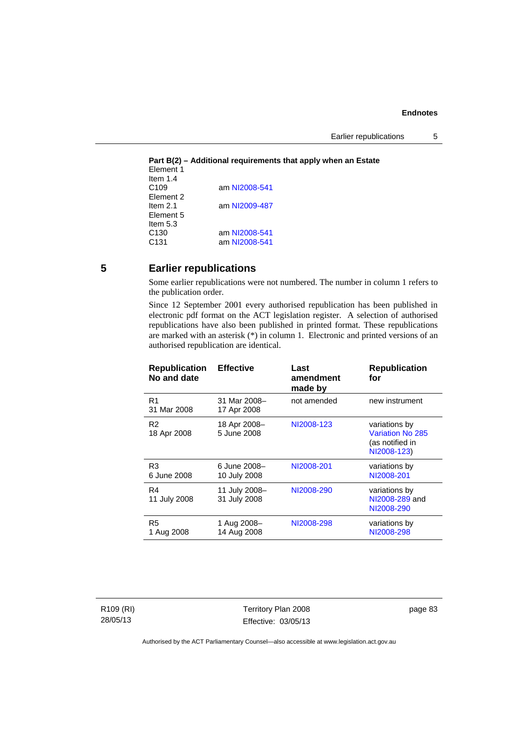**Part B(2) – Additional requirements that apply when an Estate**

Element 1
Item 1.4
C109 am NI2008-541
Element 2
Item 2.1 am NI2009-487
Element 5
Item 5.3
C130 am NI2008-541
C131 am NI2008-541

## 5 Earlier republications

Some earlier republications were not numbered. The number in column 1 refers to the publication order.

Since 12 September 2001 every authorised republication has been published in electronic pdf format on the ACT legislation register. A selection of authorised republications have also been published in printed format. These republications are marked with an asterisk (*) in column 1. Electronic and printed versions of an authorised republication are identical.

| Republication No and date | Effective | Last amendment made by | Republication for |
|---|---|---|---|
| R1 31 Mar 2008 | 31 Mar 2008–17 Apr 2008 | not amended | new instrument |
| R2 18 Apr 2008 | 18 Apr 2008–5 June 2008 | NI2008-123 | variations by Variation No 285 (as notified in NI2008-123) |
| R3 6 June 2008 | 6 June 2008–10 July 2008 | NI2008-201 | variations by NI2008-201 |
| R4 11 July 2008 | 11 July 2008–31 July 2008 | NI2008-290 | variations by NI2008-289 and NI2008-290 |
| R5 1 Aug 2008 | 1 Aug 2008–14 Aug 2008 | NI2008-298 | variations by NI2008-298 |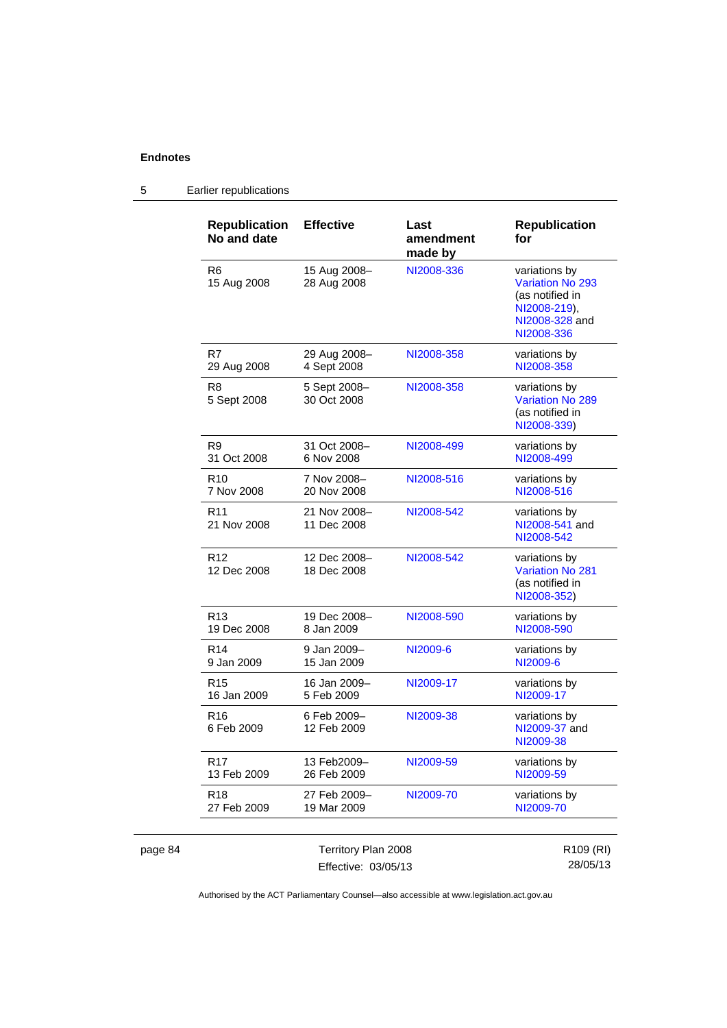**Endnotes**

5 Earlier republications

| Republication No and date | Effective | Last amendment made by | Republication for |
|---|---|---|---|
| R6<br>15 Aug 2008 | 15 Aug 2008–<br>28 Aug 2008 | NI2008-336 | variations by Variation No 293 (as notified in NI2008-219), NI2008-328 and NI2008-336 |
| R7<br>29 Aug 2008 | 29 Aug 2008–<br>4 Sept 2008 | NI2008-358 | variations by NI2008-358 |
| R8<br>5 Sept 2008 | 5 Sept 2008–<br>30 Oct 2008 | NI2008-358 | variations by Variation No 289 (as notified in NI2008-339) |
| R9<br>31 Oct 2008 | 31 Oct 2008–<br>6 Nov 2008 | NI2008-499 | variations by NI2008-499 |
| R10<br>7 Nov 2008 | 7 Nov 2008–<br>20 Nov 2008 | NI2008-516 | variations by NI2008-516 |
| R11<br>21 Nov 2008 | 21 Nov 2008–<br>11 Dec 2008 | NI2008-542 | variations by NI2008-541 and NI2008-542 |
| R12<br>12 Dec 2008 | 12 Dec 2008–<br>18 Dec 2008 | NI2008-542 | variations by Variation No 281 (as notified in NI2008-352) |
| R13<br>19 Dec 2008 | 19 Dec 2008–<br>8 Jan 2009 | NI2008-590 | variations by NI2008-590 |
| R14<br>9 Jan 2009 | 9 Jan 2009–<br>15 Jan 2009 | NI2009-6 | variations by NI2009-6 |
| R15<br>16 Jan 2009 | 16 Jan 2009–<br>5 Feb 2009 | NI2009-17 | variations by NI2009-17 |
| R16<br>6 Feb 2009 | 6 Feb 2009–<br>12 Feb 2009 | NI2009-38 | variations by NI2009-37 and NI2009-38 |
| R17<br>13 Feb 2009 | 13 Feb2009–<br>26 Feb 2009 | NI2009-59 | variations by NI2009-59 |
| R18<br>27 Feb 2009 | 27 Feb 2009–<br>19 Mar 2009 | NI2009-70 | variations by NI2009-70 |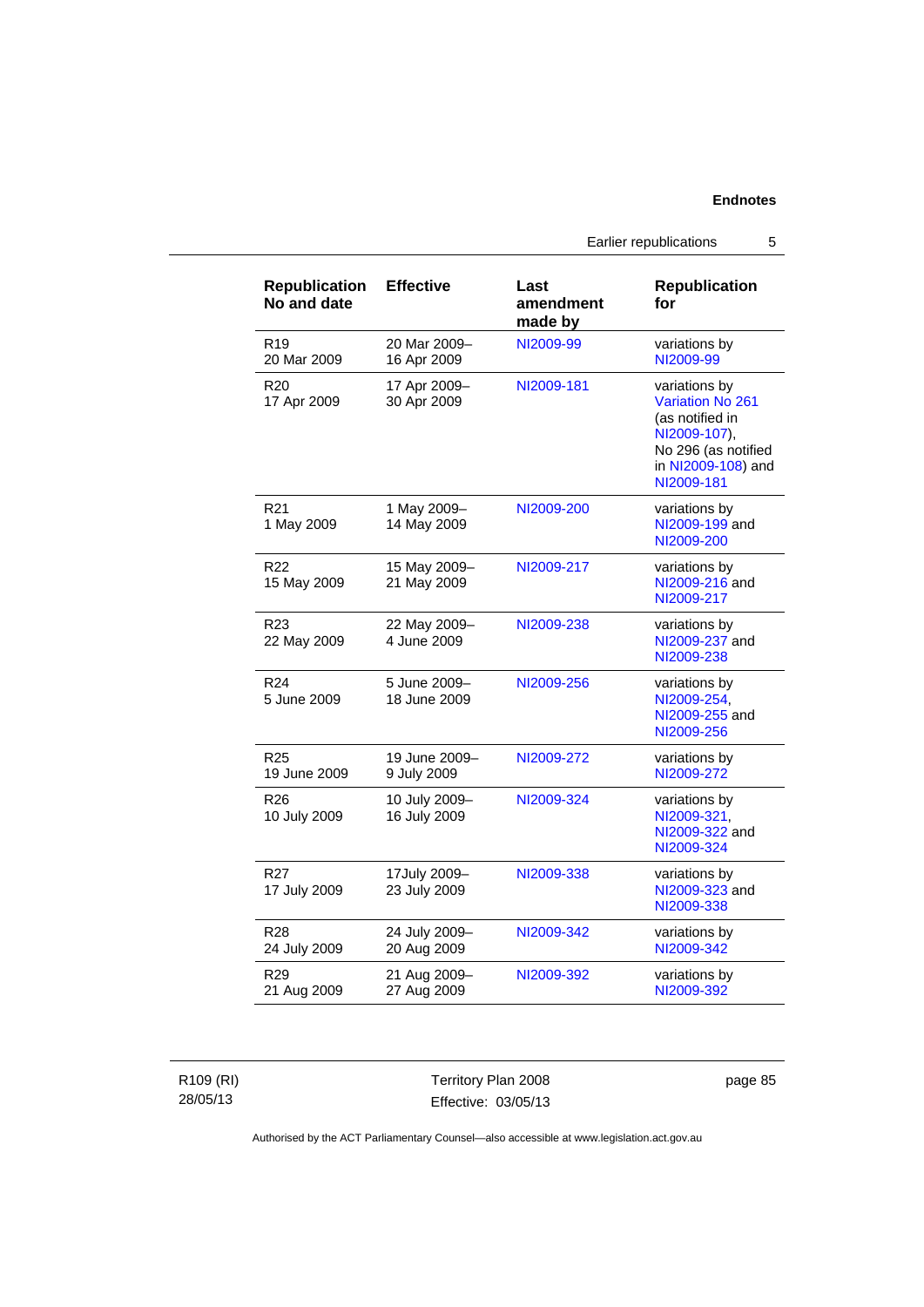| Republication No and date | Effective | Last amendment made by | Republication for |
|---|---|---|---|
| R19<br>20 Mar 2009 | 20 Mar 2009–<br>16 Apr 2009 | NI2009-99 | variations by NI2009-99 |
| R20<br>17 Apr 2009 | 17 Apr 2009–<br>30 Apr 2009 | NI2009-181 | variations by Variation No 261 (as notified in NI2009-107), No 296 (as notified in NI2009-108) and NI2009-181 |
| R21<br>1 May 2009 | 1 May 2009–<br>14 May 2009 | NI2009-200 | variations by NI2009-199 and NI2009-200 |
| R22<br>15 May 2009 | 15 May 2009–<br>21 May 2009 | NI2009-217 | variations by NI2009-216 and NI2009-217 |
| R23<br>22 May 2009 | 22 May 2009–<br>4 June 2009 | NI2009-238 | variations by NI2009-237 and NI2009-238 |
| R24<br>5 June 2009 | 5 June 2009–<br>18 June 2009 | NI2009-256 | variations by NI2009-254, NI2009-255 and NI2009-256 |
| R25<br>19 June 2009 | 19 June 2009–<br>9 July 2009 | NI2009-272 | variations by NI2009-272 |
| R26<br>10 July 2009 | 10 July 2009–<br>16 July 2009 | NI2009-324 | variations by NI2009-321, NI2009-322 and NI2009-324 |
| R27<br>17 July 2009 | 17July 2009–<br>23 July 2009 | NI2009-338 | variations by NI2009-323 and NI2009-338 |
| R28<br>24 July 2009 | 24 July 2009–<br>20 Aug 2009 | NI2009-342 | variations by NI2009-342 |
| R29<br>21 Aug 2009 | 21 Aug 2009–<br>27 Aug 2009 | NI2009-392 | variations by NI2009-392 |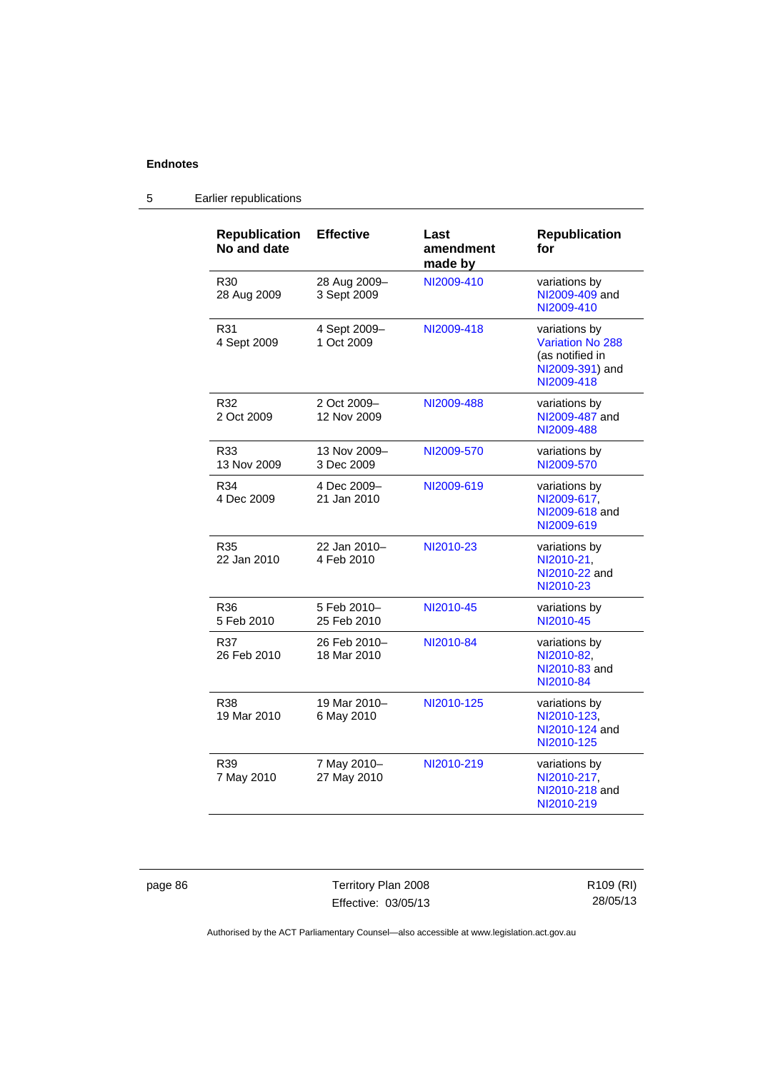## Endnotes

### 5 Earlier republications

| Republication No and date | Effective | Last amendment made by | Republication for |
|---|---|---|---|
| R30 28 Aug 2009 | 28 Aug 2009– 3 Sept 2009 | NI2009-410 | variations by NI2009-409 and NI2009-410 |
| R31 4 Sept 2009 | 4 Sept 2009– 1 Oct 2009 | NI2009-418 | variations by Variation No 288 (as notified in NI2009-391) and NI2009-418 |
| R32 2 Oct 2009 | 2 Oct 2009– 12 Nov 2009 | NI2009-488 | variations by NI2009-487 and NI2009-488 |
| R33 13 Nov 2009 | 13 Nov 2009– 3 Dec 2009 | NI2009-570 | variations by NI2009-570 |
| R34 4 Dec 2009 | 4 Dec 2009– 21 Jan 2010 | NI2009-619 | variations by NI2009-617, NI2009-618 and NI2009-619 |
| R35 22 Jan 2010 | 22 Jan 2010– 4 Feb 2010 | NI2010-23 | variations by NI2010-21, NI2010-22 and NI2010-23 |
| R36 5 Feb 2010 | 5 Feb 2010– 25 Feb 2010 | NI2010-45 | variations by NI2010-45 |
| R37 26 Feb 2010 | 26 Feb 2010– 18 Mar 2010 | NI2010-84 | variations by NI2010-82, NI2010-83 and NI2010-84 |
| R38 19 Mar 2010 | 19 Mar 2010– 6 May 2010 | NI2010-125 | variations by NI2010-123, NI2010-124 and NI2010-125 |
| R39 7 May 2010 | 7 May 2010– 27 May 2010 | NI2010-219 | variations by NI2010-217, NI2010-218 and NI2010-219 |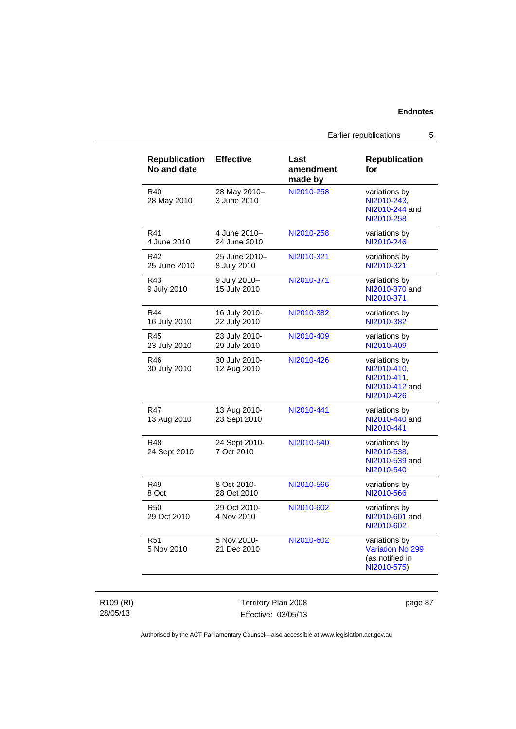| Republication No and date | Effective | Last amendment made by | Republication for |
|---|---|---|---|
| R40<br>28 May 2010 | 28 May 2010–<br>3 June 2010 | NI2010-258 | variations by NI2010-243, NI2010-244 and NI2010-258 |
| R41<br>4 June 2010 | 4 June 2010–<br>24 June 2010 | NI2010-258 | variations by NI2010-246 |
| R42<br>25 June 2010 | 25 June 2010–<br>8 July 2010 | NI2010-321 | variations by NI2010-321 |
| R43<br>9 July 2010 | 9 July 2010–<br>15 July 2010 | NI2010-371 | variations by NI2010-370 and NI2010-371 |
| R44<br>16 July 2010 | 16 July 2010-<br>22 July 2010 | NI2010-382 | variations by NI2010-382 |
| R45<br>23 July 2010 | 23 July 2010-<br>29 July 2010 | NI2010-409 | variations by NI2010-409 |
| R46<br>30 July 2010 | 30 July 2010-<br>12 Aug 2010 | NI2010-426 | variations by NI2010-410, NI2010-411, NI2010-412 and NI2010-426 |
| R47<br>13 Aug 2010 | 13 Aug 2010-<br>23 Sept 2010 | NI2010-441 | variations by NI2010-440 and NI2010-441 |
| R48<br>24 Sept 2010 | 24 Sept 2010-<br>7 Oct 2010 | NI2010-540 | variations by NI2010-538, NI2010-539 and NI2010-540 |
| R49<br>8 Oct | 8 Oct 2010-<br>28 Oct 2010 | NI2010-566 | variations by NI2010-566 |
| R50<br>29 Oct 2010 | 29 Oct 2010-<br>4 Nov 2010 | NI2010-602 | variations by NI2010-601 and NI2010-602 |
| R51<br>5 Nov 2010 | 5 Nov 2010-<br>21 Dec 2010 | NI2010-602 | variations by Variation No 299 (as notified in NI2010-575) |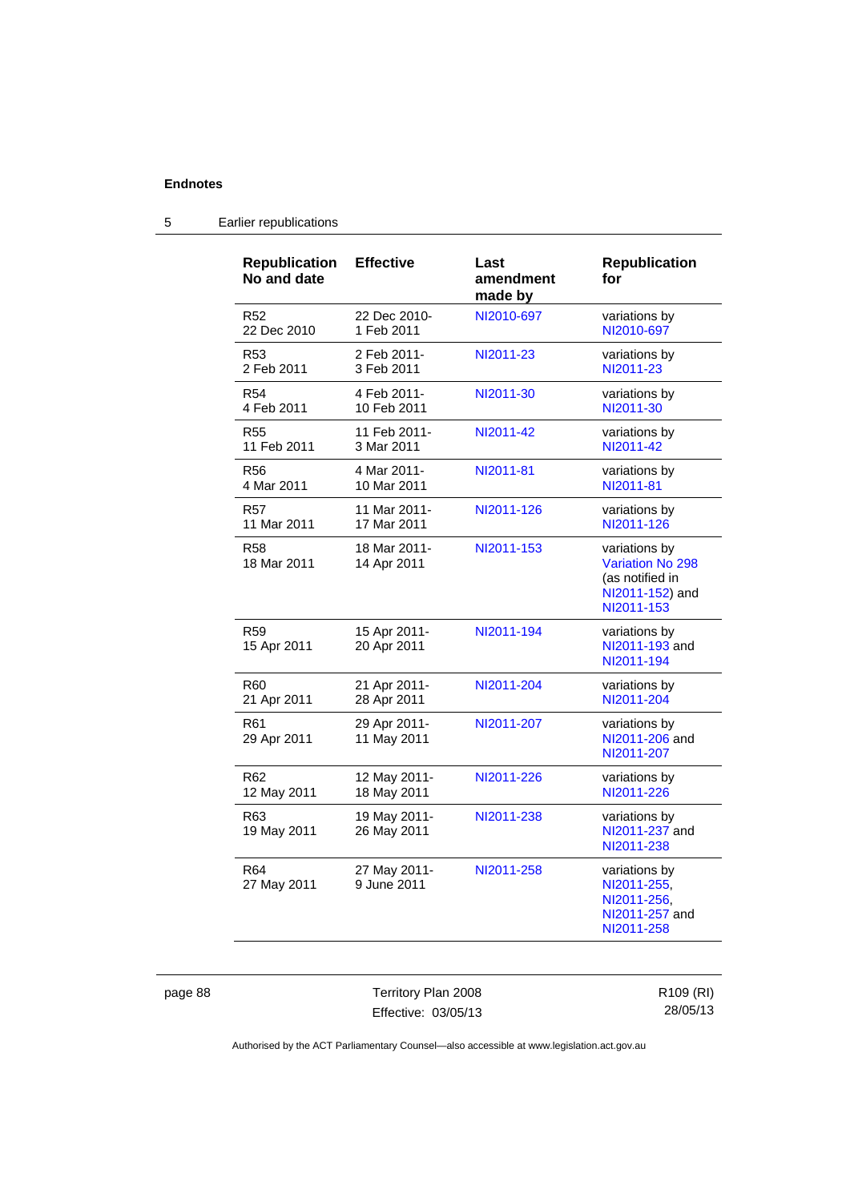## 5 Earlier republications

| Republication No and date | Effective | Last amendment made by | Republication for |
|---|---|---|---|
| R52 22 Dec 2010 | 22 Dec 2010- 1 Feb 2011 | NI2010-697 | variations by NI2010-697 |
| R53 2 Feb 2011 | 2 Feb 2011- 3 Feb 2011 | NI2011-23 | variations by NI2011-23 |
| R54 4 Feb 2011 | 4 Feb 2011- 10 Feb 2011 | NI2011-30 | variations by NI2011-30 |
| R55 11 Feb 2011 | 11 Feb 2011- 3 Mar 2011 | NI2011-42 | variations by NI2011-42 |
| R56 4 Mar 2011 | 4 Mar 2011- 10 Mar 2011 | NI2011-81 | variations by NI2011-81 |
| R57 11 Mar 2011 | 11 Mar 2011- 17 Mar 2011 | NI2011-126 | variations by NI2011-126 |
| R58 18 Mar 2011 | 18 Mar 2011- 14 Apr 2011 | NI2011-153 | variations by Variation No 298 (as notified in NI2011-152) and NI2011-153 |
| R59 15 Apr 2011 | 15 Apr 2011- 20 Apr 2011 | NI2011-194 | variations by NI2011-193 and NI2011-194 |
| R60 21 Apr 2011 | 21 Apr 2011- 28 Apr 2011 | NI2011-204 | variations by NI2011-204 |
| R61 29 Apr 2011 | 29 Apr 2011- 11 May 2011 | NI2011-207 | variations by NI2011-206 and NI2011-207 |
| R62 12 May 2011 | 12 May 2011- 18 May 2011 | NI2011-226 | variations by NI2011-226 |
| R63 19 May 2011 | 19 May 2011- 26 May 2011 | NI2011-238 | variations by NI2011-237 and NI2011-238 |
| R64 27 May 2011 | 27 May 2011- 9 June 2011 | NI2011-258 | variations by NI2011-255, NI2011-256, NI2011-257 and NI2011-258 |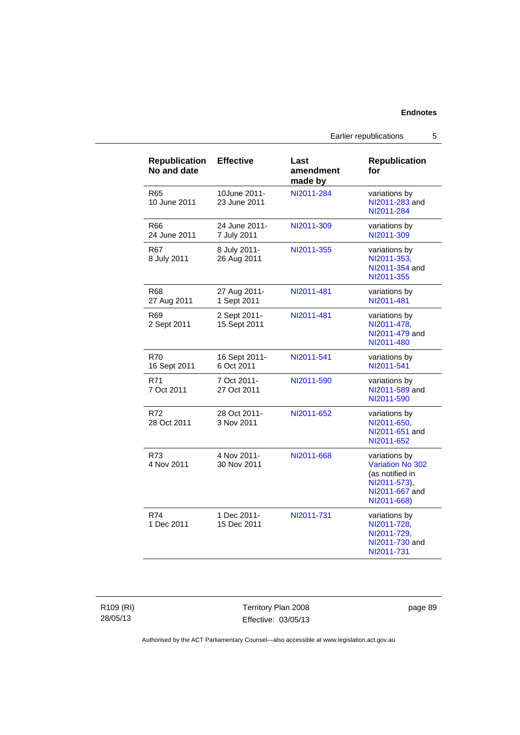| Republication No and date | Effective | Last amendment made by | Republication for |
|---|---|---|---|
| R65 10 June 2011 | 10June 2011- 23 June 2011 | NI2011-284 | variations by NI2011-283 and NI2011-284 |
| R66 24 June 2011 | 24 June 2011- 7 July 2011 | NI2011-309 | variations by NI2011-309 |
| R67 8 July 2011 | 8 July 2011- 26 Aug 2011 | NI2011-355 | variations by NI2011-353, NI2011-354 and NI2011-355 |
| R68 27 Aug 2011 | 27 Aug 2011- 1 Sept 2011 | NI2011-481 | variations by NI2011-481 |
| R69 2 Sept 2011 | 2 Sept 2011- 15 Sept 2011 | NI2011-481 | variations by NI2011-478, NI2011-479 and NI2011-480 |
| R70 16 Sept 2011 | 16 Sept 2011- 6 Oct 2011 | NI2011-541 | variations by NI2011-541 |
| R71 7 Oct 2011 | 7 Oct 2011- 27 Oct 2011 | NI2011-590 | variations by NI2011-589 and NI2011-590 |
| R72 28 Oct 2011 | 28 Oct 2011- 3 Nov 2011 | NI2011-652 | variations by NI2011-650, NI2011-651 and NI2011-652 |
| R73 4 Nov 2011 | 4 Nov 2011- 30 Nov 2011 | NI2011-668 | variations by Variation No 302 (as notified in NI2011-573), NI2011-667 and NI2011-668) |
| R74 1 Dec 2011 | 1 Dec 2011- 15 Dec 2011 | NI2011-731 | variations by NI2011-728, NI2011-729, NI2011-730 and NI2011-731 |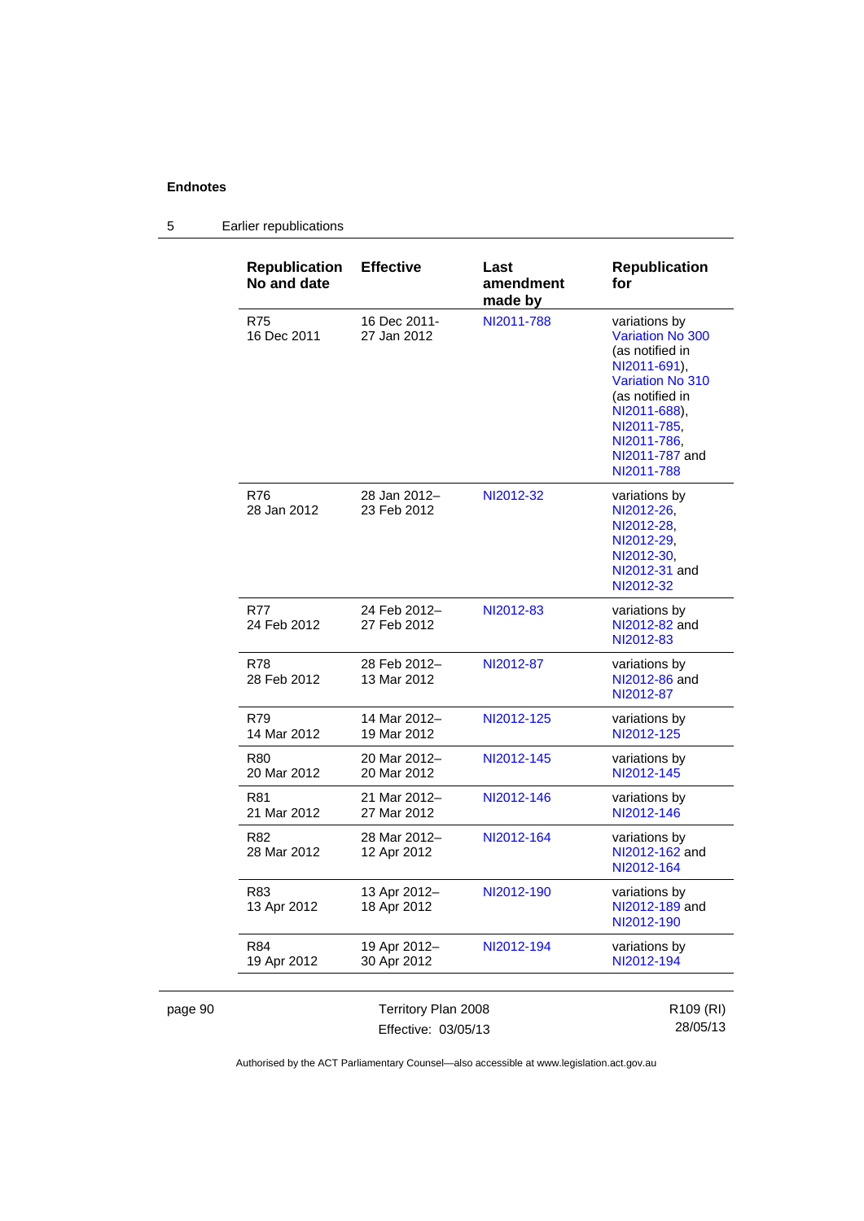**Endnotes**

5 Earlier republications

| Republication No and date | Effective | Last amendment made by | Republication for |
|---|---|---|---|
| R75 16 Dec 2011 | 16 Dec 2011-27 Jan 2012 | NI2011-788 | variations by Variation No 300 (as notified in NI2011-691), Variation No 310 (as notified in NI2011-688), NI2011-785, NI2011-786, NI2011-787 and NI2011-788 |
| R76 28 Jan 2012 | 28 Jan 2012–23 Feb 2012 | NI2012-32 | variations by NI2012-26, NI2012-28, NI2012-29, NI2012-30, NI2012-31 and NI2012-32 |
| R77 24 Feb 2012 | 24 Feb 2012–27 Feb 2012 | NI2012-83 | variations by NI2012-82 and NI2012-83 |
| R78 28 Feb 2012 | 28 Feb 2012–13 Mar 2012 | NI2012-87 | variations by NI2012-86 and NI2012-87 |
| R79 14 Mar 2012 | 14 Mar 2012–19 Mar 2012 | NI2012-125 | variations by NI2012-125 |
| R80 20 Mar 2012 | 20 Mar 2012–20 Mar 2012 | NI2012-145 | variations by NI2012-145 |
| R81 21 Mar 2012 | 21 Mar 2012–27 Mar 2012 | NI2012-146 | variations by NI2012-146 |
| R82 28 Mar 2012 | 28 Mar 2012–12 Apr 2012 | NI2012-164 | variations by NI2012-162 and NI2012-164 |
| R83 13 Apr 2012 | 13 Apr 2012–18 Apr 2012 | NI2012-190 | variations by NI2012-189 and NI2012-190 |
| R84 19 Apr 2012 | 19 Apr 2012–30 Apr 2012 | NI2012-194 | variations by NI2012-194 |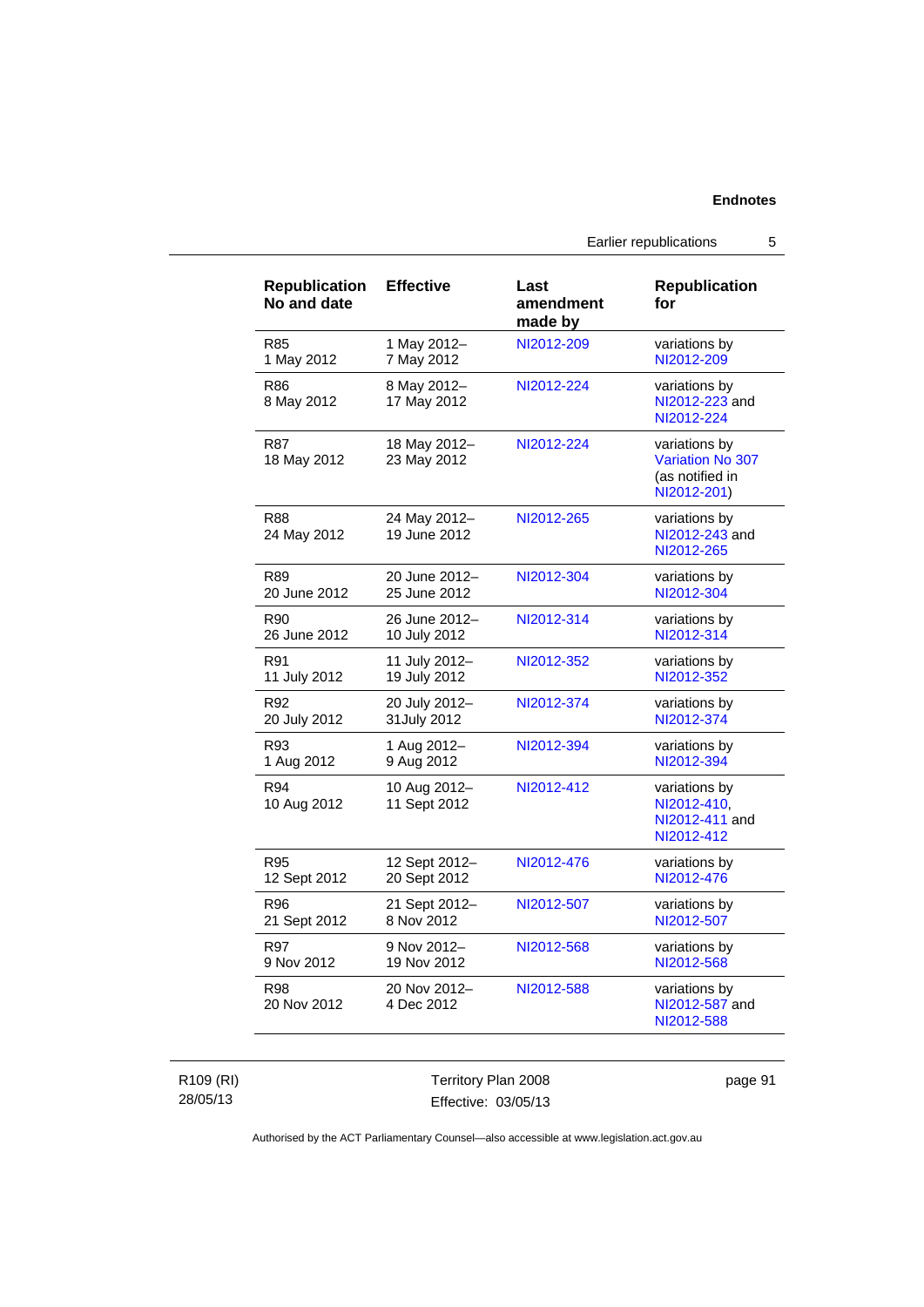| Republication No and date | Effective | Last amendment made by | Republication for |
|---|---|---|---|
| R85 1 May 2012 | 1 May 2012– 7 May 2012 | NI2012-209 | variations by NI2012-209 |
| R86 8 May 2012 | 8 May 2012– 17 May 2012 | NI2012-224 | variations by NI2012-223 and NI2012-224 |
| R87 18 May 2012 | 18 May 2012– 23 May 2012 | NI2012-224 | variations by Variation No 307 (as notified in NI2012-201) |
| R88 24 May 2012 | 24 May 2012– 19 June 2012 | NI2012-265 | variations by NI2012-243 and NI2012-265 |
| R89 20 June 2012 | 20 June 2012– 25 June 2012 | NI2012-304 | variations by NI2012-304 |
| R90 26 June 2012 | 26 June 2012– 10 July 2012 | NI2012-314 | variations by NI2012-314 |
| R91 11 July 2012 | 11 July 2012– 19 July 2012 | NI2012-352 | variations by NI2012-352 |
| R92 20 July 2012 | 20 July 2012– 31July 2012 | NI2012-374 | variations by NI2012-374 |
| R93 1 Aug 2012 | 1 Aug 2012– 9 Aug 2012 | NI2012-394 | variations by NI2012-394 |
| R94 10 Aug 2012 | 10 Aug 2012– 11 Sept 2012 | NI2012-412 | variations by NI2012-410, NI2012-411 and NI2012-412 |
| R95 12 Sept 2012 | 12 Sept 2012– 20 Sept 2012 | NI2012-476 | variations by NI2012-476 |
| R96 21 Sept 2012 | 21 Sept 2012– 8 Nov 2012 | NI2012-507 | variations by NI2012-507 |
| R97 9 Nov 2012 | 9 Nov 2012– 19 Nov 2012 | NI2012-568 | variations by NI2012-568 |
| R98 20 Nov 2012 | 20 Nov 2012– 4 Dec 2012 | NI2012-588 | variations by NI2012-587 and NI2012-588 |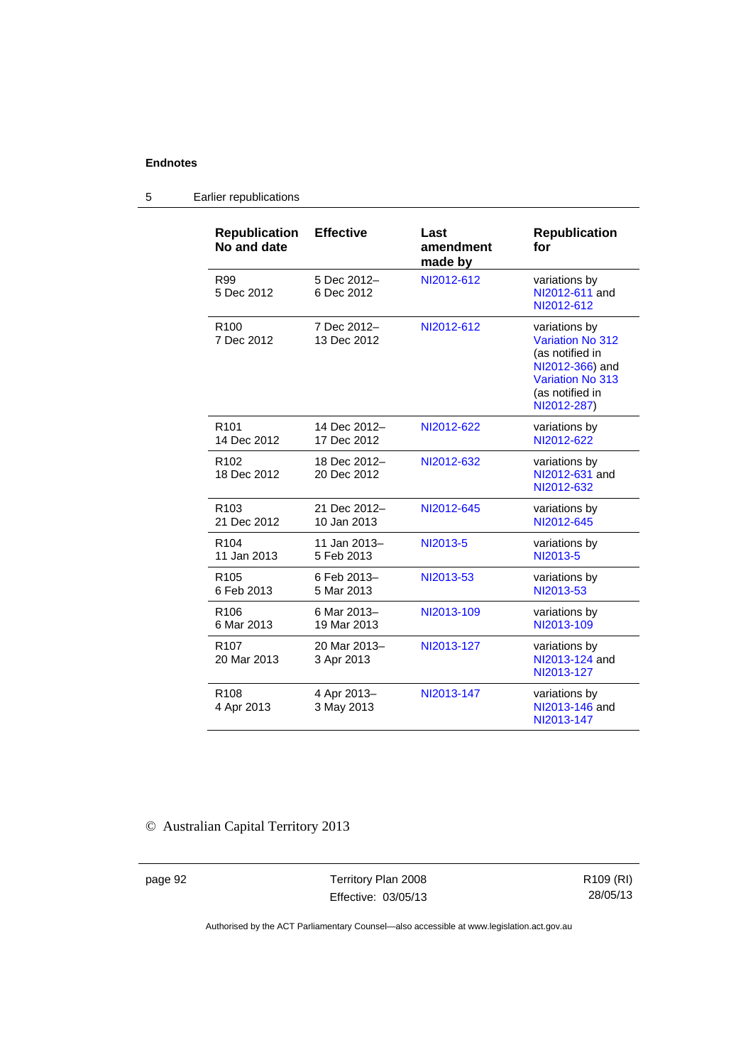## Endnotes

### 5 Earlier republications

| Republication No and date | Effective | Last amendment made by | Republication for |
|---|---|---|---|
| R99 5 Dec 2012 | 5 Dec 2012– 6 Dec 2012 | NI2012-612 | variations by NI2012-611 and NI2012-612 |
| R100 7 Dec 2012 | 7 Dec 2012– 13 Dec 2012 | NI2012-612 | variations by Variation No 312 (as notified in NI2012-366) and Variation No 313 (as notified in NI2012-287) |
| R101 14 Dec 2012 | 14 Dec 2012– 17 Dec 2012 | NI2012-622 | variations by NI2012-622 |
| R102 18 Dec 2012 | 18 Dec 2012– 20 Dec 2012 | NI2012-632 | variations by NI2012-631 and NI2012-632 |
| R103 21 Dec 2012 | 21 Dec 2012– 10 Jan 2013 | NI2012-645 | variations by NI2012-645 |
| R104 11 Jan 2013 | 11 Jan 2013– 5 Feb 2013 | NI2013-5 | variations by NI2013-5 |
| R105 6 Feb 2013 | 6 Feb 2013– 5 Mar 2013 | NI2013-53 | variations by NI2013-53 |
| R106 6 Mar 2013 | 6 Mar 2013– 19 Mar 2013 | NI2013-109 | variations by NI2013-109 |
| R107 20 Mar 2013 | 20 Mar 2013– 3 Apr 2013 | NI2013-127 | variations by NI2013-124 and NI2013-127 |
| R108 4 Apr 2013 | 4 Apr 2013– 3 May 2013 | NI2013-147 | variations by NI2013-146 and NI2013-147 |

© Australian Capital Territory 2013